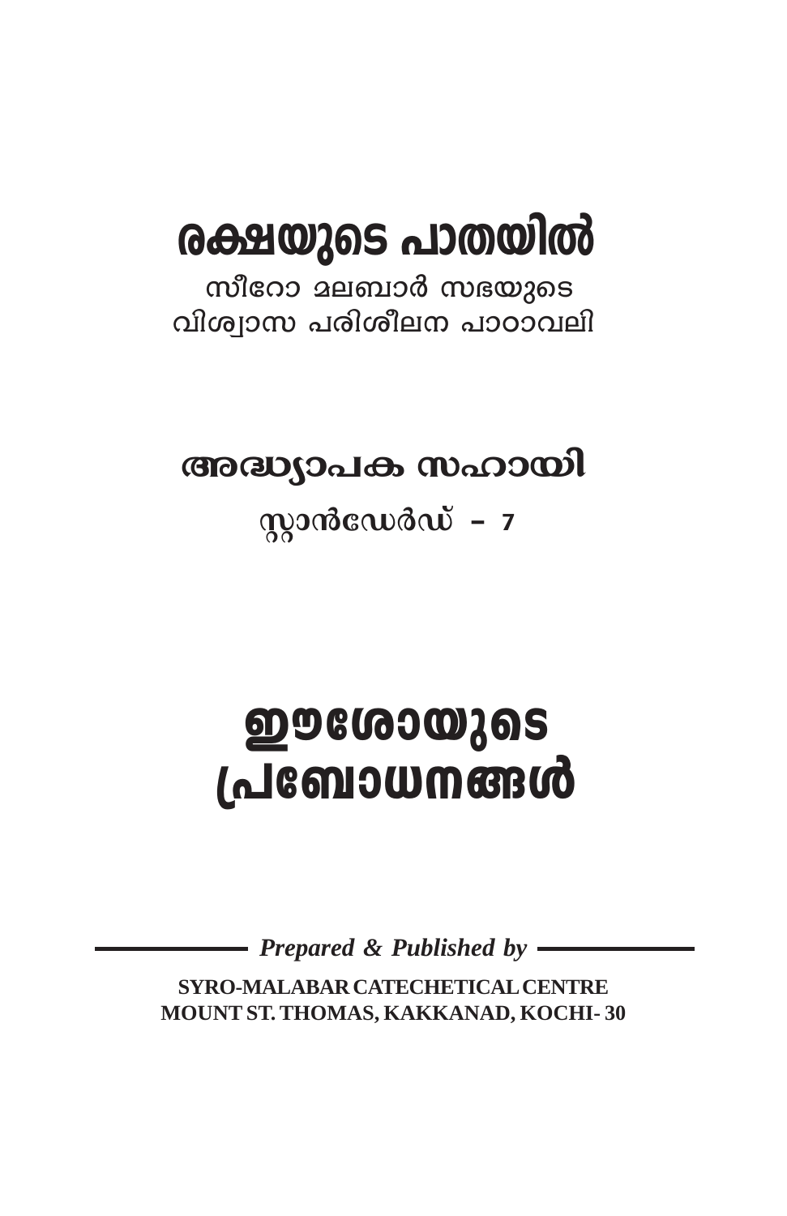# രക്ഷയുടെ പാതയിൽ

സീറോ മലബാർ സഭയുടെ
വിശ്വാസ പരിശീലന പാഠാവലി

## അദ്ധ്യാപക സഹായി

സ്റ്റാൻഡേർഡ് – 7

# ഈശോയുടെ പ്രബോധനങ്ങൾ

*Prepared & Published by*

**SYRO-MALABAR CATECHETICAL CENTRE**
**MOUNT ST. THOMAS, KAKKANAD, KOCHI- 30**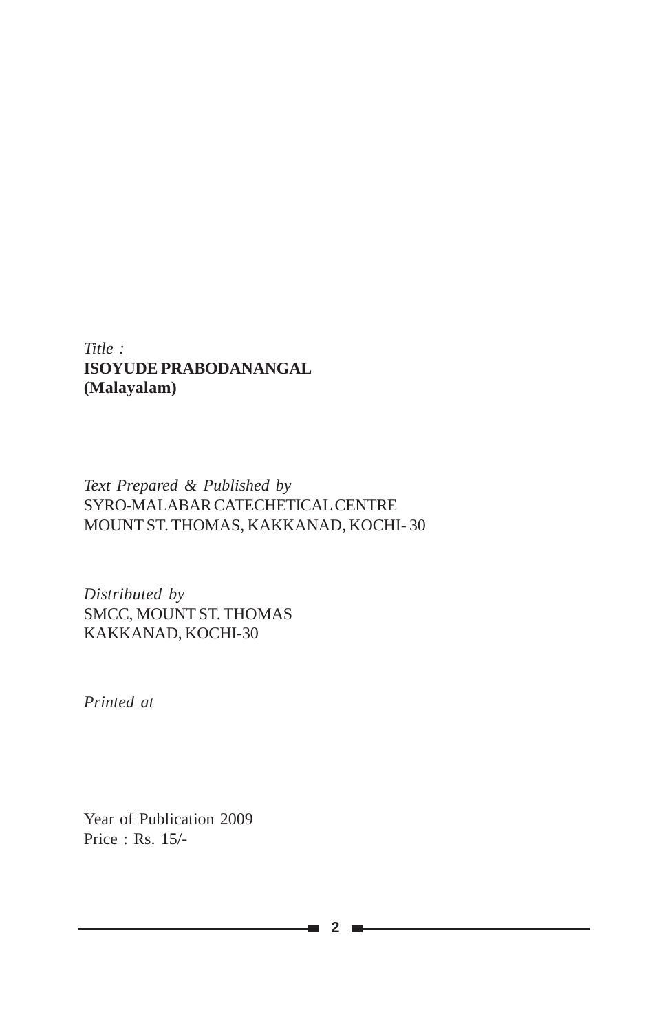*Title :*
**ISOYUDE PRABODANANGAL**
**(Malayalam)**

*Text Prepared & Published by*
SYRO-MALABAR CATECHETICAL CENTRE
MOUNT ST. THOMAS, KAKKANAD, KOCHI- 30

*Distributed by*
SMCC, MOUNT ST. THOMAS
KAKKANAD, KOCHI-30

*Printed at*

Year of Publication 2009
Price : Rs. 15/-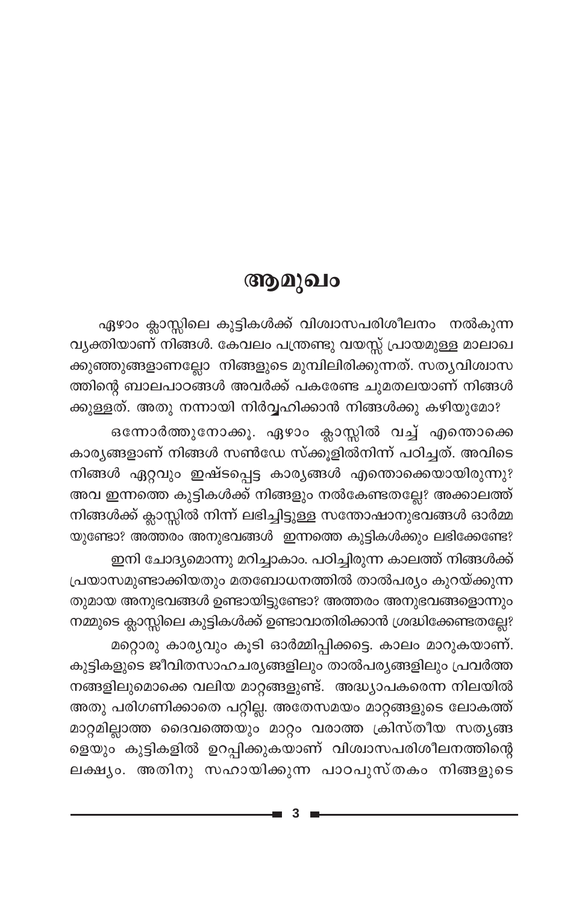# ആമുഖം

ഏഴാം ക്ലാസ്സിലെ കുട്ടികൾക്ക് വിശ്വാസപരിശീലനം നൽകുന്ന വ്യക്തിയാണ് നിങ്ങൾ. കേവലം പന്ത്രണ്ടു വയസ്സ് പ്രായമുള്ള മാലാഖക്കുഞ്ഞുങ്ങളാണല്ലോ നിങ്ങളുടെ മുമ്പിലിരിക്കുന്നത്. സത്യവിശ്വാസത്തിന്റെ ബാലപാഠങ്ങൾ അവർക്ക് പകരേണ്ട ചുമതലയാണ് നിങ്ങൾക്കുള്ളത്. അതു നന്നായി നിർവ്വഹിക്കാൻ നിങ്ങൾക്കു കഴിയുമോ?

ഒന്നോർത്തുനോക്കൂ. ഏഴാം ക്ലാസ്സിൽ വച്ച് എന്തൊക്കെ കാര്യങ്ങളാണ് നിങ്ങൾ സൺഡേ സ്ക്കൂളിൽനിന്ന് പഠിച്ചത്. അവിടെ നിങ്ങൾ ഏറ്റവും ഇഷ്ടപ്പെട്ട കാര്യങ്ങൾ എന്തൊക്കെയായിരുന്നു? അവ ഇന്നത്തെ കുട്ടികൾക്ക് നിങ്ങളും നൽകേണ്ടതല്ലേ? അക്കാലത്ത് നിങ്ങൾക്ക് ക്ലാസ്സിൽ നിന്ന് ലഭിച്ചിട്ടുള്ള സന്തോഷാനുഭവങ്ങൾ ഓർമ്മയുണ്ടോ? അത്തരം അനുഭവങ്ങൾ ഇന്നത്തെ കുട്ടികൾക്കും ലഭിക്കേണ്ടേ?

ഇനി ചോദ്യമൊന്നു മറിച്ചാകാം. പഠിച്ചിരുന്ന കാലത്ത് നിങ്ങൾക്ക് പ്രയാസമുണ്ടാക്കിയതും മതബോധനത്തിൽ താൽപര്യം കുറയ്ക്കുന്നതുമായ അനുഭവങ്ങൾ ഉണ്ടായിട്ടുണ്ടോ? അത്തരം അനുഭവങ്ങളൊന്നും നമ്മുടെ ക്ലാസ്സിലെ കുട്ടികൾക്ക് ഉണ്ടാവാതിരിക്കാൻ ശ്രദ്ധിക്കേണ്ടതല്ലേ?

മറ്റൊരു കാര്യവും കൂടി ഓർമ്മിപ്പിക്കട്ടെ. കാലം മാറുകയാണ്. കുട്ടികളുടെ ജീവിതസാഹചര്യങ്ങളിലും താൽപര്യങ്ങളിലും പ്രവർത്തനങ്ങളിലുമൊക്കെ വലിയ മാറ്റങ്ങളുണ്ട്. അദ്ധ്യാപകരെന്ന നിലയിൽ അതു പരിഗണിക്കാതെ പറ്റില്ല. അതേസമയം മാറ്റങ്ങളുടെ ലോകത്ത് മാറ്റമില്ലാത്ത ദൈവത്തെയും മാറ്റം വരാത്ത ക്രിസ്തീയ സത്യങ്ങളെയും കുട്ടികളിൽ ഉറപ്പിക്കുകയാണ് വിശ്വാസപരിശീലനത്തിന്റെ ലക്ഷ്യം. അതിനു സഹായിക്കുന്ന പാഠപുസ്തകം നിങ്ങളുടെ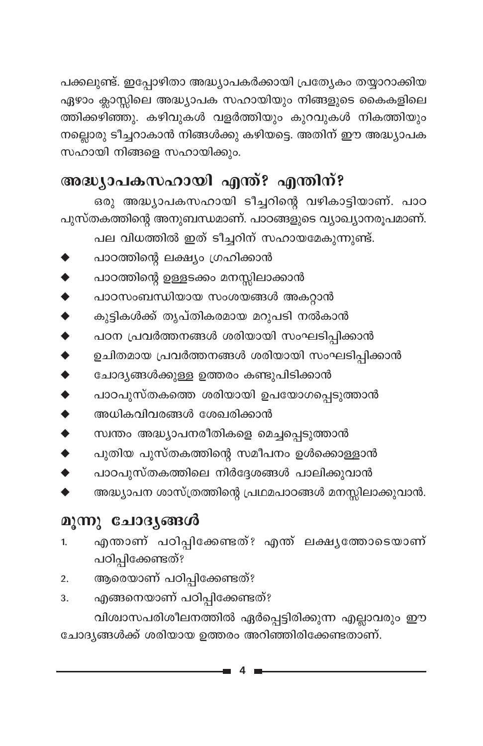പക്കലുണ്ട്. ഇപ്പോഴിതാ അദ്ധ്യാപകർക്കായി പ്രത്യേകം തയ്യാറാക്കിയ ഏഴാം ക്ലാസ്സിലെ അദ്ധ്യാപക സഹായിയും നിങ്ങളുടെ കൈകളിലെത്തിക്കഴിഞ്ഞു. കഴിവുകൾ വളർത്തിയും കുറവുകൾ നികത്തിയും നല്ലൊരു ടീച്ചറാകാൻ നിങ്ങൾക്കു കഴിയട്ടെ. അതിന് ഈ അദ്ധ്യാപക സഹായി നിങ്ങളെ സഹായിക്കും.

## അദ്ധ്യാപകസഹായി എന്ത്? എന്തിന്?

ഒരു അദ്ധ്യാപകസഹായി ടീച്ചറിന്റെ വഴികാട്ടിയാണ്. പാഠ പുസ്തകത്തിന്റെ അനുബന്ധമാണ്. പാഠങ്ങളുടെ വ്യാഖ്യാനരൂപമാണ്.

പല വിധത്തിൽ ഇത് ടീച്ചറിന് സഹായമേകുന്നുണ്ട്.

- പാഠത്തിന്റെ ലക്ഷ്യം ഗ്രഹിക്കാൻ
- പാഠത്തിന്റെ ഉള്ളടക്കം മനസ്സിലാക്കാൻ
- പാഠസംബന്ധിയായ സംശയങ്ങൾ അകറ്റാൻ
- കുട്ടികൾക്ക് തൃപ്തികരമായ മറുപടി നൽകാൻ
- പഠന പ്രവർത്തനങ്ങൾ ശരിയായി സംഘടിപ്പിക്കാൻ
- ഉചിതമായ പ്രവർത്തനങ്ങൾ ശരിയായി സംഘടിപ്പിക്കാൻ
- ചോദ്യങ്ങൾക്കുള്ള ഉത്തരം കണ്ടുപിടിക്കാൻ
- പാഠപുസ്തകത്തെ ശരിയായി ഉപയോഗപ്പെടുത്താൻ
- അധികവിവരങ്ങൾ ശേഖരിക്കാൻ
- സ്വന്തം അദ്ധ്യാപനരീതികളെ മെച്ചപ്പെടുത്താൻ
- പുതിയ പുസ്തകത്തിന്റെ സമീപനം ഉൾക്കൊള്ളാൻ
- പാഠപുസ്തകത്തിലെ നിർദ്ദേശങ്ങൾ പാലിക്കുവാൻ
- അദ്ധ്യാപന ശാസ്ത്രത്തിന്റെ പ്രഥമപാഠങ്ങൾ മനസ്സിലാക്കുവാൻ.

## മൂന്നു ചോദ്യങ്ങൾ

1. എന്താണ് പഠിപ്പിക്കേണ്ടത്? എന്ത് ലക്ഷ്യത്തോടെയാണ് പഠിപ്പിക്കേണ്ടത്?
2. ആരെയാണ് പഠിപ്പിക്കേണ്ടത്?
3. എങ്ങനെയാണ് പഠിപ്പിക്കേണ്ടത്?

വിശ്വാസപരിശീലനത്തിൽ ഏർപ്പെട്ടിരിക്കുന്ന എല്ലാവരും ഈ ചോദ്യങ്ങൾക്ക് ശരിയായ ഉത്തരം അറിഞ്ഞിരിക്കേണ്ടതാണ്.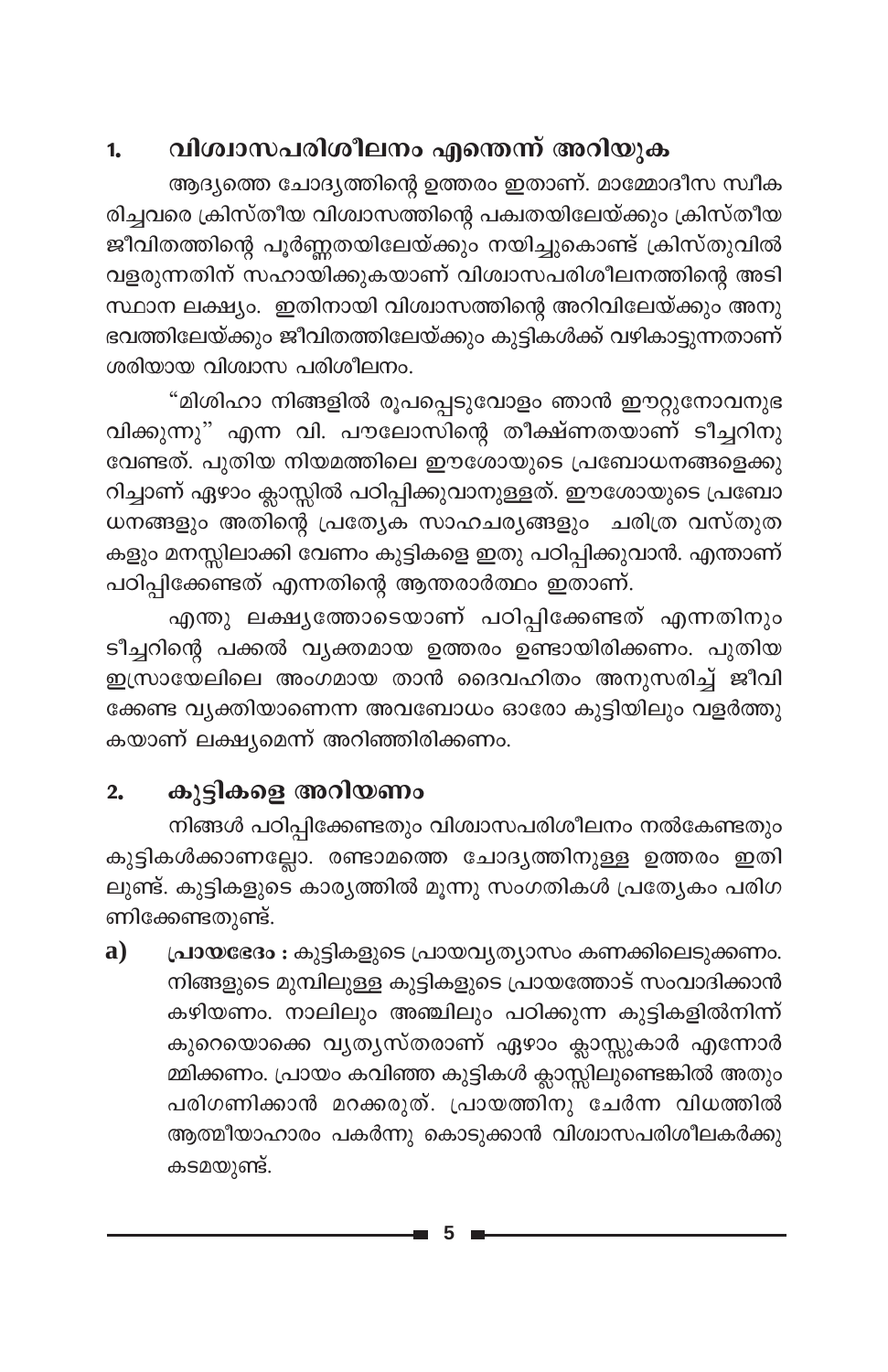## 1. വിശ്വാസപരിശീലനം എന്തെന്ന് അറിയുക

ആദ്യത്തെ ചോദ്യത്തിന്റെ ഉത്തരം ഇതാണ്. മാമ്മോദീസ സ്വീകരിച്ചവരെ ക്രിസ്തീയ വിശ്വാസത്തിന്റെ പക്വതയിലേയ്ക്കും ക്രിസ്തീയ ജീവിതത്തിന്റെ പൂർണ്ണതയിലേയ്ക്കും നയിച്ചുകൊണ്ട് ക്രിസ്തുവിൽ വളരുന്നതിന് സഹായിക്കുകയാണ് വിശ്വാസപരിശീലനത്തിന്റെ അടിസ്ഥാന ലക്ഷ്യം. ഇതിനായി വിശ്വാസത്തിന്റെ അറിവിലേയ്ക്കും അനുഭവത്തിലേയ്ക്കും ജീവിതത്തിലേയ്ക്കും കുട്ടികൾക്ക് വഴികാട്ടുന്നതാണ് ശരിയായ വിശ്വാസ പരിശീലനം.

"മിശിഹാ നിങ്ങളിൽ രൂപപ്പെടുവോളം ഞാൻ ഈറ്റുനോവനുഭവിക്കുന്നു" എന്ന വി. പൗലോസിന്റെ തീക്ഷ്ണതയാണ് ടീച്ചറിനു വേണ്ടത്. പുതിയ നിയമത്തിലെ ഈശോയുടെ പ്രബോധനങ്ങളെക്കുറിച്ചാണ് ഏഴാം ക്ലാസ്സിൽ പഠിപ്പിക്കുവാനുള്ളത്. ഈശോയുടെ പ്രബോധനങ്ങളും അതിന്റെ പ്രത്യേക സാഹചര്യങ്ങളും ചരിത്ര വസ്തുതകളും മനസ്സിലാക്കി വേണം കുട്ടികളെ ഇതു പഠിപ്പിക്കുവാൻ. എന്താണ് പഠിപ്പിക്കേണ്ടത് എന്നതിന്റെ ആന്തരാർത്ഥം ഇതാണ്.

എന്തു ലക്ഷ്യത്തോടെയാണ് പഠിപ്പിക്കേണ്ടത് എന്നതിനും ടീച്ചറിന്റെ പക്കൽ വ്യക്തമായ ഉത്തരം ഉണ്ടായിരിക്കണം. പുതിയ ഇസ്രായേലിലെ അംഗമായ താൻ ദൈവഹിതം അനുസരിച്ച് ജീവിക്കേണ്ട വ്യക്തിയാണെന്ന അവബോധം ഓരോ കുട്ടിയിലും വളർത്തുകയാണ് ലക്ഷ്യമെന്ന് അറിഞ്ഞിരിക്കണം.

## 2. കുട്ടികളെ അറിയണം

നിങ്ങൾ പഠിപ്പിക്കേണ്ടതും വിശ്വാസപരിശീലനം നൽകേണ്ടതും കുട്ടികൾക്കാണല്ലോ. രണ്ടാമത്തെ ചോദ്യത്തിനുള്ള ഉത്തരം ഇതിലുണ്ട്. കുട്ടികളുടെ കാര്യത്തിൽ മൂന്നു സംഗതികൾ പ്രത്യേകം പരിഗണിക്കേണ്ടതുണ്ട്.

**a) പ്രായഭേദം :** കുട്ടികളുടെ പ്രായവ്യത്യാസം കണക്കിലെടുക്കണം. നിങ്ങളുടെ മുമ്പിലുള്ള കുട്ടികളുടെ പ്രായത്തോട് സംവാദിക്കാൻ കഴിയണം. നാലിലും അഞ്ചിലും പഠിക്കുന്ന കുട്ടികളിൽനിന്ന് കുറെയൊക്കെ വ്യത്യസ്തരാണ് ഏഴാം ക്ലാസ്സുകാർ എന്നോർമ്മിക്കണം. പ്രായം കവിഞ്ഞ കുട്ടികൾ ക്ലാസ്സിലുണ്ടെങ്കിൽ അതും പരിഗണിക്കാൻ മറക്കരുത്. പ്രായത്തിനു ചേർന്ന വിധത്തിൽ ആത്മീയാഹാരം പകർന്നു കൊടുക്കാൻ വിശ്വാസപരിശീലകർക്കു കടമയുണ്ട്.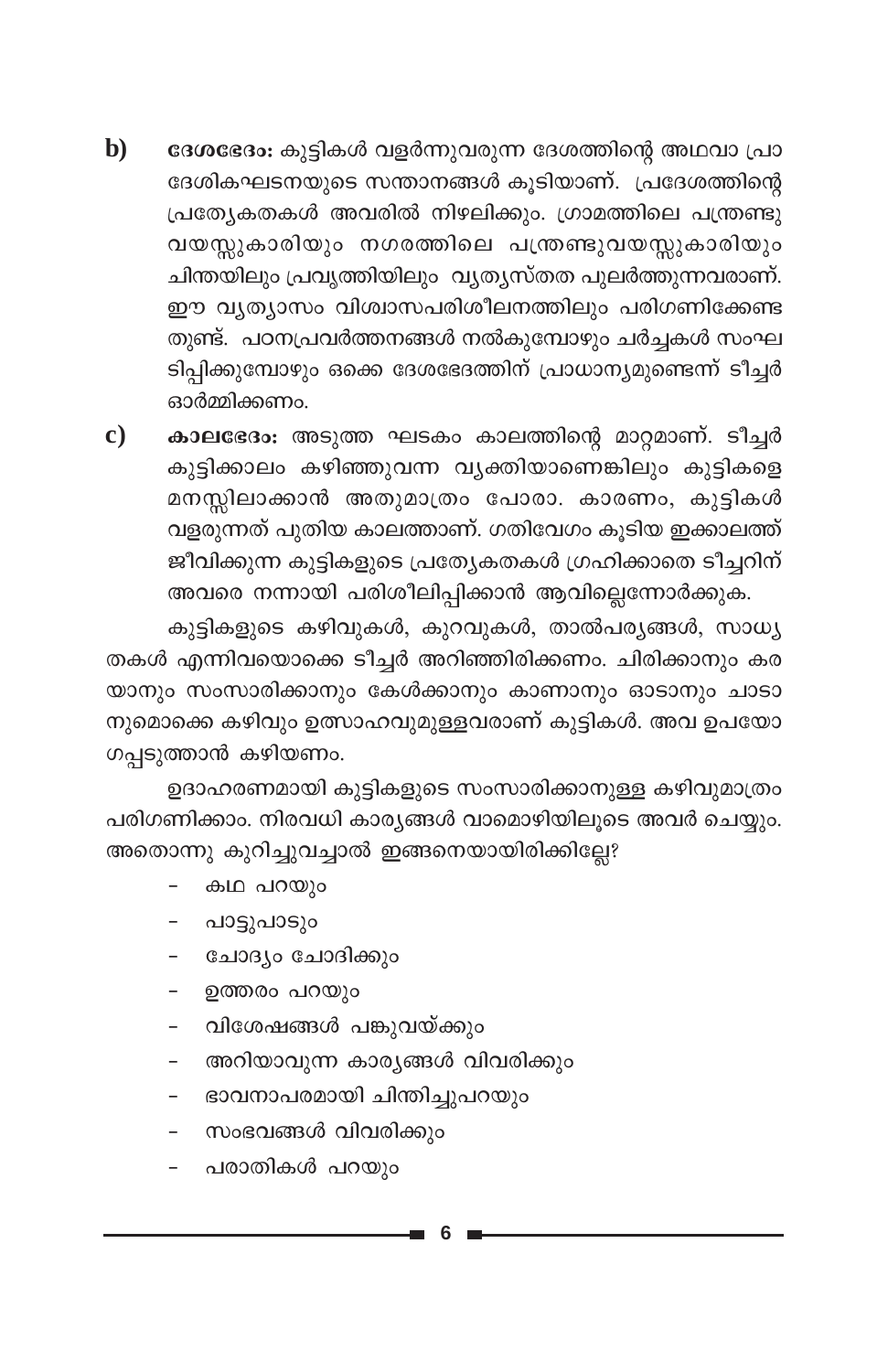**b)** **ദേശഭേദം:** കുട്ടികൾ വളർന്നുവരുന്ന ദേശത്തിന്റെ അഥവാ പ്രാദേശികഘടനയുടെ സന്താനങ്ങൾ കൂടിയാണ്. പ്രദേശത്തിന്റെ പ്രത്യേകതകൾ അവരിൽ നിഴലിക്കും. ഗ്രാമത്തിലെ പന്ത്രണ്ടു വയസ്സുകാരിയും നഗരത്തിലെ പന്ത്രണ്ടുവയസ്സുകാരിയും ചിന്തയിലും പ്രവൃത്തിയിലും വ്യത്യസ്തത പുലർത്തുന്നവരാണ്. ഈ വ്യത്യാസം വിശ്വാസപരിശീലനത്തിലും പരിഗണിക്കേണ്ടതുണ്ട്. പഠനപ്രവർത്തനങ്ങൾ നൽകുമ്പോഴും ചർച്ചകൾ സംഘടിപ്പിക്കുമ്പോഴും ഒക്കെ ദേശഭേദത്തിന് പ്രാധാന്യമുണ്ടെന്ന് ടീച്ചർ ഓർമ്മിക്കണം.

**c)** **കാലഭേദം:** അടുത്ത ഘടകം കാലത്തിന്റെ മാറ്റമാണ്. ടീച്ചർ കുട്ടിക്കാലം കഴിഞ്ഞുവന്ന വ്യക്തിയാണെങ്കിലും കുട്ടികളെ മനസ്സിലാക്കാൻ അതുമാത്രം പോരാ. കാരണം, കുട്ടികൾ വളരുന്നത് പുതിയ കാലത്താണ്. ഗതിവേഗം കൂടിയ ഇക്കാലത്ത് ജീവിക്കുന്ന കുട്ടികളുടെ പ്രത്യേകതകൾ ഗ്രഹിക്കാതെ ടീച്ചറിന് അവരെ നന്നായി പരിശീലിപ്പിക്കാൻ ആവില്ലെന്നോർക്കുക.

കുട്ടികളുടെ കഴിവുകൾ, കുറവുകൾ, താൽപര്യങ്ങൾ, സാധ്യതകൾ എന്നിവയൊക്കെ ടീച്ചർ അറിഞ്ഞിരിക്കണം. ചിരിക്കാനും കരയാനും സംസാരിക്കാനും കേൾക്കാനും കാണാനും ഓടാനും ചാടാനുമൊക്കെ കഴിവും ഉത്സാഹവുമുള്ളവരാണ് കുട്ടികൾ. അവ ഉപയോഗപ്പടുത്താൻ കഴിയണം.

ഉദാഹരണമായി കുട്ടികളുടെ സംസാരിക്കാനുള്ള കഴിവുമാത്രം പരിഗണിക്കാം. നിരവധി കാര്യങ്ങൾ വാമൊഴിയിലൂടെ അവർ ചെയ്യും. അതൊന്നു കുറിച്ചുവച്ചാൽ ഇങ്ങനെയായിരിക്കില്ലേ?

- കഥ പറയും
- പാട്ടുപാടും
- ചോദ്യം ചോദിക്കും
- ഉത്തരം പറയും
- വിശേഷങ്ങൾ പങ്കുവയ്ക്കും
- അറിയാവുന്ന കാര്യങ്ങൾ വിവരിക്കും
- ഭാവനാപരമായി ചിന്തിച്ചുപറയും
- സംഭവങ്ങൾ വിവരിക്കും
- പരാതികൾ പറയും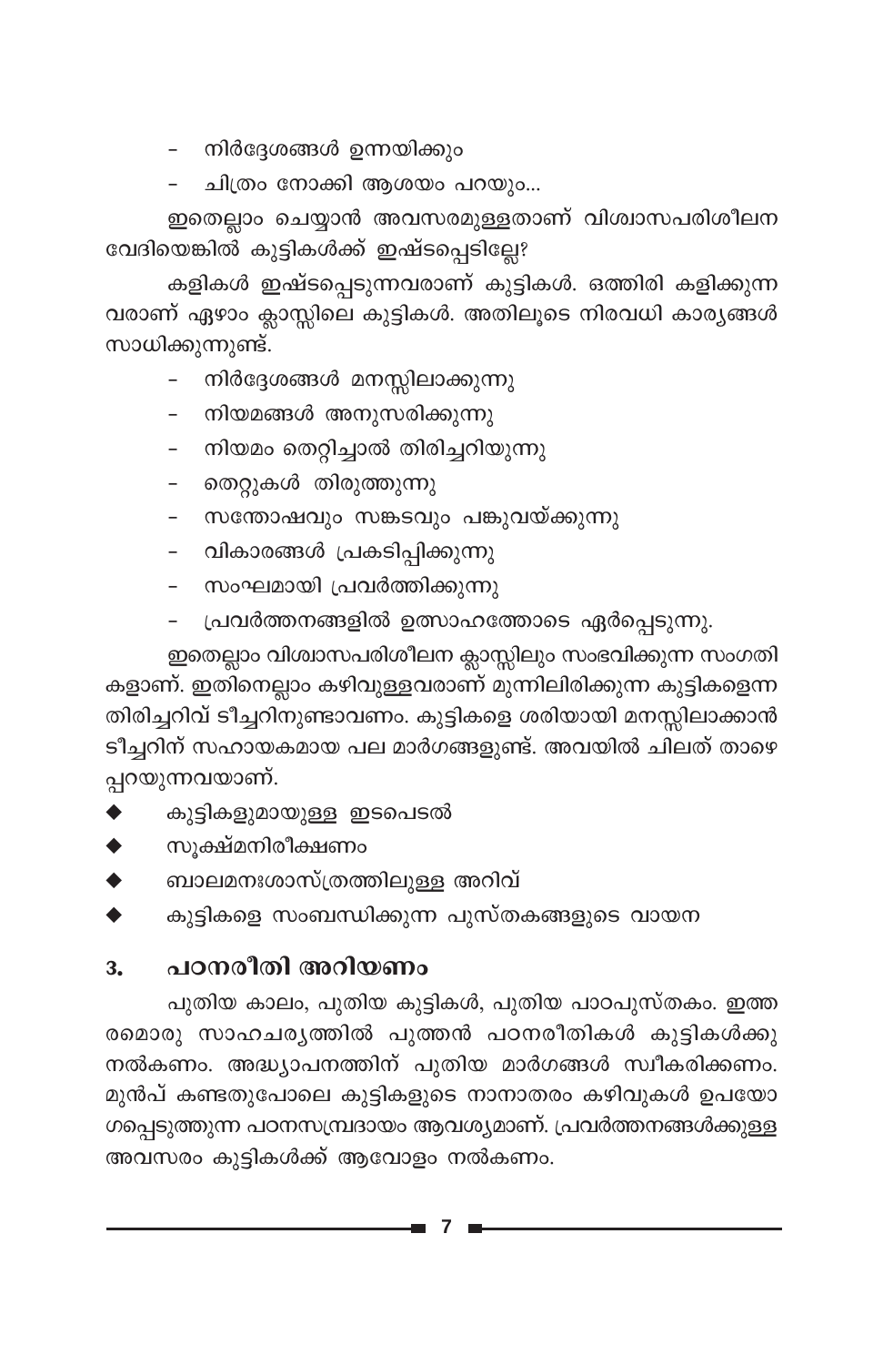- നിർദ്ദേശങ്ങൾ ഉന്നയിക്കും
- ചിത്രം നോക്കി ആശയം പറയും...

ഇതെല്ലാം ചെയ്യാൻ അവസരമുള്ളതാണ് വിശ്വാസപരിശീലന വേദിയെങ്കിൽ കുട്ടികൾക്ക് ഇഷ്ടപ്പെടില്ലേ?

കളികൾ ഇഷ്ടപ്പെടുന്നവരാണ് കുട്ടികൾ. ഒത്തിരി കളിക്കുന്ന വരാണ് ഏഴാം ക്ലാസ്സിലെ കുട്ടികൾ. അതിലൂടെ നിരവധി കാര്യങ്ങൾ സാധിക്കുന്നുണ്ട്.

- നിർദ്ദേശങ്ങൾ മനസ്സിലാക്കുന്നു
- നിയമങ്ങൾ അനുസരിക്കുന്നു
- നിയമം തെറ്റിച്ചാൽ തിരിച്ചറിയുന്നു
- തെറ്റുകൾ തിരുത്തുന്നു
- സന്തോഷവും സങ്കടവും പങ്കുവയ്ക്കുന്നു
- വികാരങ്ങൾ പ്രകടിപ്പിക്കുന്നു
- സംഘമായി പ്രവർത്തിക്കുന്നു
- പ്രവർത്തനങ്ങളിൽ ഉത്സാഹത്തോടെ ഏർപ്പെടുന്നു.

ഇതെല്ലാം വിശ്വാസപരിശീലന ക്ലാസ്സിലും സംഭവിക്കുന്ന സംഗതി കളാണ്. ഇതിനെല്ലാം കഴിവുള്ളവരാണ് മുന്നിലിരിക്കുന്ന കുട്ടികളെന്ന തിരിച്ചറിവ് ടീച്ചറിനുണ്ടാവണം. കുട്ടികളെ ശരിയായി മനസ്സിലാക്കാൻ ടീച്ചറിന് സഹായകമായ പല മാർഗങ്ങളുണ്ട്. അവയിൽ ചിലത് താഴെ പ്പറയുന്നവയാണ്.

- കുട്ടികളുമായുള്ള ഇടപെടൽ
- സൂക്ഷ്മനിരീക്ഷണം
- ബാലമനഃശാസ്ത്രത്തിലുള്ള അറിവ്
- കുട്ടികളെ സംബന്ധിക്കുന്ന പുസ്തകങ്ങളുടെ വായന

## 3. പഠനരീതി അറിയണം

പുതിയ കാലം, പുതിയ കുട്ടികൾ, പുതിയ പാഠപുസ്തകം. ഇത്ത രമൊരു സാഹചര്യത്തിൽ പുത്തൻ പഠനരീതികൾ കുട്ടികൾക്കു നൽകണം. അദ്ധ്യാപനത്തിന് പുതിയ മാർഗങ്ങൾ സ്വീകരിക്കണം. മുൻപ് കണ്ടതുപോലെ കുട്ടികളുടെ നാനാതരം കഴിവുകൾ ഉപയോ ഗപ്പെടുത്തുന്ന പഠനസമ്പ്രദായം ആവശ്യമാണ്. പ്രവർത്തനങ്ങൾക്കുള്ള അവസരം കുട്ടികൾക്ക് ആവോളം നൽകണം.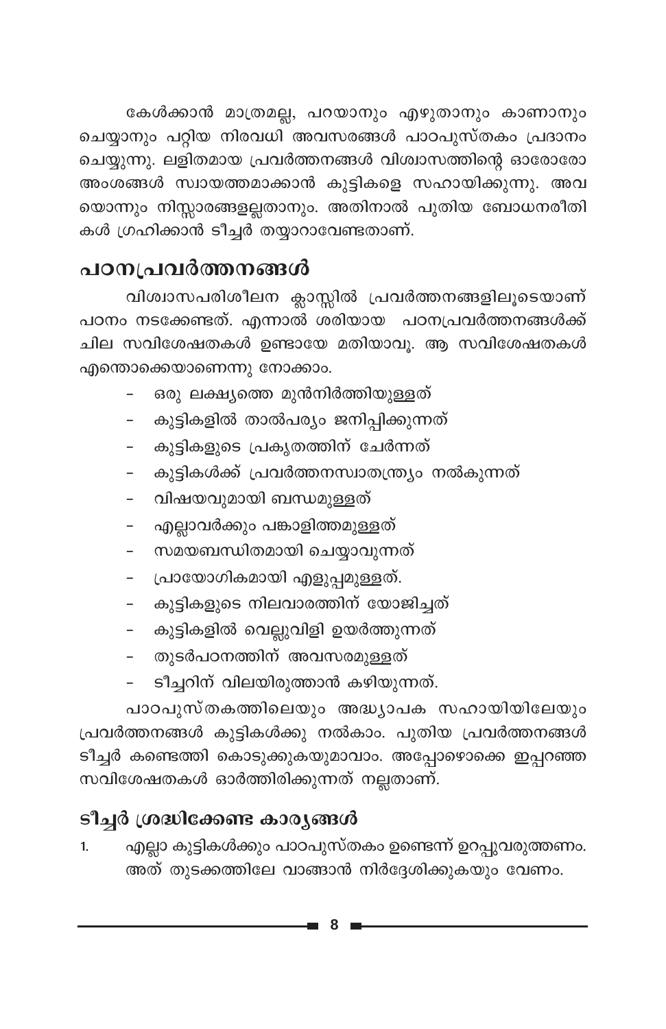കേൾക്കാൻ മാത്രമല്ല, പറയാനും എഴുതാനും കാണാനും ചെയ്യാനും പറ്റിയ നിരവധി അവസരങ്ങൾ പാഠപുസ്തകം പ്രദാനം ചെയ്യുന്നു. ലളിതമായ പ്രവർത്തനങ്ങൾ വിശ്വാസത്തിന്റെ ഓരോരോ അംശങ്ങൾ സ്വായത്തമാക്കാൻ കുട്ടികളെ സഹായിക്കുന്നു. അവയൊന്നും നിസ്സാരങ്ങളല്ലതാനും. അതിനാൽ പുതിയ ബോധനരീതികൾ ഗ്രഹിക്കാൻ ടീച്ചർ തയ്യാറാവേണ്ടതാണ്.

## പഠനപ്രവർത്തനങ്ങൾ

വിശ്വാസപരിശീലന ക്ലാസ്സിൽ പ്രവർത്തനങ്ങളിലൂടെയാണ് പഠനം നടക്കേണ്ടത്. എന്നാൽ ശരിയായ പഠനപ്രവർത്തനങ്ങൾക്ക് ചില സവിശേഷതകൾ ഉണ്ടായേ മതിയാവൂ. ആ സവിശേഷതകൾ എന്തൊക്കെയാണെന്നു നോക്കാം.

- ഒരു ലക്ഷ്യത്തെ മുൻനിർത്തിയുള്ളത്
- കുട്ടികളിൽ താൽപര്യം ജനിപ്പിക്കുന്നത്
- കുട്ടികളുടെ പ്രകൃതത്തിന് ചേർന്നത്
- കുട്ടികൾക്ക് പ്രവർത്തനസ്വാതന്ത്ര്യം നൽകുന്നത്
- വിഷയവുമായി ബന്ധമുള്ളത്
- എല്ലാവർക്കും പങ്കാളിത്തമുള്ളത്
- സമയബന്ധിതമായി ചെയ്യാവുന്നത്
- പ്രായോഗികമായി എളുപ്പമുള്ളത്.
- കുട്ടികളുടെ നിലവാരത്തിന് യോജിച്ചത്
- കുട്ടികളിൽ വെല്ലുവിളി ഉയർത്തുന്നത്
- തുടർപഠനത്തിന് അവസരമുള്ളത്
- ടീച്ചറിന് വിലയിരുത്താൻ കഴിയുന്നത്.

പാഠപുസ്തകത്തിലെയും അദ്ധ്യാപക സഹായിയിലേയും പ്രവർത്തനങ്ങൾ കുട്ടികൾക്കു നൽകാം. പുതിയ പ്രവർത്തനങ്ങൾ ടീച്ചർ കണ്ടെത്തി കൊടുക്കുകയുമാവാം. അപ്പോഴൊക്കെ ഇപ്പറഞ്ഞ സവിശേഷതകൾ ഓർത്തിരിക്കുന്നത് നല്ലതാണ്.

### ടീച്ചർ ശ്രദ്ധിക്കേണ്ട കാര്യങ്ങൾ

1. എല്ലാ കുട്ടികൾക്കും പാഠപുസ്തകം ഉണ്ടെന്ന് ഉറപ്പുവരുത്തണം. അത് തുടക്കത്തിലേ വാങ്ങാൻ നിർദ്ദേശിക്കുകയും വേണം.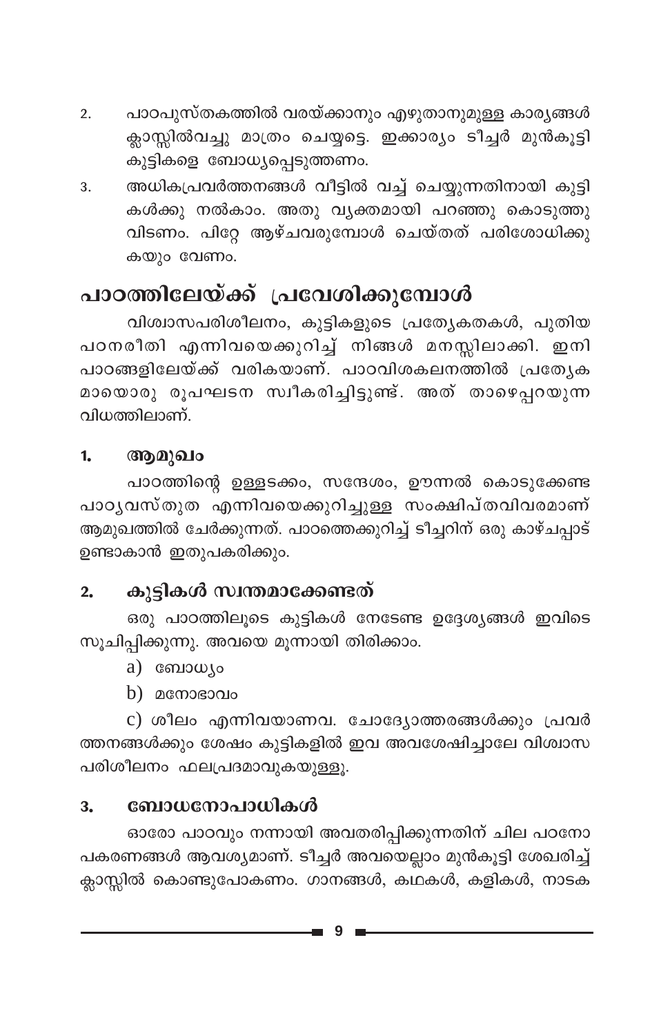2. പാഠപുസ്തകത്തിൽ വരയ്ക്കാനും എഴുതാനുമുള്ള കാര്യങ്ങൾ ക്ലാസ്സിൽവച്ചു മാത്രം ചെയ്യട്ടെ. ഇക്കാര്യം ടീച്ചർ മുൻകൂട്ടി കുട്ടികളെ ബോധ്യപ്പെടുത്തണം.
3. അധികപ്രവർത്തനങ്ങൾ വീട്ടിൽ വച്ച് ചെയ്യുന്നതിനായി കുട്ടികൾക്കു നൽകാം. അതു വ്യക്തമായി പറഞ്ഞു കൊടുത്തുവിടണം. പിറ്റേ ആഴ്ചവരുമ്പോൾ ചെയ്തത് പരിശോധിക്കുകയും വേണം.

# പാഠത്തിലേയ്ക്ക് പ്രവേശിക്കുമ്പോൾ

വിശ്വാസപരിശീലനം, കുട്ടികളുടെ പ്രത്യേകതകൾ, പുതിയ പഠനരീതി എന്നിവയെക്കുറിച്ച് നിങ്ങൾ മനസ്സിലാക്കി. ഇനി പാഠങ്ങളിലേയ്ക്ക് വരികയാണ്. പാഠവിശകലനത്തിൽ പ്രത്യേകമായൊരു രൂപഘടന സ്വീകരിച്ചിട്ടുണ്ട്. അത് താഴെപ്പറയുന്ന വിധത്തിലാണ്.

## 1. ആമുഖം

പാഠത്തിന്റെ ഉള്ളടക്കം, സന്ദേശം, ഊന്നൽ കൊടുക്കേണ്ട പാഠ്യവസ്തുത എന്നിവയെക്കുറിച്ചുള്ള സംക്ഷിപ്തവിവരമാണ് ആമുഖത്തിൽ ചേർക്കുന്നത്. പാഠത്തെക്കുറിച്ച് ടീച്ചറിന് ഒരു കാഴ്ചപ്പാട് ഉണ്ടാകാൻ ഇതുപകരിക്കും.

## 2. കുട്ടികൾ സ്വന്തമാക്കേണ്ടത്

ഒരു പാഠത്തിലൂടെ കുട്ടികൾ നേടേണ്ട ഉദ്ദേശ്യങ്ങൾ ഇവിടെ സൂചിപ്പിക്കുന്നു. അവയെ മൂന്നായി തിരിക്കാം.

a) ബോധ്യം

b) മനോഭാവം

c) ശീലം എന്നിവയാണവ. ചോദ്യോത്തരങ്ങൾക്കും പ്രവർത്തനങ്ങൾക്കും ശേഷം കുട്ടികളിൽ ഇവ അവശേഷിച്ചാലേ വിശ്വാസ പരിശീലനം ഫലപ്രദമാവുകയുള്ളൂ.

## 3. ബോധനോപാധികൾ

ഓരോ പാഠവും നന്നായി അവതരിപ്പിക്കുന്നതിന് ചില പഠനോപകരണങ്ങൾ ആവശ്യമാണ്. ടീച്ചർ അവയെല്ലാം മുൻകൂട്ടി ശേഖരിച്ച് ക്ലാസ്സിൽ കൊണ്ടുപോകണം. ഗാനങ്ങൾ, കഥകൾ, കളികൾ, നാടക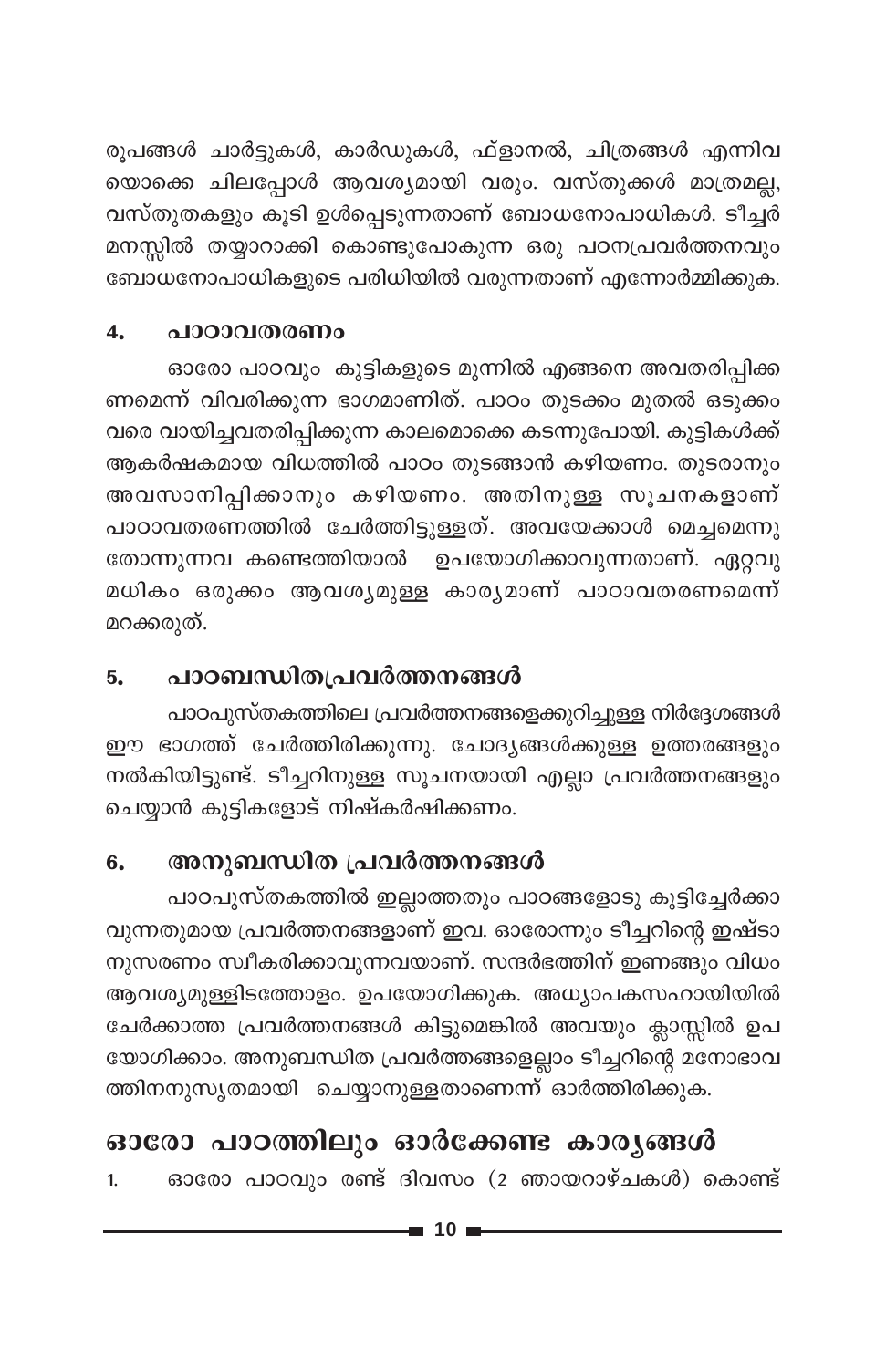രൂപങ്ങൾ ചാർട്ടുകൾ, കാർഡുകൾ, ഫ്ളാനൽ, ചിത്രങ്ങൾ എന്നിവയൊക്കെ ചിലപ്പോൾ ആവശ്യമായി വരും. വസ്തുക്കൾ മാത്രമല്ല, വസ്തുതകളും കൂടി ഉൾപ്പെടുന്നതാണ് ബോധനോപാധികൾ. ടീച്ചർ മനസ്സിൽ തയ്യാറാക്കി കൊണ്ടുപോകുന്ന ഒരു പഠനപ്രവർത്തനവും ബോധനോപാധികളുടെ പരിധിയിൽ വരുന്നതാണ് എന്നോർമ്മിക്കുക.

### 4. പാഠാവതരണം

ഓരോ പാഠവും കുട്ടികളുടെ മുന്നിൽ എങ്ങനെ അവതരിപ്പിക്കണമെന്ന് വിവരിക്കുന്ന ഭാഗമാണിത്. പാഠം തുടക്കം മുതൽ ഒടുക്കം വരെ വായിച്ചവതരിപ്പിക്കുന്ന കാലമൊക്കെ കടന്നുപോയി. കുട്ടികൾക്ക് ആകർഷകമായ വിധത്തിൽ പാഠം തുടങ്ങാൻ കഴിയണം. തുടരാനും അവസാനിപ്പിക്കാനും കഴിയണം. അതിനുള്ള സൂചനകളാണ് പാഠാവതരണത്തിൽ ചേർത്തിട്ടുള്ളത്. അവയേക്കാൾ മെച്ചമെന്നു തോന്നുന്നവ കണ്ടെത്തിയാൽ ഉപയോഗിക്കാവുന്നതാണ്. ഏറ്റവുമധികം ഒരുക്കം ആവശ്യമുള്ള കാര്യമാണ് പാഠാവതരണമെന്ന് മറക്കരുത്.

### 5. പാഠബന്ധിതപ്രവർത്തനങ്ങൾ

പാഠപുസ്തകത്തിലെ പ്രവർത്തനങ്ങളെക്കുറിച്ചുള്ള നിർദ്ദേശങ്ങൾ ഈ ഭാഗത്ത് ചേർത്തിരിക്കുന്നു. ചോദ്യങ്ങൾക്കുള്ള ഉത്തരങ്ങളും നൽകിയിട്ടുണ്ട്. ടീച്ചറിനുള്ള സൂചനയായി എല്ലാ പ്രവർത്തനങ്ങളും ചെയ്യാൻ കുട്ടികളോട് നിഷ്കർഷിക്കണം.

### 6. അനുബന്ധിത പ്രവർത്തനങ്ങൾ

പാഠപുസ്തകത്തിൽ ഇല്ലാത്തതും പാഠങ്ങളോടു കൂട്ടിച്ചേർക്കാവുന്നതുമായ പ്രവർത്തനങ്ങളാണ് ഇവ. ഓരോന്നും ടീച്ചറിന്റെ ഇഷ്ടാനുസരണം സ്വീകരിക്കാവുന്നവയാണ്. സന്ദർഭത്തിന് ഇണങ്ങും വിധം ആവശ്യമുള്ളിടത്തോളം. ഉപയോഗിക്കുക. അധ്യാപകസഹായിയിൽ ചേർക്കാത്ത പ്രവർത്തനങ്ങൾ കിട്ടുമെങ്കിൽ അവയും ക്ലാസ്സിൽ ഉപയോഗിക്കാം. അനുബന്ധിത പ്രവർത്തങ്ങളെല്ലാം ടീച്ചറിന്റെ മനോഭാവത്തിനനുസൃതമായി ചെയ്യാനുള്ളതാണെന്ന് ഓർത്തിരിക്കുക.

## ഓരോ പാഠത്തിലും ഓർക്കേണ്ട കാര്യങ്ങൾ

1. ഓരോ പാഠവും രണ്ട് ദിവസം (2 ഞായറാഴ്ചകൾ) കൊണ്ട്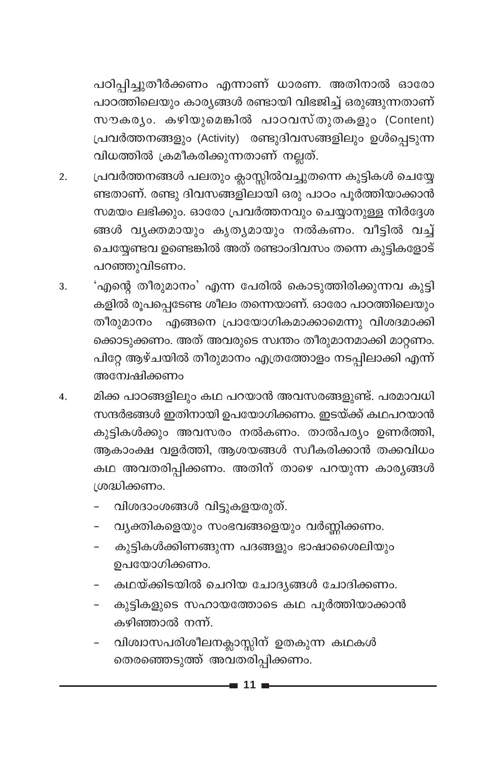പഠിപ്പിച്ചുതീർക്കണം എന്നാണ് ധാരണ. അതിനാൽ ഓരോ പാഠത്തിലെയും കാര്യങ്ങൾ രണ്ടായി വിഭജിച്ച് ഒരുങ്ങുന്നതാണ് സൗകര്യം. കഴിയുമെങ്കിൽ പാഠവസ്തുതകളും (Content) പ്രവർത്തനങ്ങളും (Activity) രണ്ടുദിവസങ്ങളിലും ഉൾപ്പെടുന്ന വിധത്തിൽ ക്രമീകരിക്കുന്നതാണ് നല്ലത്.

2. പ്രവർത്തനങ്ങൾ പലതും ക്ലാസ്സിൽവച്ചുതന്നെ കുട്ടികൾ ചെയ്യേണ്ടതാണ്. രണ്ടു ദിവസങ്ങളിലായി ഒരു പാഠം പൂർത്തിയാക്കാൻ സമയം ലഭിക്കും. ഓരോ പ്രവർത്തനവും ചെയ്യാനുള്ള നിർദ്ദേശങ്ങൾ വ്യക്തമായും കൃത്യമായും നൽകണം. വീട്ടിൽ വച്ച് ചെയ്യേണ്ടവ ഉണ്ടെങ്കിൽ അത് രണ്ടാംദിവസം തന്നെ കുട്ടികളോട് പറഞ്ഞുവിടണം.

3. 'എന്റെ തീരുമാനം' എന്ന പേരിൽ കൊടുത്തിരിക്കുന്നവ കുട്ടികളിൽ രൂപപ്പെടേണ്ട ശീലം തന്നെയാണ്. ഓരോ പാഠത്തിലെയും തീരുമാനം എങ്ങനെ പ്രായോഗികമാക്കാമെന്നു വിശദമാക്കിക്കൊടുക്കണം. അത് അവരുടെ സ്വന്തം തീരുമാനമാക്കി മാറ്റണം. പിറ്റേ ആഴ്ചയിൽ തീരുമാനം എത്രത്തോളം നടപ്പിലാക്കി എന്ന് അന്വേഷിക്കണം

4. മിക്ക പാഠങ്ങളിലും കഥ പറയാൻ അവസരങ്ങളുണ്ട്. പരമാവധി സന്ദർഭങ്ങൾ ഇതിനായി ഉപയോഗിക്കണം. ഇടയ്ക്ക് കഥപറയാൻ കുട്ടികൾക്കും അവസരം നൽകണം. താൽപര്യം ഉണർത്തി, ആകാംക്ഷ വളർത്തി, ആശയങ്ങൾ സ്വീകരിക്കാൻ തക്കവിധം കഥ അവതരിപ്പിക്കണം. അതിന് താഴെ പറയുന്ന കാര്യങ്ങൾ ശ്രദ്ധിക്കണം.
   - വിശദാംശങ്ങൾ വിട്ടുകളയരുത്.
   - വ്യക്തികളെയും സംഭവങ്ങളെയും വർണ്ണിക്കണം.
   - കുട്ടികൾക്കിണങ്ങുന്ന പദങ്ങളും ഭാഷാശൈലിയും ഉപയോഗിക്കണം.
   - കഥയ്ക്കിടയിൽ ചെറിയ ചോദ്യങ്ങൾ ചോദിക്കണം.
   - കുട്ടികളുടെ സഹായത്തോടെ കഥ പൂർത്തിയാക്കാൻ കഴിഞ്ഞാൽ നന്ന്.
   - വിശ്വാസപരിശീലനക്ലാസ്സിന് ഉതകുന്ന കഥകൾ തെരഞ്ഞെടുത്ത് അവതരിപ്പിക്കണം.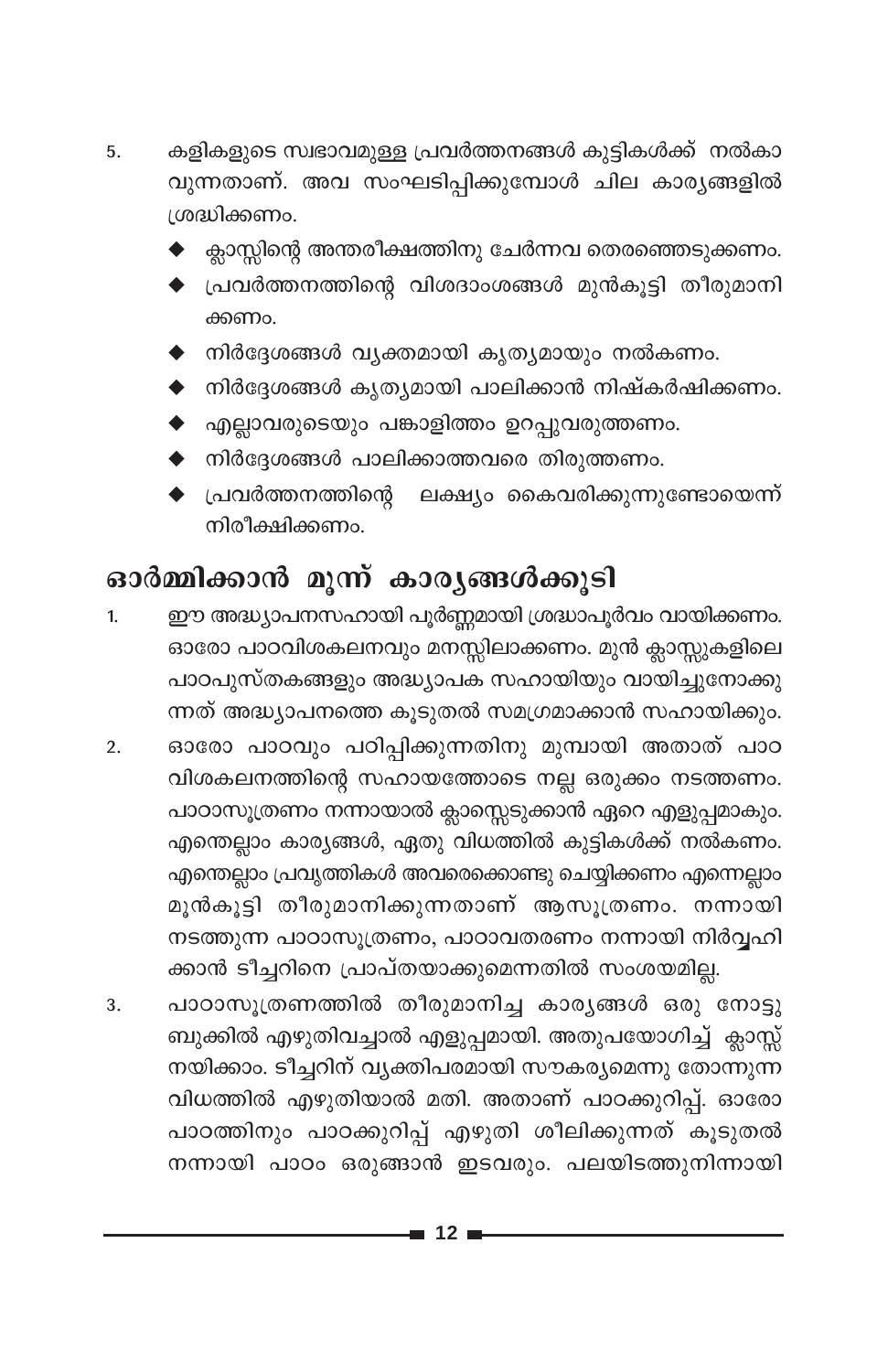5. കളികളുടെ സ്വഭാവമുള്ള പ്രവർത്തനങ്ങൾ കുട്ടികൾക്ക് നൽകാവുന്നതാണ്. അവ സംഘടിപ്പിക്കുമ്പോൾ ചില കാര്യങ്ങളിൽ ശ്രദ്ധിക്കണം.
   - ക്ലാസ്സിന്റെ അന്തരീക്ഷത്തിനു ചേർന്നവ തെരഞ്ഞെടുക്കണം.
   - പ്രവർത്തനത്തിന്റെ വിശദാംശങ്ങൾ മുൻകൂട്ടി തീരുമാനിക്കണം.
   - നിർദ്ദേശങ്ങൾ വ്യക്തമായി കൃത്യമായും നൽകണം.
   - നിർദ്ദേശങ്ങൾ കൃത്യമായി പാലിക്കാൻ നിഷ്കർഷിക്കണം.
   - എല്ലാവരുടെയും പങ്കാളിത്തം ഉറപ്പുവരുത്തണം.
   - നിർദ്ദേശങ്ങൾ പാലിക്കാത്തവരെ തിരുത്തണം.
   - പ്രവർത്തനത്തിന്റെ ലക്ഷ്യം കൈവരിക്കുന്നുണ്ടോയെന്ന് നിരീക്ഷിക്കണം.

## ഓർമ്മിക്കാൻ മൂന്ന് കാര്യങ്ങൾക്കൂടി

1. ഈ അദ്ധ്യാപനസഹായി പൂർണ്ണമായി ശ്രദ്ധാപൂർവം വായിക്കണം. ഓരോ പാഠവിശകലനവും മനസ്സിലാക്കണം. മുൻ ക്ലാസ്സുകളിലെ പാഠപുസ്തകങ്ങളും അദ്ധ്യാപക സഹായിയും വായിച്ചുനോക്കുന്നത് അദ്ധ്യാപനത്തെ കൂടുതൽ സമഗ്രമാക്കാൻ സഹായിക്കും.
2. ഓരോ പാഠവും പഠിപ്പിക്കുന്നതിനു മുമ്പായി അതാത് പാഠവിശകലനത്തിന്റെ സഹായത്തോടെ നല്ല ഒരുക്കം നടത്തണം. പാഠാസൂത്രണം നന്നായാൽ ക്ലാസ്സെടുക്കാൻ ഏറെ എളുപ്പമാകും. എന്തെല്ലാം കാര്യങ്ങൾ, ഏതു വിധത്തിൽ കുട്ടികൾക്ക് നൽകണം. എന്തെല്ലാം പ്രവൃത്തികൾ അവരെക്കൊണ്ടു ചെയ്യിക്കണം എന്നെല്ലാം മുൻകൂട്ടി തീരുമാനിക്കുന്നതാണ് ആസൂത്രണം. നന്നായി നടത്തുന്ന പാഠാസൂത്രണം, പാഠാവതരണം നന്നായി നിർവ്വഹിക്കാൻ ടീച്ചറിനെ പ്രാപ്തയാക്കുമെന്നതിൽ സംശയമില്ല.
3. പാഠാസൂത്രണത്തിൽ തീരുമാനിച്ച കാര്യങ്ങൾ ഒരു നോട്ടുബുക്കിൽ എഴുതിവച്ചാൽ എളുപ്പമായി. അതുപയോഗിച്ച് ക്ലാസ്സ് നയിക്കാം. ടീച്ചറിന് വ്യക്തിപരമായി സൗകര്യമെന്നു തോന്നുന്ന വിധത്തിൽ എഴുതിയാൽ മതി. അതാണ് പാഠക്കുറിപ്പ്. ഓരോ പാഠത്തിനും പാഠക്കുറിപ്പ് എഴുതി ശീലിക്കുന്നത് കൂടുതൽ നന്നായി പാഠം ഒരുങ്ങാൻ ഇടവരും. പലയിടത്തുനിന്നായി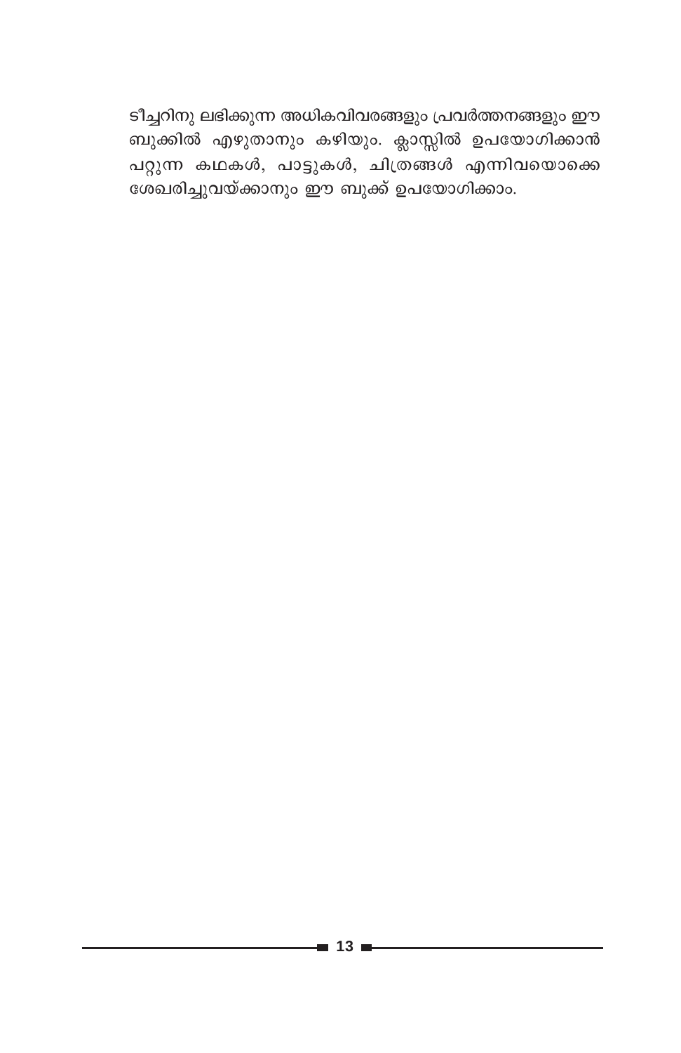ടീച്ചറിനു ലഭിക്കുന്ന അധികവിവരങ്ങളും പ്രവർത്തനങ്ങളും ഈ ബുക്കിൽ എഴുതാനും കഴിയും. ക്ലാസ്സിൽ ഉപയോഗിക്കാൻ പറ്റുന്ന കഥകൾ, പാട്ടുകൾ, ചിത്രങ്ങൾ എന്നിവയൊക്കെ ശേഖരിച്ചുവയ്ക്കാനും ഈ ബുക്ക് ഉപയോഗിക്കാം.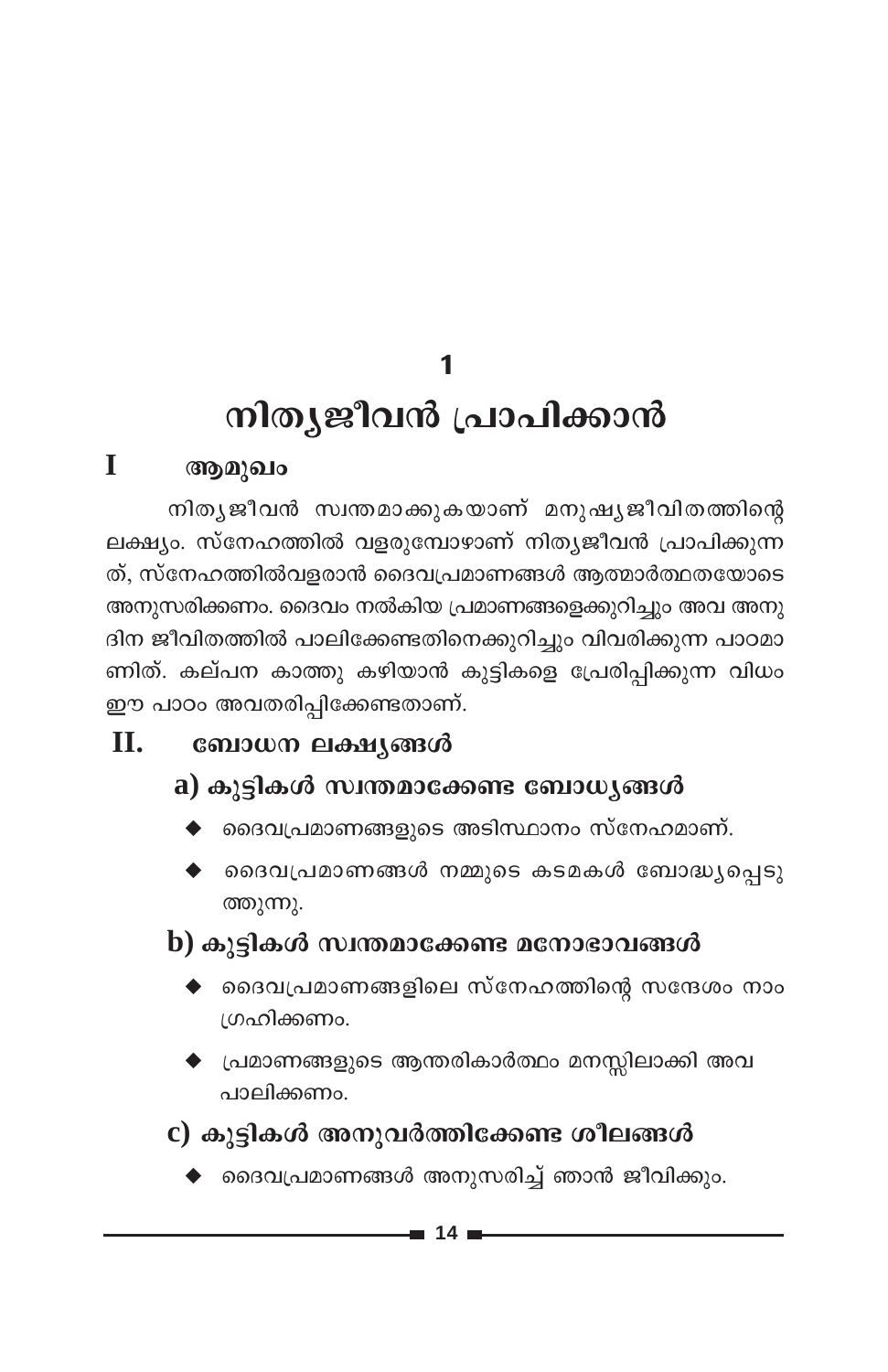# 1

# നിത്യജീവൻ പ്രാപിക്കാൻ

## I ആമുഖം

നിത്യജീവൻ സ്വന്തമാക്കുകയാണ് മനുഷ്യജീവിതത്തിന്റെ ലക്ഷ്യം. സ്നേഹത്തിൽ വളരുമ്പോഴാണ് നിത്യജീവൻ പ്രാപിക്കുന്നത്, സ്നേഹത്തിൽവളരാൻ ദൈവപ്രമാണങ്ങൾ ആത്മാർത്ഥതയോടെ അനുസരിക്കണം. ദൈവം നൽകിയ പ്രമാണങ്ങളെക്കുറിച്ചും അവ അനുദിന ജീവിതത്തിൽ പാലിക്കേണ്ടതിനെക്കുറിച്ചും വിവരിക്കുന്ന പാഠമാണിത്. കല്പന കാത്തു കഴിയാൻ കുട്ടികളെ പ്രേരിപ്പിക്കുന്ന വിധം ഈ പാഠം അവതരിപ്പിക്കേണ്ടതാണ്.

## II. ബോധന ലക്ഷ്യങ്ങൾ

### a) കുട്ടികൾ സ്വന്തമാക്കേണ്ട ബോധ്യങ്ങൾ

- ദൈവപ്രമാണങ്ങളുടെ അടിസ്ഥാനം സ്നേഹമാണ്.
- ദൈവപ്രമാണങ്ങൾ നമ്മുടെ കടമകൾ ബോദ്ധ്യപ്പെടുത്തുന്നു.

### b) കുട്ടികൾ സ്വന്തമാക്കേണ്ട മനോഭാവങ്ങൾ

- ദൈവപ്രമാണങ്ങളിലെ സ്നേഹത്തിന്റെ സന്ദേശം നാം ഗ്രഹിക്കണം.
- പ്രമാണങ്ങളുടെ ആന്തരികാർത്ഥം മനസ്സിലാക്കി അവ പാലിക്കണം.

### c) കുട്ടികൾ അനുവർത്തിക്കേണ്ട ശീലങ്ങൾ

- ദൈവപ്രമാണങ്ങൾ അനുസരിച്ച് ഞാൻ ജീവിക്കും.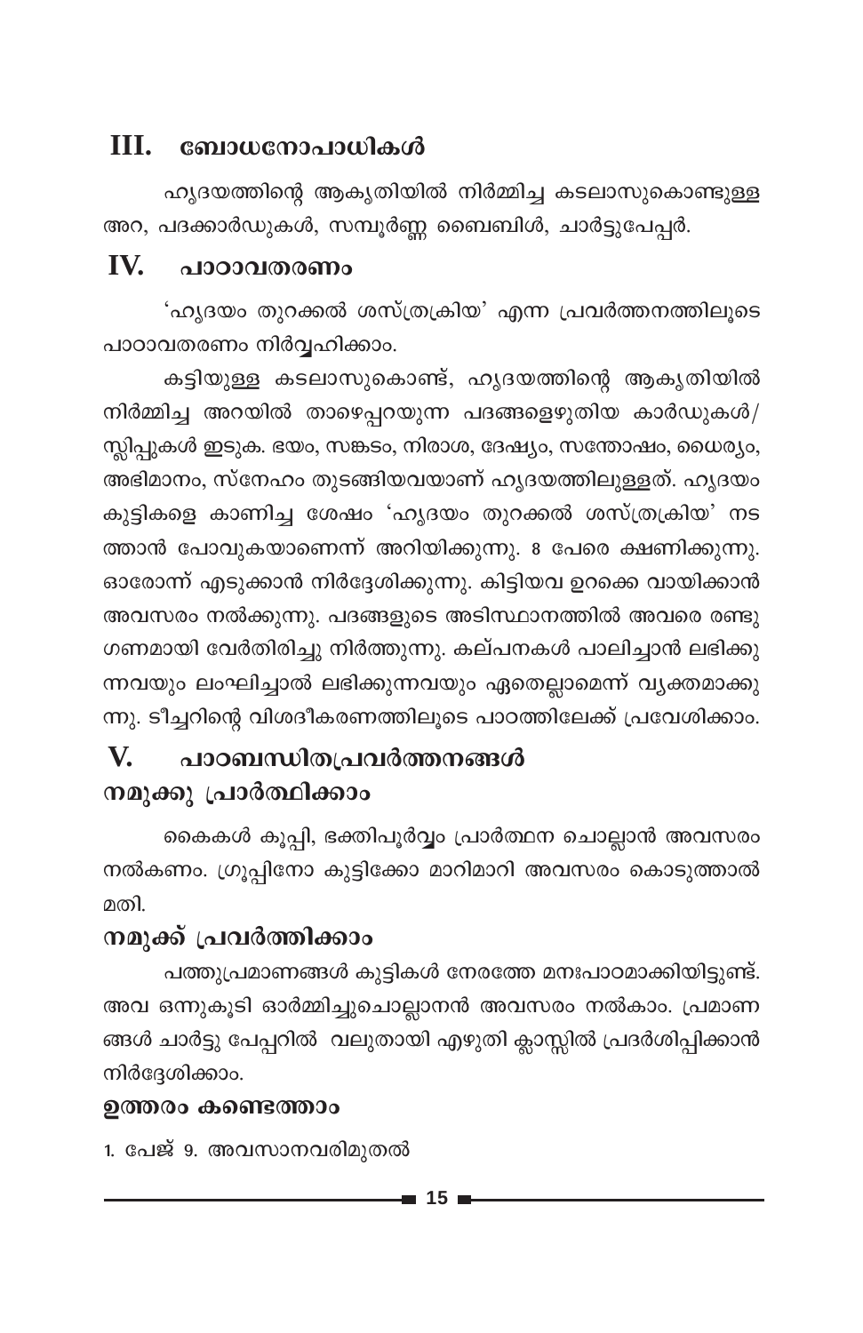## III. ബോധനോപാധികൾ

ഹൃദയത്തിന്റെ ആകൃതിയിൽ നിർമ്മിച്ച കടലാസുകൊണ്ടുള്ള അറ, പദക്കാർഡുകൾ, സമ്പൂർണ്ണ ബൈബിൾ, ചാർട്ടുപേപ്പർ.

## IV. പാഠാവതരണം

'ഹൃദയം തുറക്കൽ ശസ്ത്രക്രിയ' എന്ന പ്രവർത്തനത്തിലൂടെ പാഠാവതരണം നിർവ്വഹിക്കാം.

കട്ടിയുള്ള കടലാസുകൊണ്ട്, ഹൃദയത്തിന്റെ ആകൃതിയിൽ നിർമ്മിച്ച അറയിൽ താഴെപ്പറയുന്ന പദങ്ങളെഴുതിയ കാർഡുകൾ/ സ്ലിപ്പുകൾ ഇടുക. ഭയം, സങ്കടം, നിരാശ, ദേഷ്യം, സന്തോഷം, ധൈര്യം, അഭിമാനം, സ്നേഹം തുടങ്ങിയവയാണ് ഹൃദയത്തിലുള്ളത്. ഹൃദയം കുട്ടികളെ കാണിച്ച ശേഷം 'ഹൃദയം തുറക്കൽ ശസ്ത്രക്രിയ' നടത്താൻ പോവുകയാണെന്ന് അറിയിക്കുന്നു. 8 പേരെ ക്ഷണിക്കുന്നു. ഓരോന്ന് എടുക്കാൻ നിർദ്ദേശിക്കുന്നു. കിട്ടിയവ ഉറക്കെ വായിക്കാൻ അവസരം നൽക്കുന്നു. പദങ്ങളുടെ അടിസ്ഥാനത്തിൽ അവരെ രണ്ടു ഗണമായി വേർതിരിച്ചു നിർത്തുന്നു. കല്പനകൾ പാലിച്ചാൽ ലഭിക്കുന്നവയും ലംഘിച്ചാൽ ലഭിക്കുന്നവയും ഏതെല്ലാമെന്ന് വ്യക്തമാക്കുന്നു. ടീച്ചറിന്റെ വിശദീകരണത്തിലൂടെ പാഠത്തിലേക്ക് പ്രവേശിക്കാം.

## V. പാഠബന്ധിതപ്രവർത്തനങ്ങൾ

### നമുക്കു പ്രാർത്ഥിക്കാം

കൈകൾ കൂപ്പി, ഭക്തിപൂർവ്വം പ്രാർത്ഥന ചൊല്ലാൻ അവസരം നൽകണം. ഗ്രൂപ്പിനോ കുട്ടിക്കോ മാറിമാറി അവസരം കൊടുത്താൽ മതി.

### നമുക്ക് പ്രവർത്തിക്കാം

പത്തുപ്രമാണങ്ങൾ കുട്ടികൾ നേരത്തേ മനഃപാഠമാക്കിയിട്ടുണ്ട്. അവ ഒന്നുകൂടി ഓർമ്മിച്ചുചൊല്ലാനൻ അവസരം നൽകാം. പ്രമാണങ്ങൾ ചാർട്ടു പേപ്പറിൽ വലുതായി എഴുതി ക്ലാസ്സിൽ പ്രദർശിപ്പിക്കാൻ നിർദ്ദേശിക്കാം.

### ഉത്തരം കണ്ടെത്താം

1. പേജ് 9. അവസാനവരിമുതൽ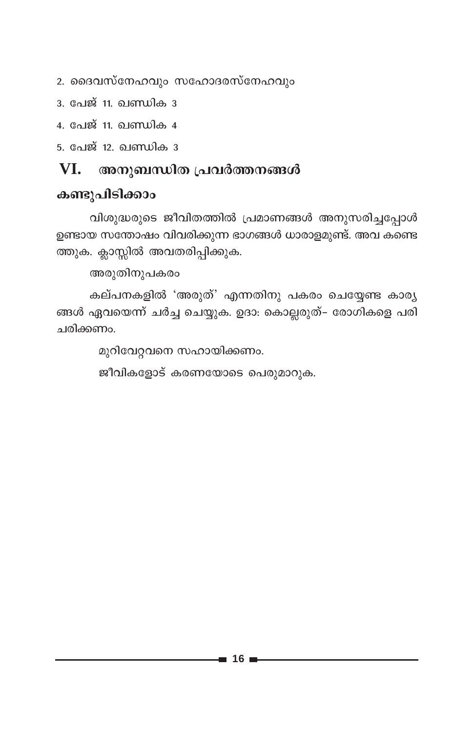2. ദൈവസ്നേഹവും സഹോദരസ്നേഹവും

3. പേജ് 11. ഖണ്ഡിക 3

4. പേജ് 11. ഖണ്ഡിക 4

5. പേജ് 12. ഖണ്ഡിക 3

## VI. അനുബന്ധിത പ്രവർത്തനങ്ങൾ

### കണ്ടുപിടിക്കാം

വിശുദ്ധരുടെ ജീവിതത്തിൽ പ്രമാണങ്ങൾ അനുസരിച്ചപ്പോൾ ഉണ്ടായ സന്തോഷം വിവരിക്കുന്ന ഭാഗങ്ങൾ ധാരാളമുണ്ട്. അവ കണ്ടെത്തുക. ക്ലാസ്സിൽ അവതരിപ്പിക്കുക.

അരുതിനുപകരം

കല്പനകളിൽ 'അരുത്' എന്നതിനു പകരം ചെയ്യേണ്ട കാര്യങ്ങൾ ഏവയെന്ന് ചർച്ച ചെയ്യുക. ഉദാ: കൊല്ലരുത്- രോഗികളെ പരിചരിക്കണം.

മുറിവേറ്റവനെ സഹായിക്കണം.

ജീവികളോട് കരുണയോടെ പെരുമാറുക.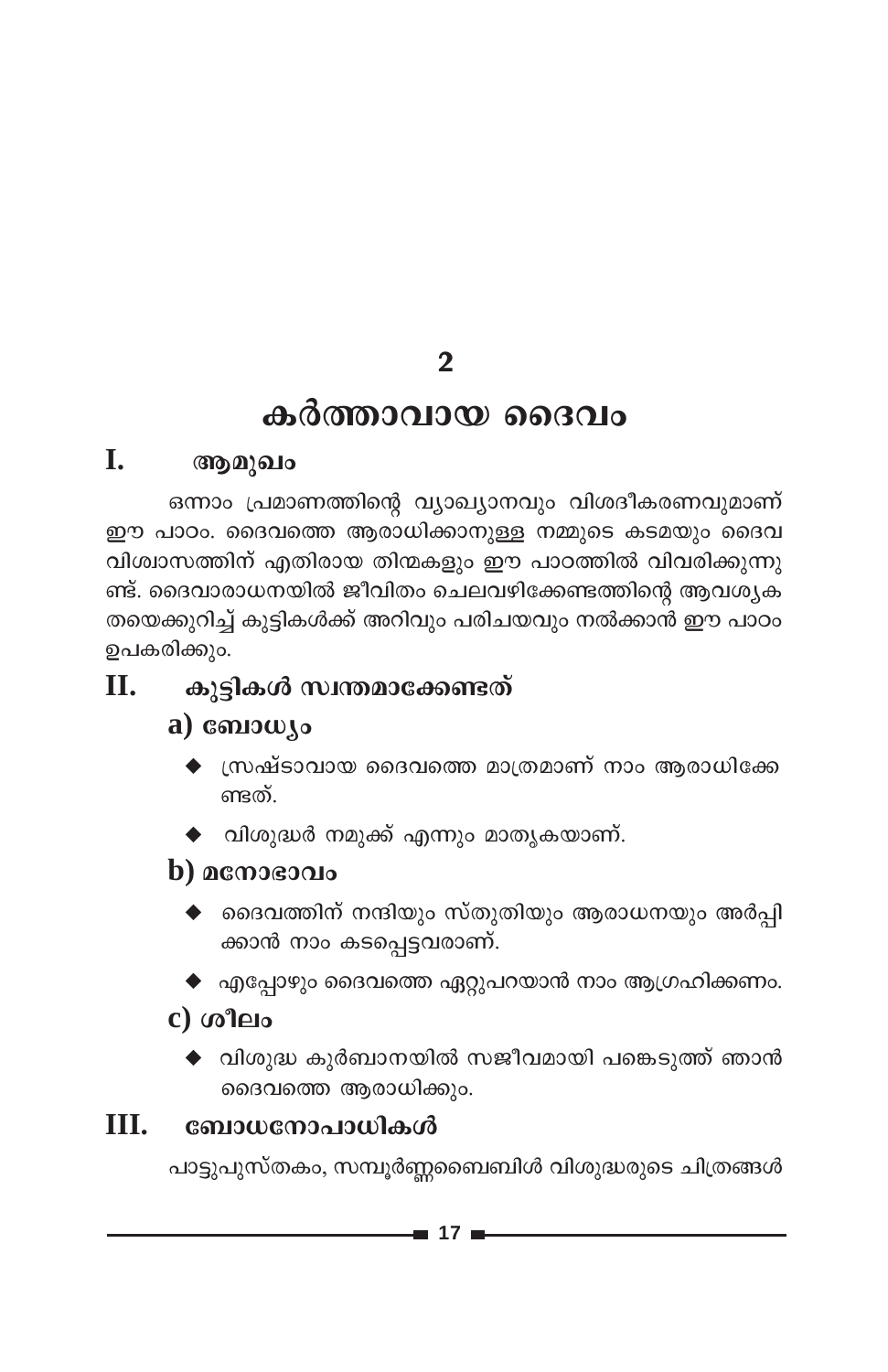## 2

# കർത്താവായ ദൈവം

## I. ആമുഖം

ഒന്നാം പ്രമാണത്തിന്റെ വ്യാഖ്യാനവും വിശദീകരണവുമാണ് ഈ പാഠം. ദൈവത്തെ ആരാധിക്കാനുള്ള നമ്മുടെ കടമയും ദൈവ വിശ്വാസത്തിന് എതിരായ തിന്മകളും ഈ പാഠത്തിൽ വിവരിക്കുന്നുണ്ട്. ദൈവാരാധനയിൽ ജീവിതം ചെലവഴിക്കേണ്ടത്തിന്റെ ആവശ്യകതയെക്കുറിച്ച് കുട്ടികൾക്ക് അറിവും പരിചയവും നൽകാൻ ഈ പാഠം ഉപകരിക്കും.

## II. കുട്ടികൾ സ്വന്തമാക്കേണ്ടത്

### a) ബോധ്യം

- ◆ സ്രഷ്ടാവായ ദൈവത്തെ മാത്രമാണ് നാം ആരാധിക്കേണ്ടത്.
- ◆ വിശുദ്ധർ നമുക്ക് എന്നും മാതൃകയാണ്.

### b) മനോഭാവം

- ◆ ദൈവത്തിന് നന്ദിയും സ്തുതിയും ആരാധനയും അർപ്പിക്കാൻ നാം കടപ്പെട്ടവരാണ്.
- ◆ എപ്പോഴും ദൈവത്തെ ഏറ്റുപറയാൻ നാം ആഗ്രഹിക്കണം.

### c) ശീലം

- ◆ വിശുദ്ധ കുർബാനയിൽ സജീവമായി പങ്കെടുത്ത് ഞാൻ ദൈവത്തെ ആരാധിക്കും.

## III. ബോധനോപാധികൾ

പാട്ടുപുസ്തകം, സമ്പൂർണ്ണബൈബിൾ വിശുദ്ധരുടെ ചിത്രങ്ങൾ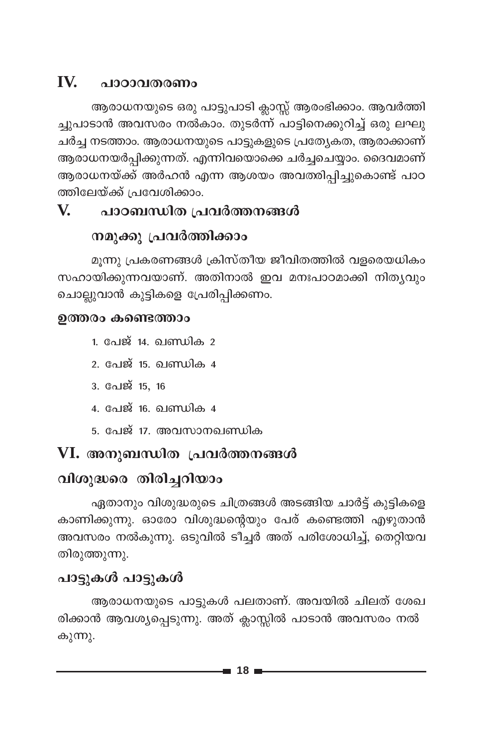## IV. പാഠാവതരണം

ആരാധനയുടെ ഒരു പാട്ടുപാടി ക്ലാസ്സ് ആരംഭിക്കാം. ആവർത്തിച്ചുപാടാൻ അവസരം നൽകാം. തുടർന്ന് പാട്ടിനെക്കുറിച്ച് ഒരു ലഘു ചർച്ച നടത്താം. ആരാധനയുടെ പാട്ടുകളുടെ പ്രത്യേകത, ആരാക്കാണ് ആരാധനയർപ്പിക്കുന്നത്. എന്നിവയൊക്കെ ചർച്ചചെയ്യാം. ദൈവമാണ് ആരാധനയ്ക്ക് അർഹൻ എന്ന ആശയം അവതരിപ്പിച്ചുകൊണ്ട് പാഠത്തിലേയ്ക്ക് പ്രവേശിക്കാം.

## V. പാഠബന്ധിത പ്രവർത്തനങ്ങൾ

### നമുക്കു പ്രവർത്തിക്കാം

മൂന്നു പ്രകരണങ്ങൾ ക്രിസ്തീയ ജീവിതത്തിൽ വളരെയധികം സഹായിക്കുന്നവയാണ്. അതിനാൽ ഇവ മനഃപാഠമാക്കി നിത്യവും ചൊല്ലുവാൻ കുട്ടികളെ പ്രേരിപ്പിക്കണം.

### ഉത്തരം കണ്ടെത്താം

1. പേജ് 14. ഖണ്ഡിക 2
2. പേജ് 15. ഖണ്ഡിക 4
3. പേജ് 15, 16
4. പേജ് 16. ഖണ്ഡിക 4
5. പേജ് 17. അവസാനഖണ്ഡിക

## VI. അനുബന്ധിത പ്രവർത്തനങ്ങൾ

### വിശുദ്ധരെ തിരിച്ചറിയാം

ഏതാനും വിശുദ്ധരുടെ ചിത്രങ്ങൾ അടങ്ങിയ ചാർട്ട് കുട്ടികളെ കാണിക്കുന്നു. ഓരോ വിശുദ്ധന്റെയും പേര് കണ്ടെത്തി എഴുതാൻ അവസരം നൽകുന്നു. ഒടുവിൽ ടീച്ചർ അത് പരിശോധിച്ച്, തെറ്റിയവ തിരുത്തുന്നു.

### പാട്ടുകൾ പാട്ടുകൾ

ആരാധനയുടെ പാട്ടുകൾ പലതാണ്. അവയിൽ ചിലത് ശേഖരിക്കാൻ ആവശ്യപ്പെടുന്നു. അത് ക്ലാസ്സിൽ പാടാൻ അവസരം നൽകുന്നു.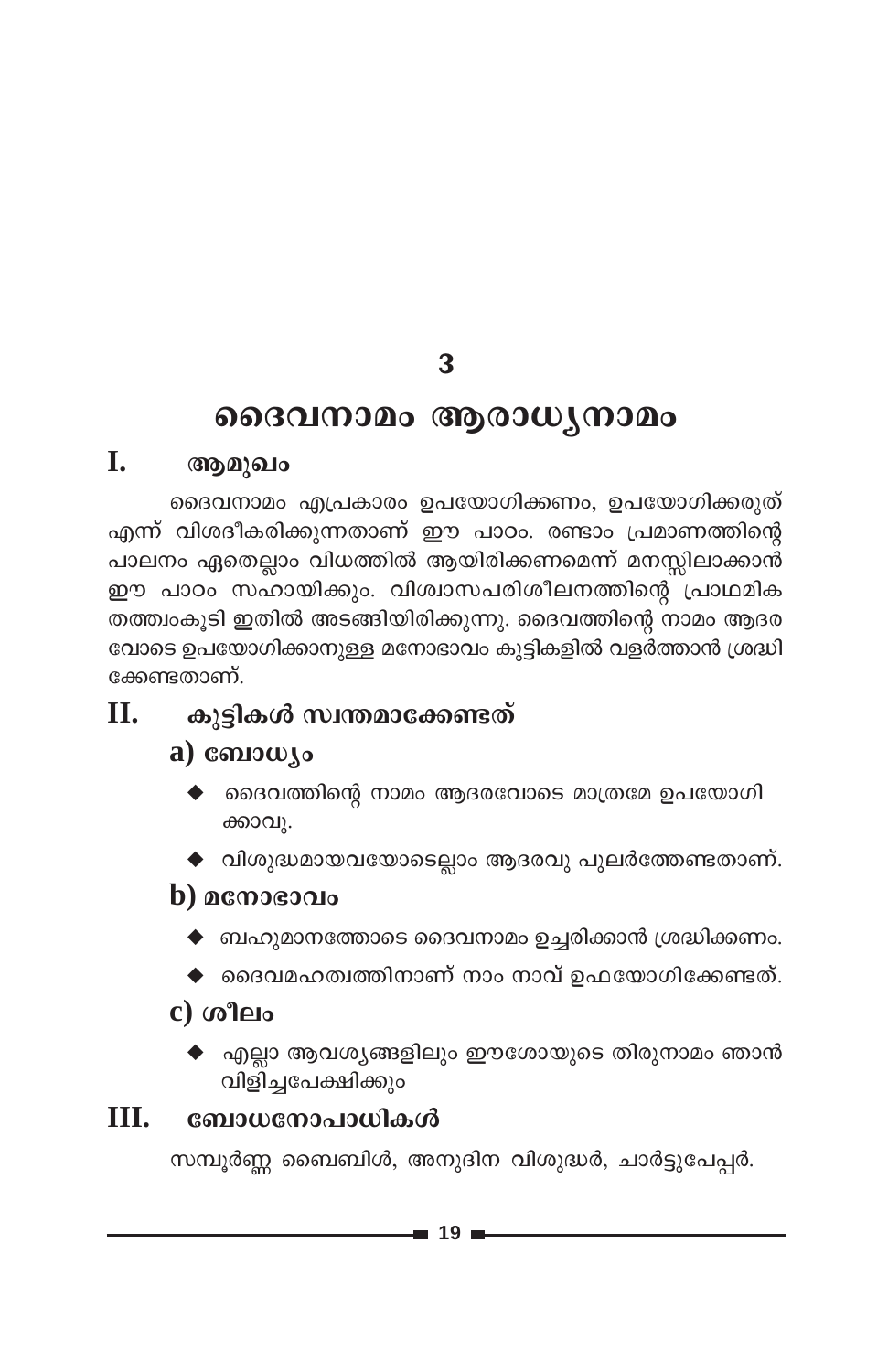# 3

# ദൈവനാമം ആരാധ്യനാമം

## I. ആമുഖം

ദൈവനാമം എപ്രകാരം ഉപയോഗിക്കണം, ഉപയോഗിക്കരുത് എന്ന് വിശദീകരിക്കുന്നതാണ് ഈ പാഠം. രണ്ടാം പ്രമാണത്തിന്റെ പാലനം ഏതെല്ലാം വിധത്തിൽ ആയിരിക്കണമെന്ന് മനസ്സിലാക്കാൻ ഈ പാഠം സഹായിക്കും. വിശ്വാസപരിശീലനത്തിന്റെ പ്രാഥമിക തത്ത്വംകൂടി ഇതിൽ അടങ്ങിയിരിക്കുന്നു. ദൈവത്തിന്റെ നാമം ആദരവോടെ ഉപയോഗിക്കാനുള്ള മനോഭാവം കുട്ടികളിൽ വളർത്താൻ ശ്രദ്ധിക്കേണ്ടതാണ്.

## II. കുട്ടികൾ സ്വന്തമാക്കേണ്ടത്

### a) ബോധ്യം

- ദൈവത്തിന്റെ നാമം ആദരവോടെ മാത്രമേ ഉപയോഗിക്കാവൂ.
- വിശുദ്ധമായവയോടെല്ലാം ആദരവു പുലർത്തേണ്ടതാണ്.

### b) മനോഭാവം

- ബഹുമാനത്തോടെ ദൈവനാമം ഉച്ചരിക്കാൻ ശ്രദ്ധിക്കണം.
- ദൈവമഹത്വത്തിനാണ് നാം നാവ് ഉപയോഗിക്കേണ്ടത്.

### c) ശീലം

- എല്ലാ ആവശ്യങ്ങളിലും ഈശോയുടെ തിരുനാമം ഞാൻ വിളിച്ചപേക്ഷിക്കും

## III. ബോധനോപാധികൾ

സമ്പൂർണ്ണ ബൈബിൾ, അനുദിന വിശുദ്ധർ, ചാർട്ടുപേപ്പർ.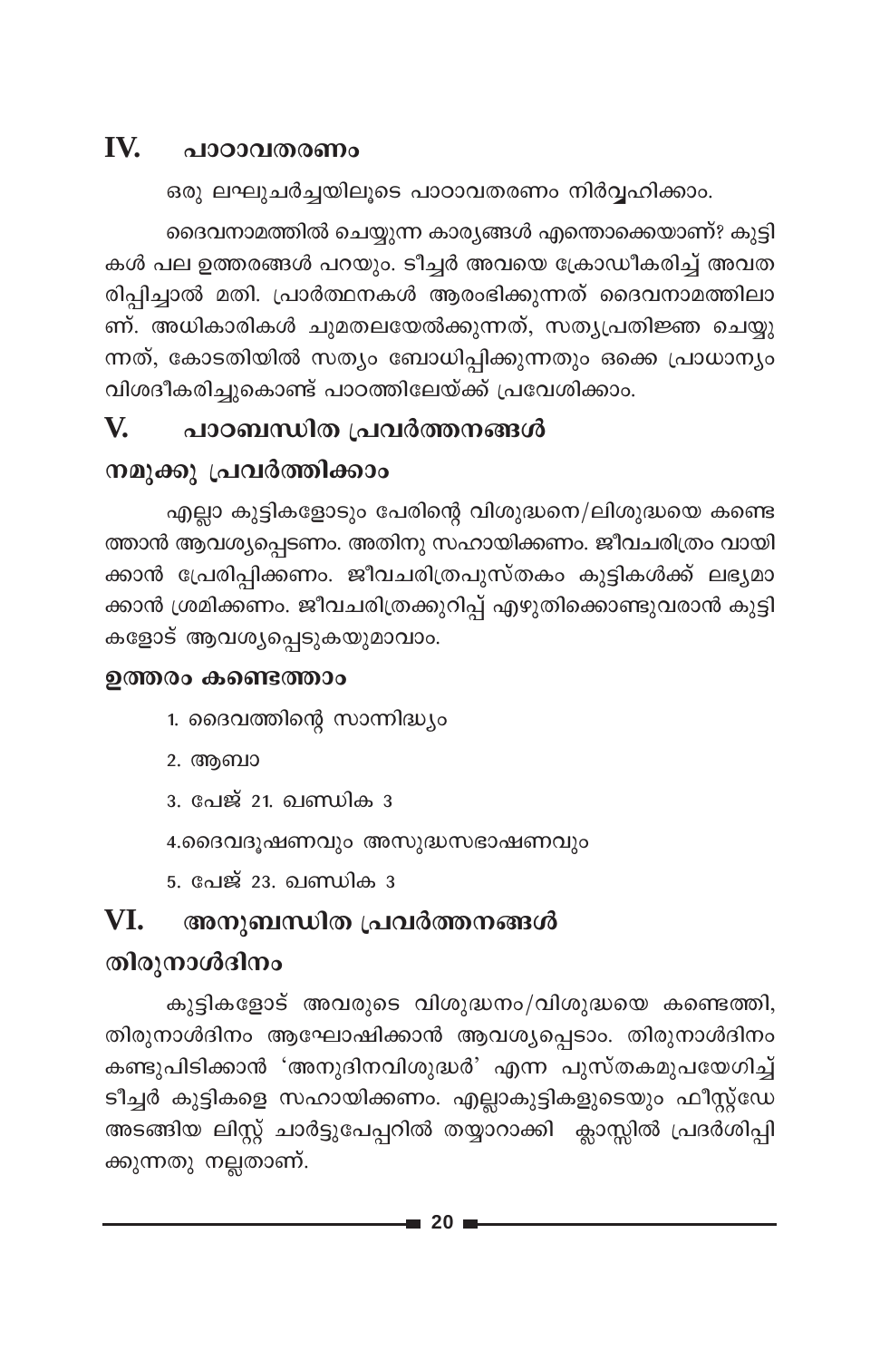## IV. പാഠാവതരണം

ഒരു ലഘുചർച്ചയിലൂടെ പാഠാവതരണം നിർവ്വഹിക്കാം.

ദൈവനാമത്തിൽ ചെയ്യുന്ന കാര്യങ്ങൾ എന്തൊക്കെയാണ്? കുട്ടികൾ പല ഉത്തരങ്ങൾ പറയും. ടീച്ചർ അവയെ ക്രോഡീകരിച്ച് അവതരിപ്പിച്ചാൽ മതി. പ്രാർത്ഥനകൾ ആരംഭിക്കുന്നത് ദൈവനാമത്തിലാണ്. അധികാരികൾ ചുമതലയേൽക്കുന്നത്, സത്യപ്രതിജ്ഞ ചെയ്യുന്നത്, കോടതിയിൽ സത്യം ബോധിപ്പിക്കുന്നതും ഒക്കെ പ്രാധാന്യം വിശദീകരിച്ചുകൊണ്ട് പാഠത്തിലേയ്ക്ക് പ്രവേശിക്കാം.

## V. പാഠബന്ധിത പ്രവർത്തനങ്ങൾ

### നമുക്കു പ്രവർത്തിക്കാം

എല്ലാ കുട്ടികളോടും പേരിന്റെ വിശുദ്ധനെ/ലിശുദ്ധയെ കണ്ടെത്താൻ ആവശ്യപ്പെടണം. അതിനു സഹായിക്കണം. ജീവചരിത്രം വായിക്കാൻ പ്രേരിപ്പിക്കണം. ജീവചരിത്രപുസ്തകം കുട്ടികൾക്ക് ലഭ്യമാക്കാൻ ശ്രമിക്കണം. ജീവചരിത്രക്കുറിപ്പ് എഴുതിക്കൊണ്ടുവരാൻ കുട്ടികളോട് ആവശ്യപ്പെടുകയുമാവാം.

### ഉത്തരം കണ്ടെത്താം

1. ദൈവത്തിന്റെ സാന്നിദ്ധ്യം
2. ആബാ
3. പേജ് 21. ഖണ്ഡിക 3
4. ദൈവദൂഷണവും അസുദ്ധസഭാഷണവും
5. പേജ് 23. ഖണ്ഡിക 3

## VI. അനുബന്ധിത പ്രവർത്തനങ്ങൾ

### തിരുനാൾദിനം

കുട്ടികളോട് അവരുടെ വിശുദ്ധനം/വിശുദ്ധയെ കണ്ടെത്തി, തിരുനാൾദിനം ആഘോഷിക്കാൻ ആവശ്യപ്പെടാം. തിരുനാൾദിനം കണ്ടുപിടിക്കാൻ 'അനുദിനവിശുദ്ധർ' എന്ന പുസ്തകമുപയോഗിച്ച് ടീച്ചർ കുട്ടികളെ സഹായിക്കണം. എല്ലാകുട്ടികളുടെയും ഫീസ്റ്റ്ഡേ അടങ്ങിയ ലിസ്റ്റ് ചാർട്ടുപേപ്പറിൽ തയ്യാറാക്കി ക്ലാസ്സിൽ പ്രദർശിപ്പിക്കുന്നതു നല്ലതാണ്.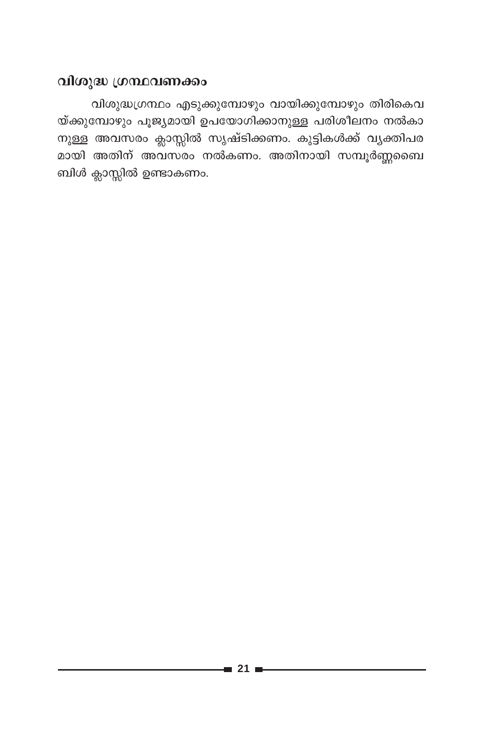### വിശുദ്ധ ഗ്രന്ഥവണക്കം

വിശുദ്ധഗ്രന്ഥം എടുക്കുമ്പോഴും വായിക്കുമ്പോഴും തിരികെവയ്ക്കുമ്പോഴും പൂജ്യമായി ഉപയോഗിക്കാനുള്ള പരിശീലനം നൽകാനുള്ള അവസരം ക്ലാസ്സിൽ സൃഷ്ടിക്കണം. കുട്ടികൾക്ക് വ്യക്തിപരമായി അതിന് അവസരം നൽകണം. അതിനായി സമ്പൂർണ്ണബൈബിൾ ക്ലാസ്സിൽ ഉണ്ടാകണം.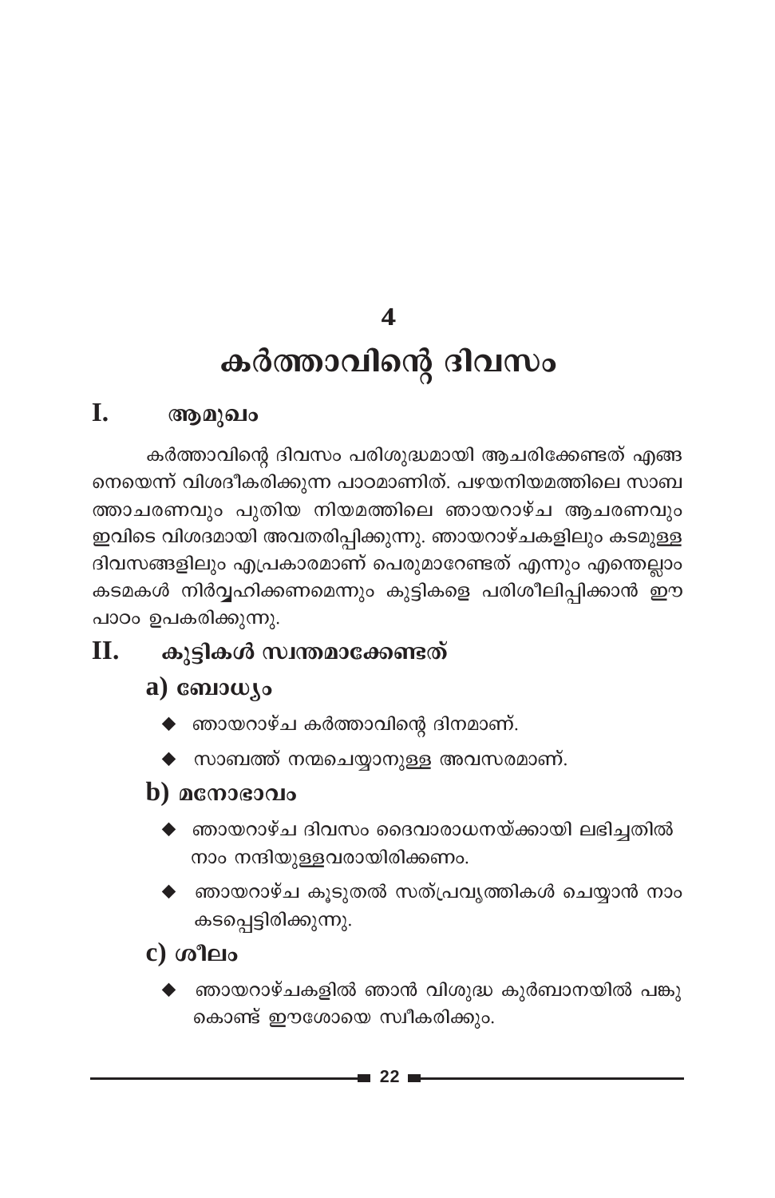# 4

# കർത്താവിന്റെ ദിവസം

## I. ആമുഖം

കർത്താവിന്റെ ദിവസം പരിശുദ്ധമായി ആചരിക്കേണ്ടത് എങ്ങനെയെന്ന് വിശദീകരിക്കുന്ന പാഠമാണിത്. പഴയനിയമത്തിലെ സാബത്താചരണവും പുതിയ നിയമത്തിലെ ഞായറാഴ്ച ആചരണവും ഇവിടെ വിശദമായി അവതരിപ്പിക്കുന്നു. ഞായറാഴ്ചകളിലും കടമുള്ള ദിവസങ്ങളിലും എപ്രകാരമാണ് പെരുമാറേണ്ടത് എന്നും എന്തെല്ലാം കടമകൾ നിർവ്വഹിക്കണമെന്നും കുട്ടികളെ പരിശീലിപ്പിക്കാൻ ഈ പാഠം ഉപകരിക്കുന്നു.

## II. കുട്ടികൾ സ്വന്തമാക്കേണ്ടത്

### a) ബോധ്യം

- ഞായറാഴ്ച കർത്താവിന്റെ ദിനമാണ്.
- സാബത്ത് നന്മചെയ്യാനുള്ള അവസരമാണ്.

### b) മനോഭാവം

- ഞായറാഴ്ച ദിവസം ദൈവാരാധനയ്ക്കായി ലഭിച്ചതിൽ നാം നന്ദിയുള്ളവരായിരിക്കണം.
- ഞായറാഴ്ച കൂടുതൽ സത്പ്രവൃത്തികൾ ചെയ്യാൻ നാം കടപ്പെട്ടിരിക്കുന്നു.

### c) ശീലം

- ഞായറാഴ്ചകളിൽ ഞാൻ വിശുദ്ധ കുർബാനയിൽ പങ്കുകൊണ്ട് ഈശോയെ സ്വീകരിക്കും.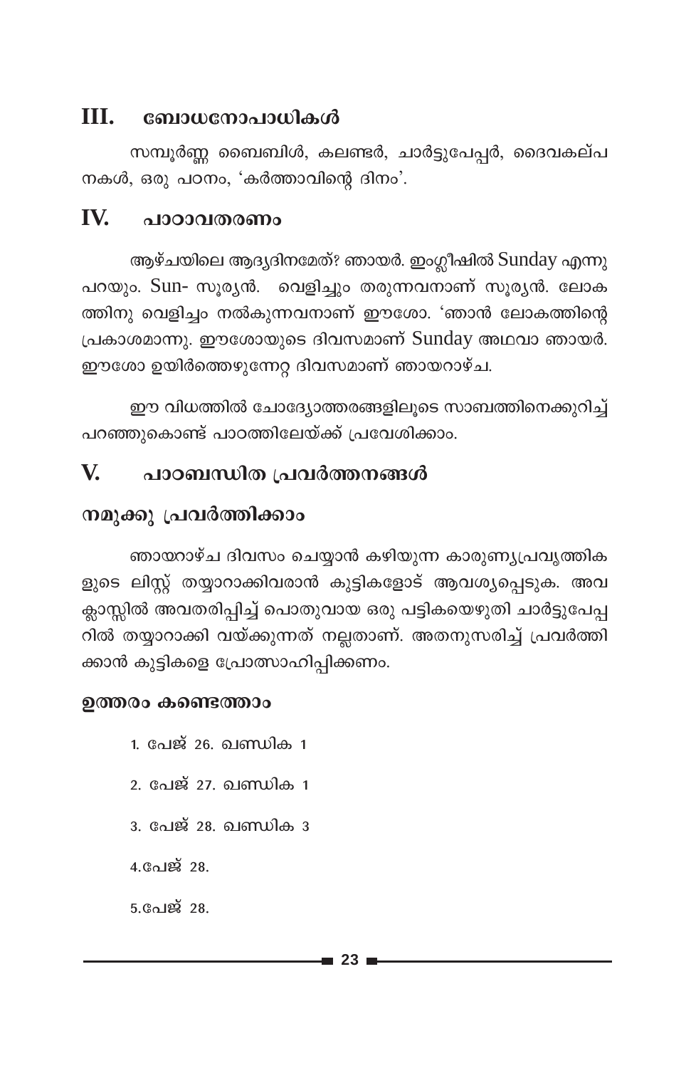## III. ബോധനോപാധികൾ

സമ്പൂർണ്ണ ബൈബിൾ, കലണ്ടർ, ചാർട്ടുപേപ്പർ, ദൈവകല്പനകൾ, ഒരു പഠനം, 'കർത്താവിന്റെ ദിനം'.

## IV. പാഠാവതരണം

ആഴ്ചയിലെ ആദ്യദിനമേത്? ഞായർ. ഇംഗ്ലീഷിൽ Sunday എന്നു പറയും. Sun- സൂര്യൻ. വെളിച്ചും തരുന്നവനാണ് സൂര്യൻ. ലോകത്തിനു വെളിച്ചം നൽകുന്നവനാണ് ഈശോ. 'ഞാൻ ലോകത്തിന്റെ പ്രകാശമാന്നു. ഈശോയുടെ ദിവസമാണ് Sunday അഥവാ ഞായർ. ഈശോ ഉയിർത്തെഴുന്നേറ്റ ദിവസമാണ് ഞായറാഴ്ച.

ഈ വിധത്തിൽ ചോദ്യോത്തരങ്ങളിലൂടെ സാബത്തിനെക്കുറിച്ച് പറഞ്ഞുകൊണ്ട് പാഠത്തിലേയ്ക്ക് പ്രവേശിക്കാം.

## V. പാഠബന്ധിത പ്രവർത്തനങ്ങൾ

### നമുക്കു പ്രവർത്തിക്കാം

ഞായറാഴ്ച ദിവസം ചെയ്യാൻ കഴിയുന്ന കാരുണ്യപ്രവൃത്തികളുടെ ലിസ്റ്റ് തയ്യാറാക്കിവരാൻ കുട്ടികളോട് ആവശ്യപ്പെടുക. അവ ക്ലാസ്സിൽ അവതരിപ്പിച്ച് പൊതുവായ ഒരു പട്ടികയെഴുതി ചാർട്ടുപേപ്പറിൽ തയ്യാറാക്കി വയ്ക്കുന്നത് നല്ലതാണ്. അതനുസരിച്ച് പ്രവർത്തിക്കാൻ കുട്ടികളെ പ്രോത്സാഹിപ്പിക്കണം.

### ഉത്തരം കണ്ടെത്താം

1. പേജ് 26. ഖണ്ഡിക 1
2. പേജ് 27. ഖണ്ഡിക 1
3. പേജ് 28. ഖണ്ഡിക 3
4. പേജ് 28.
5. പേജ് 28.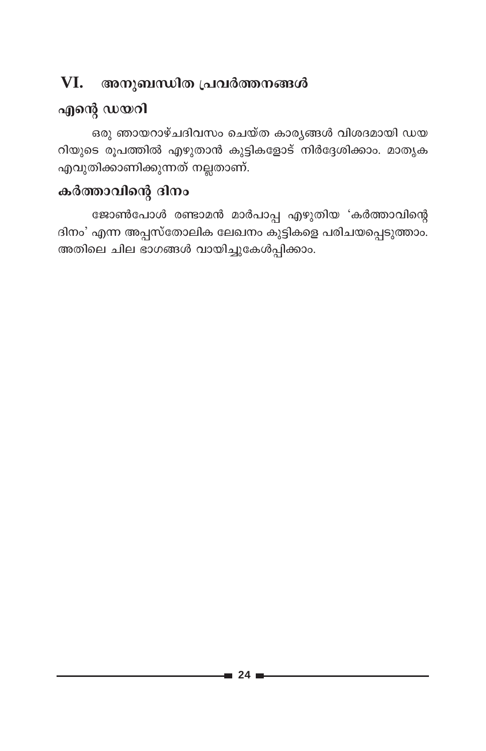## VI. അനുബന്ധിത പ്രവർത്തനങ്ങൾ

### എന്റെ ഡയറി

ഒരു ഞായറാഴ്ചദിവസം ചെയ്ത കാര്യങ്ങൾ വിശദമായി ഡയറിയുടെ രൂപത്തിൽ എഴുതാൻ കുട്ടികളോട് നിർദ്ദേശിക്കാം. മാതൃക എവുതിക്കാണിക്കുന്നത് നല്ലതാണ്.

### കർത്താവിന്റെ ദിനം

ജോൺപോൾ രണ്ടാമൻ മാർപാപ്പ എഴുതിയ 'കർത്താവിന്റെ ദിനം' എന്ന അപ്പസ്തോലിക ലേഖനം കുട്ടികളെ പരിചയപ്പെടുത്താം. അതിലെ ചില ഭാഗങ്ങൾ വായിച്ചുകേൾപ്പിക്കാം.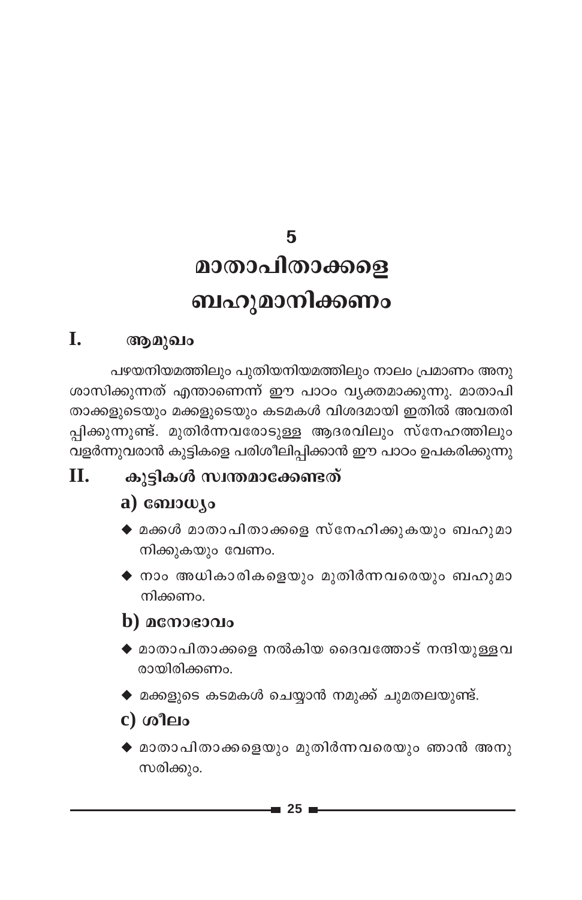# 5

# മാതാപിതാക്കളെ ബഹുമാനിക്കണം

## I. ആമുഖം

പഴയനിയമത്തിലും പുതിയനിയമത്തിലും നാലം പ്രമാണം അനുശാസിക്കുന്നത് എന്താണെന്ന് ഈ പാഠം വ്യക്തമാക്കുന്നു. മാതാപിതാക്കളുടെയും മക്കളുടെയും കടമകൾ വിശദമായി ഇതിൽ അവതരിപ്പിക്കുന്നുണ്ട്. മുതിർന്നവരോടുള്ള ആദരവിലും സ്നേഹത്തിലും വളർന്നുവരാൻ കുട്ടികളെ പരിശീലിപ്പിക്കാൻ ഈ പാഠം ഉപകരിക്കുന്നു

## II. കുട്ടികൾ സ്വന്തമാക്കേണ്ടത്

### a) ബോധ്യം

- മക്കൾ മാതാപിതാക്കളെ സ്നേഹിക്കുകയും ബഹുമാനിക്കുകയും വേണം.
- നാം അധികാരികളെയും മുതിർന്നവരെയും ബഹുമാനിക്കണം.

### b) മനോഭാവം

- മാതാപിതാക്കളെ നൽകിയ ദൈവത്തോട് നന്ദിയുള്ളവരായിരിക്കണം.
- മക്കളുടെ കടമകൾ ചെയ്യാൻ നമുക്ക് ചുമതലയുണ്ട്.

### c) ശീലം

- മാതാപിതാക്കളെയും മുതിർന്നവരെയും ഞാൻ അനുസരിക്കും.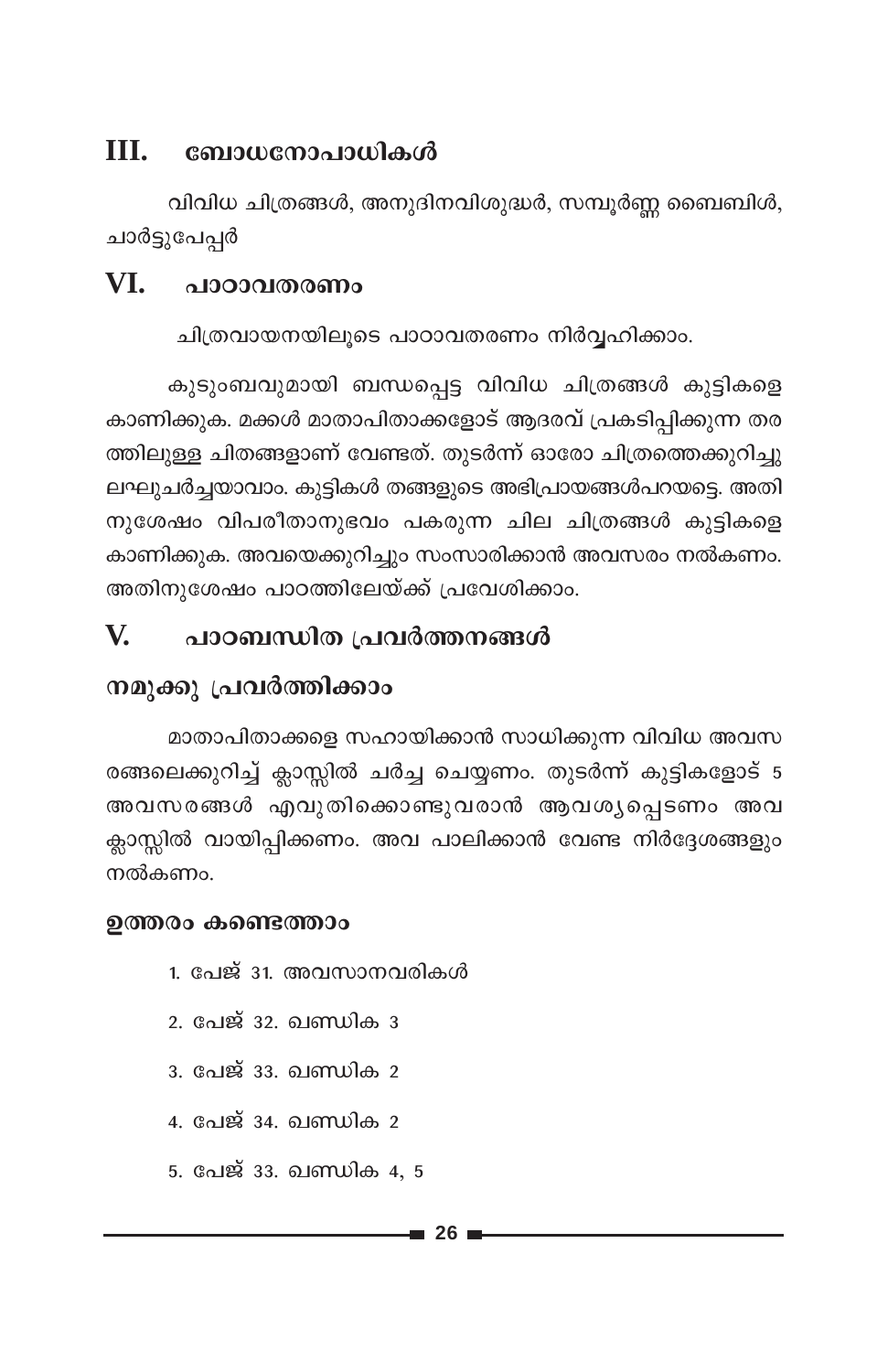## III. ബോധനോപാധികൾ

വിവിധ ചിത്രങ്ങൾ, അനുദിനവിശുദ്ധർ, സമ്പൂർണ്ണ ബൈബിൾ, ചാർട്ടുപേപ്പർ

## VI. പാഠാവതരണം

ചിത്രവായനയിലൂടെ പാഠാവതരണം നിർവ്വഹിക്കാം.

കുടുംബവുമായി ബന്ധപ്പെട്ട വിവിധ ചിത്രങ്ങൾ കുട്ടികളെ കാണിക്കുക. മക്കൾ മാതാപിതാക്കളോട് ആദരവ് പ്രകടിപ്പിക്കുന്ന തരത്തിലുള്ള ചിതങ്ങളാണ് വേണ്ടത്. തുടർന്ന് ഓരോ ചിത്രത്തെക്കുറിച്ചു ലഘുചർച്ചയാവാം. കുട്ടികൾ തങ്ങളുടെ അഭിപ്രായങ്ങൾപറയട്ടെ. അതിനുശേഷം വിപരീതാനുഭവം പകരുന്ന ചില ചിത്രങ്ങൾ കുട്ടികളെ കാണിക്കുക. അവയെക്കുറിച്ചും സംസാരിക്കാൻ അവസരം നൽകണം. അതിനുശേഷം പാഠത്തിലേയ്ക്ക് പ്രവേശിക്കാം.

## V. പാഠബന്ധിത പ്രവർത്തനങ്ങൾ

### നമുക്കു പ്രവർത്തിക്കാം

മാതാപിതാക്കളെ സഹായിക്കാൻ സാധിക്കുന്ന വിവിധ അവസരങ്ങളെക്കുറിച്ച് ക്ലാസ്സിൽ ചർച്ച ചെയ്യണം. തുടർന്ന് കുട്ടികളോട് 5 അവസരങ്ങൾ എവുതിക്കൊണ്ടുവരാൻ ആവശ്യപ്പെടണം അവ ക്ലാസ്സിൽ വായിപ്പിക്കണം. അവ പാലിക്കാൻ വേണ്ട നിർദ്ദേശങ്ങളും നൽകണം.

### ഉത്തരം കണ്ടെത്താം

1. പേജ് 31. അവസാനവരികൾ
2. പേജ് 32. ഖണ്ഡിക 3
3. പേജ് 33. ഖണ്ഡിക 2
4. പേജ് 34. ഖണ്ഡിക 2
5. പേജ് 33. ഖണ്ഡിക 4, 5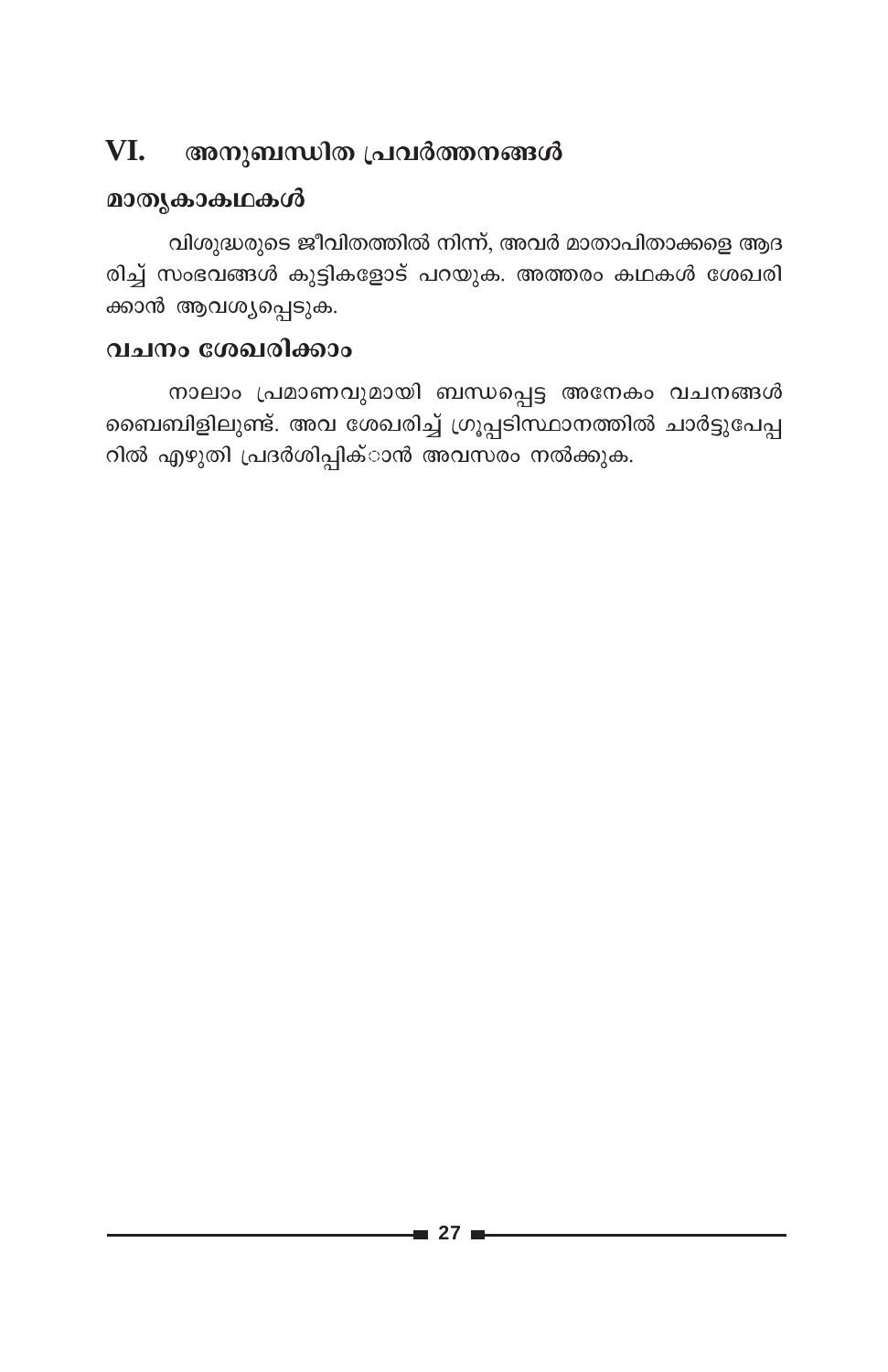## VI. അനുബന്ധിത പ്രവർത്തനങ്ങൾ

### മാതൃകാകഥകൾ

വിശുദ്ധരുടെ ജീവിതത്തിൽ നിന്ന്, അവർ മാതാപിതാക്കളെ ആദരിച്ച് സംഭവങ്ങൾ കുട്ടികളോട് പറയുക. അത്തരം കഥകൾ ശേഖരിക്കാൻ ആവശ്യപ്പെടുക.

### വചനം ശേഖരിക്കാം

നാലാം പ്രമാണവുമായി ബന്ധപ്പെട്ട അനേകം വചനങ്ങൾ ബൈബിളിലുണ്ട്. അവ ശേഖരിച്ച് ഗ്രൂപ്പടിസ്ഥാനത്തിൽ ചാർട്ടുപേപ്പറിൽ എഴുതി പ്രദർശിപ്പിക്ാൻ അവസരം നൽക്കുക.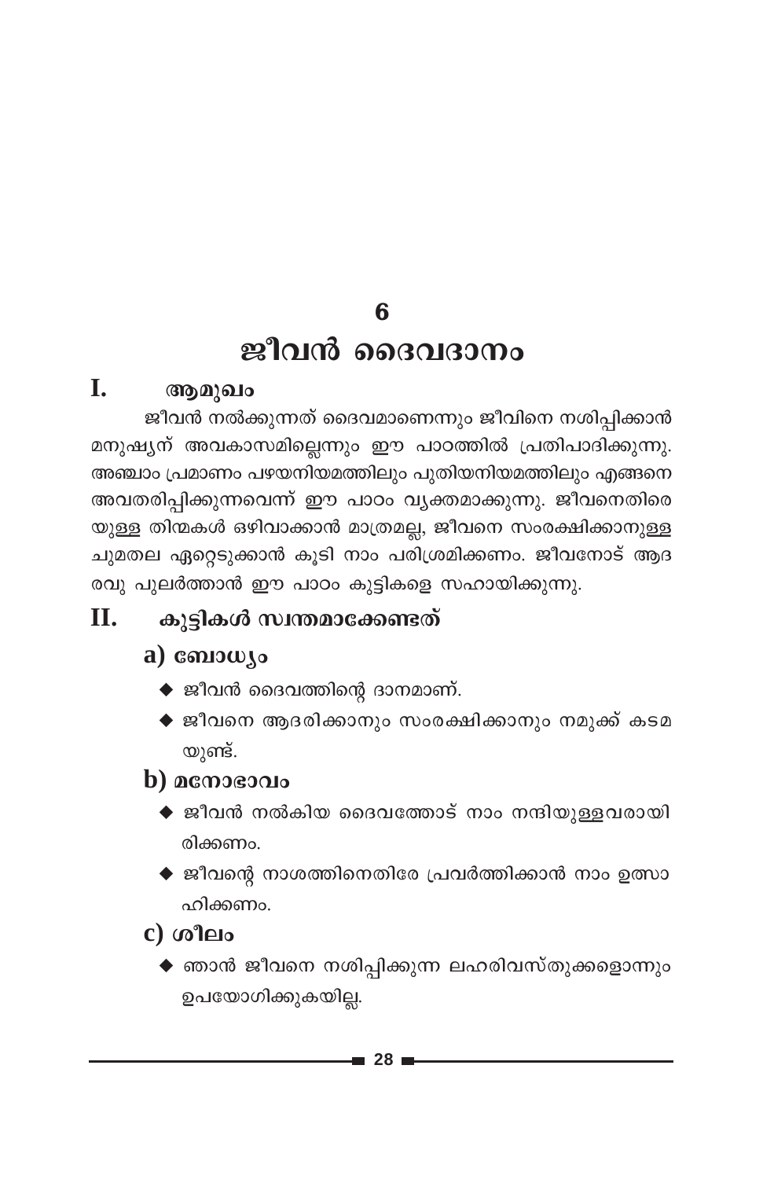# 6

# ജീവൻ ദൈവദാനം

## I. ആമുഖം

ജീവൻ നൽക്കുന്നത് ദൈവമാണെന്നും ജീവിനെ നശിപ്പിക്കാൻ മനുഷ്യന് അവകാസമില്ലെന്നും ഈ പാഠത്തിൽ പ്രതിപാദിക്കുന്നു. അഞ്ചാം പ്രമാണം പഴയനിയമത്തിലും പുതിയനിയമത്തിലും എങ്ങനെ അവതരിപ്പിക്കുന്നവെന്ന് ഈ പാഠം വ്യക്തമാക്കുന്നു. ജീവനെതിരെയുള്ള തിന്മകൾ ഒഴിവാക്കാൻ മാത്രമല്ല, ജീവനെ സംരക്ഷിക്കാനുള്ള ചുമതല ഏറ്റെടുക്കാൻ കൂടി നാം പരിശ്രമിക്കണം. ജീവനോട് ആദരവു പുലർത്താൻ ഈ പാഠം കുട്ടികളെ സഹായിക്കുന്നു.

## II. കുട്ടികൾ സ്വന്തമാക്കേണ്ടത്

### a) ബോധ്യം

- ജീവൻ ദൈവത്തിന്റെ ദാനമാണ്.
- ജീവനെ ആദരിക്കാനും സംരക്ഷിക്കാനും നമുക്ക് കടമയുണ്ട്.

### b) മനോഭാവം

- ജീവൻ നൽകിയ ദൈവത്തോട് നാം നന്ദിയുള്ളവരായിരിക്കണം.
- ജീവന്റെ നാശത്തിനെതിരേ പ്രവർത്തിക്കാൻ നാം ഉത്സാഹിക്കണം.

### c) ശീലം

- ഞാൻ ജീവനെ നശിപ്പിക്കുന്ന ലഹരിവസ്തുക്കളൊന്നും ഉപയോഗിക്കുകയില്ല.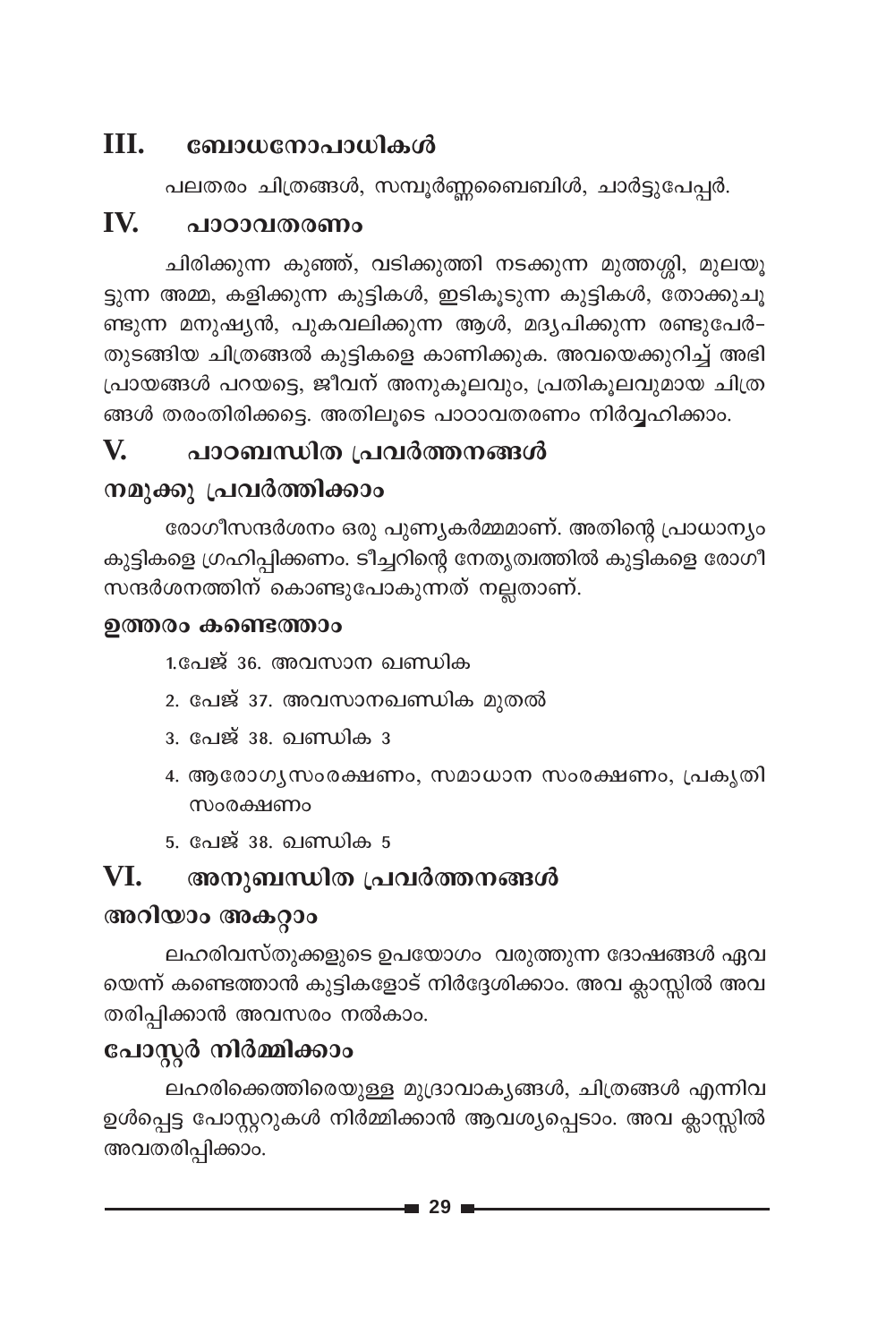## III. ബോധനോപാധികൾ

പലതരം ചിത്രങ്ങൾ, സമ്പൂർണ്ണബൈബിൾ, ചാർട്ടുപേപ്പർ.

## IV. പാഠാവതരണം

ചിരിക്കുന്ന കുഞ്ഞ്, വടിക്കുത്തി നടക്കുന്ന മുത്തശ്ശി, മുലയൂട്ടുന്ന അമ്മ, കളിക്കുന്ന കുട്ടികൾ, ഇടികൂടുന്ന കുട്ടികൾ, തോക്കുചൂണ്ടുന്ന മനുഷ്യൻ, പുകവലിക്കുന്ന ആൾ, മദ്യപിക്കുന്ന രണ്ടുപേർ– തുടങ്ങിയ ചിത്രങ്ങൽ കുട്ടികളെ കാണിക്കുക. അവയെക്കുറിച്ച് അഭിപ്രായങ്ങൾ പറയട്ടെ, ജീവന് അനുകൂലവും, പ്രതികൂലവുമായ ചിത്രങ്ങൾ തരംതിരിക്കട്ടെ. അതിലൂടെ പാഠാവതരണം നിർവ്വഹിക്കാം.

## V. പാഠബന്ധിത പ്രവർത്തനങ്ങൾ

### നമുക്കു പ്രവർത്തിക്കാം

രോഗീസന്ദർശനം ഒരു പുണ്യകർമ്മമാണ്. അതിന്റെ പ്രാധാന്യം കുട്ടികളെ ഗ്രഹിപ്പിക്കണം. ടീച്ചറിന്റെ നേതൃത്വത്തിൽ കുട്ടികളെ രോഗീസന്ദർശനത്തിന് കൊണ്ടുപോകുന്നത് നല്ലതാണ്.

### ഉത്തരം കണ്ടെത്താം

1. പേജ് 36. അവസാന ഖണ്ഡിക
2. പേജ് 37. അവസാനഖണ്ഡിക മുതൽ
3. പേജ് 38. ഖണ്ഡിക 3
4. ആരോഗ്യസംരക്ഷണം, സമാധാന സംരക്ഷണം, പ്രകൃതി സംരക്ഷണം
5. പേജ് 38. ഖണ്ഡിക 5

## VI. അനുബന്ധിത പ്രവർത്തനങ്ങൾ

### അറിയാം അകറ്റാം

ലഹരിവസ്തുക്കളുടെ ഉപയോഗം വരുത്തുന്ന ദോഷങ്ങൾ ഏവയെന്ന് കണ്ടെത്താൻ കുട്ടികളോട് നിർദ്ദേശിക്കാം. അവ ക്ലാസ്സിൽ അവതരിപ്പിക്കാൻ അവസരം നൽകാം.

### പോസ്റ്റർ നിർമ്മിക്കാം

ലഹരിക്കെത്തിരെയുള്ള മുദ്രാവാക്യങ്ങൾ, ചിത്രങ്ങൾ എന്നിവ ഉൾപ്പെട്ട പോസ്റ്ററുകൾ നിർമ്മിക്കാൻ ആവശ്യപ്പെടാം. അവ ക്ലാസ്സിൽ അവതരിപ്പിക്കാം.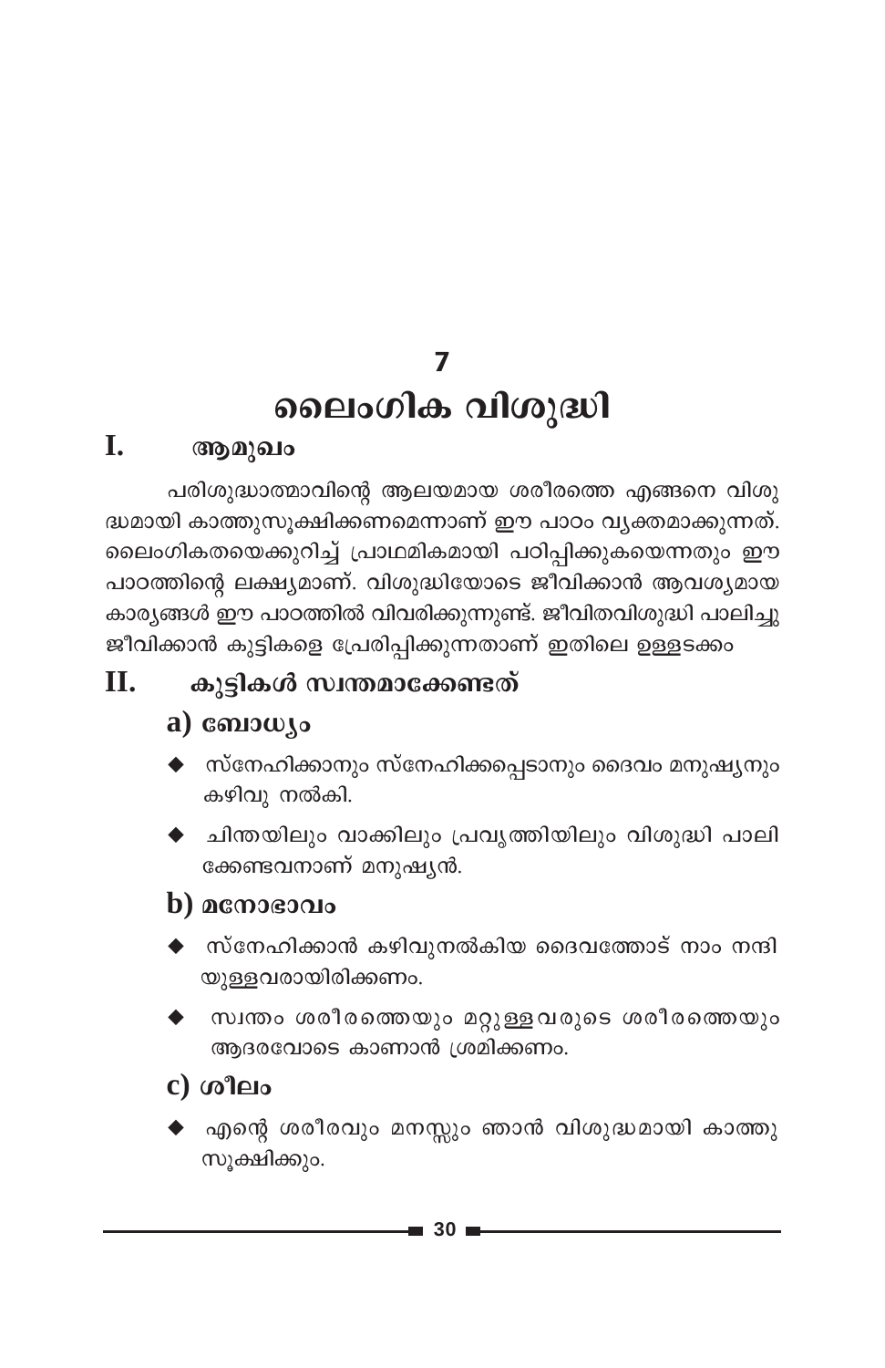# 7

# ലൈംഗിക വിശുദ്ധി

## I. ആമുഖം

പരിശുദ്ധാത്മാവിന്റെ ആലയമായ ശരീരത്തെ എങ്ങനെ വിശുദ്ധമായി കാത്തുസൂക്ഷിക്കണമെന്നാണ് ഈ പാഠം വ്യക്തമാക്കുന്നത്. ലൈംഗികതയെക്കുറിച്ച് പ്രാഥമികമായി പഠിപ്പിക്കുകയെന്നതും ഈ പാഠത്തിന്റെ ലക്ഷ്യമാണ്. വിശുദ്ധിയോടെ ജീവിക്കാൻ ആവശ്യമായ കാര്യങ്ങൾ ഈ പാഠത്തിൽ വിവരിക്കുന്നുണ്ട്. ജീവിതവിശുദ്ധി പാലിച്ചു ജീവിക്കാൻ കുട്ടികളെ പ്രേരിപ്പിക്കുന്നതാണ് ഇതിലെ ഉള്ളടക്കം

## II. കുട്ടികൾ സ്വന്തമാക്കേണ്ടത്

### a) ബോധ്യം

- സ്നേഹിക്കാനും സ്നേഹിക്കപ്പെടാനും ദൈവം മനുഷ്യനും കഴിവു നൽകി.
- ചിന്തയിലും വാക്കിലും പ്രവൃത്തിയിലും വിശുദ്ധി പാലിക്കേണ്ടവനാണ് മനുഷ്യൻ.

### b) മനോഭാവം

- സ്നേഹിക്കാൻ കഴിവുനൽകിയ ദൈവത്തോട് നാം നന്ദിയുള്ളവരായിരിക്കണം.
- സ്വന്തം ശരീരത്തെയും മറ്റുള്ളവരുടെ ശരീരത്തെയും ആദരവോടെ കാണാൻ ശ്രമിക്കണം.

### c) ശീലം

- എന്റെ ശരീരവും മനസ്സും ഞാൻ വിശുദ്ധമായി കാത്തുസൂക്ഷിക്കും.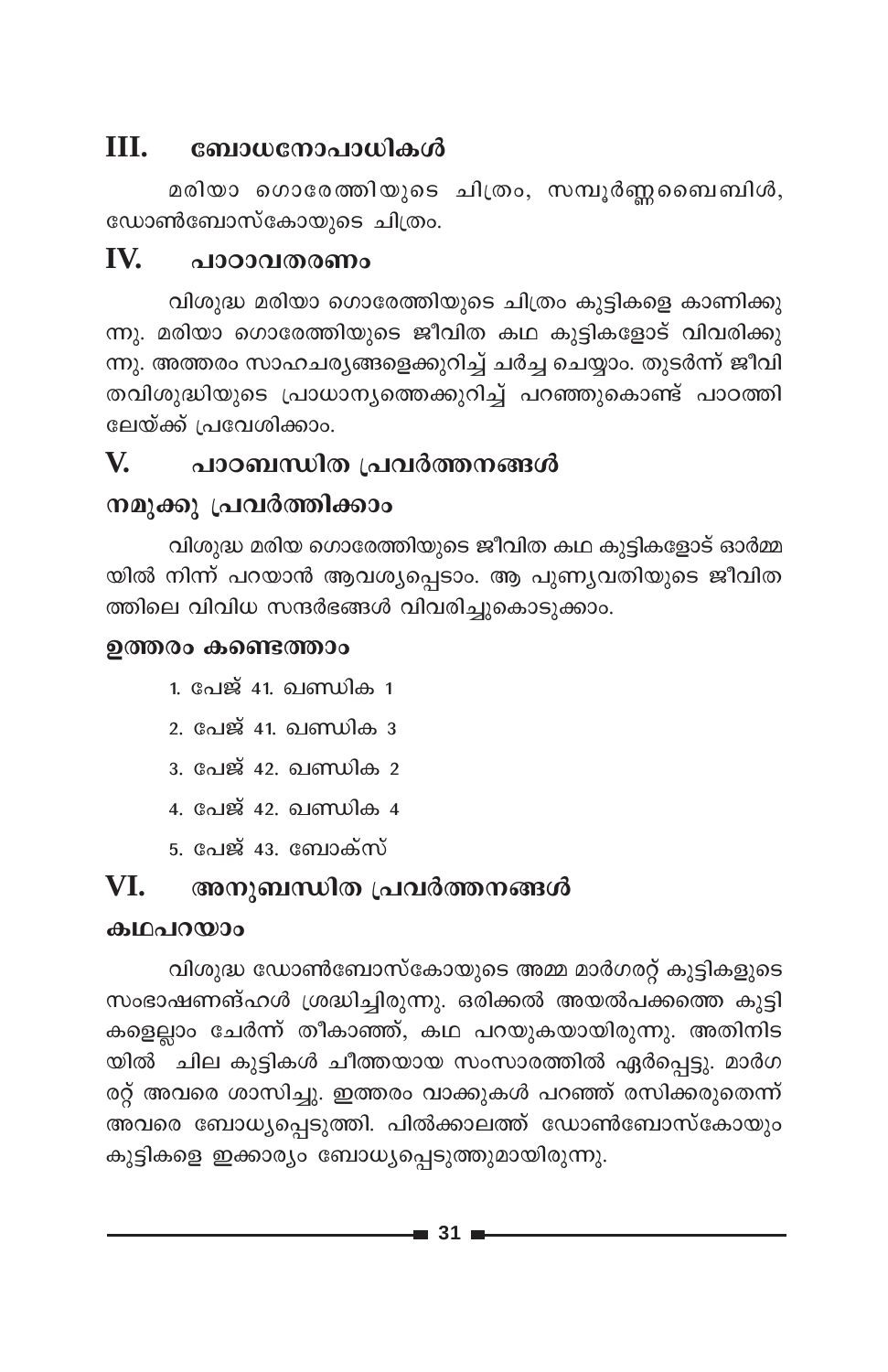## III. ബോധനോപാധികൾ

മരിയാ ഗൊരേത്തിയുടെ ചിത്രം, സമ്പൂർണ്ണബൈബിൾ, ഡോൺബോസ്കോയുടെ ചിത്രം.

## IV. പാഠാവതരണം

വിശുദ്ധ മരിയാ ഗൊരേത്തിയുടെ ചിത്രം കുട്ടികളെ കാണിക്കുന്നു. മരിയാ ഗൊരേത്തിയുടെ ജീവിത കഥ കുട്ടികളോട് വിവരിക്കുന്നു. അത്തരം സാഹചര്യങ്ങളെക്കുറിച്ച് ചർച്ച ചെയ്യാം. തുടർന്ന് ജീവിതവിശുദ്ധിയുടെ പ്രാധാന്യത്തെക്കുറിച്ച് പറഞ്ഞുകൊണ്ട് പാഠത്തിലേയ്ക്ക് പ്രവേശിക്കാം.

## V. പാഠബന്ധിത പ്രവർത്തനങ്ങൾ

### നമുക്കു പ്രവർത്തിക്കാം

വിശുദ്ധ മരിയ ഗൊരേത്തിയുടെ ജീവിത കഥ കുട്ടികളോട് ഓർമ്മയിൽ നിന്ന് പറയാൻ ആവശ്യപ്പെടാം. ആ പുണ്യവതിയുടെ ജീവിതത്തിലെ വിവിധ സന്ദർഭങ്ങൾ വിവരിച്ചുകൊടുക്കാം.

### ഉത്തരം കണ്ടെത്താം

1. പേജ് 41. ഖണ്ഡിക 1
2. പേജ് 41. ഖണ്ഡിക 3
3. പേജ് 42. ഖണ്ഡിക 2
4. പേജ് 42. ഖണ്ഡിക 4
5. പേജ് 43. ബോക്സ്

## VI. അനുബന്ധിത പ്രവർത്തനങ്ങൾ

### കഥപറയാം

വിശുദ്ധ ഡോൺബോസ്കോയുടെ അമ്മ മാർഗരറ്റ് കുട്ടികളുടെ സംഭാഷണങ്ങൾ ശ്രദ്ധിച്ചിരുന്നു. ഒരിക്കൽ അയൽപക്കത്തെ കുട്ടികളെല്ലാം ചേർന്ന് തീകാഞ്ഞ്, കഥ പറയുകയായിരുന്നു. അതിനിടയിൽ ചില കുട്ടികൾ ചീത്തയായ സംസാരത്തിൽ ഏർപ്പെട്ടു. മാർഗരറ്റ് അവരെ ശാസിച്ചു. ഇത്തരം വാക്കുകൾ പറഞ്ഞ് രസിക്കരുതെന്ന് അവരെ ബോധ്യപ്പെടുത്തി. പിൽക്കാലത്ത് ഡോൺബോസ്കോയും കുട്ടികളെ ഇക്കാര്യം ബോധ്യപ്പെടുത്തുമായിരുന്നു.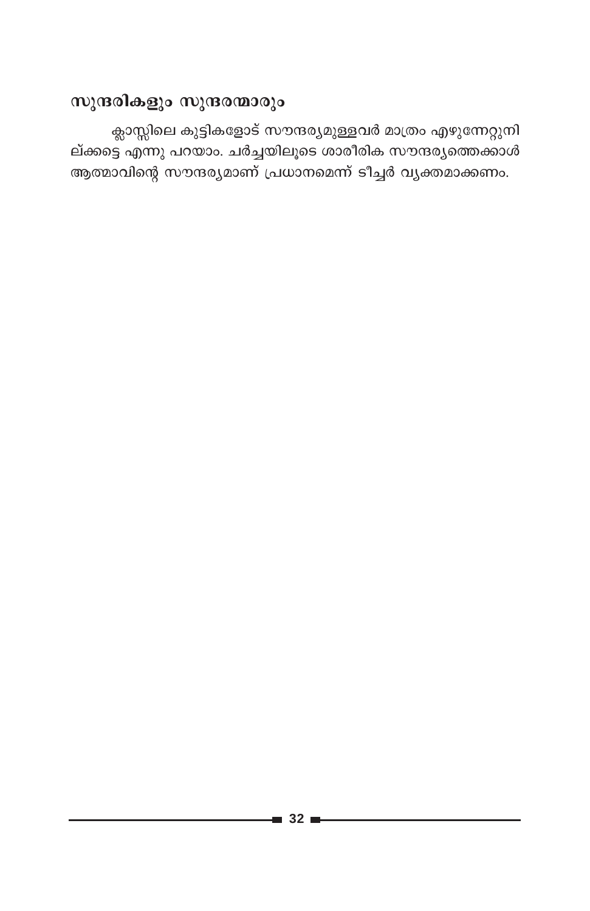## സുന്ദരികളും സുന്ദരന്മാരും

ക്ലാസ്സിലെ കുട്ടികളോട് സൗന്ദര്യമുള്ളവർ മാത്രം എഴുന്നേറ്റുനിൽക്കട്ടെ എന്നു പറയാം. ചർച്ചയിലൂടെ ശാരീരിക സൗന്ദര്യത്തെക്കാൾ ആത്മാവിന്റെ സൗന്ദര്യമാണ് പ്രധാനമെന്ന് ടീച്ചർ വ്യക്തമാക്കണം.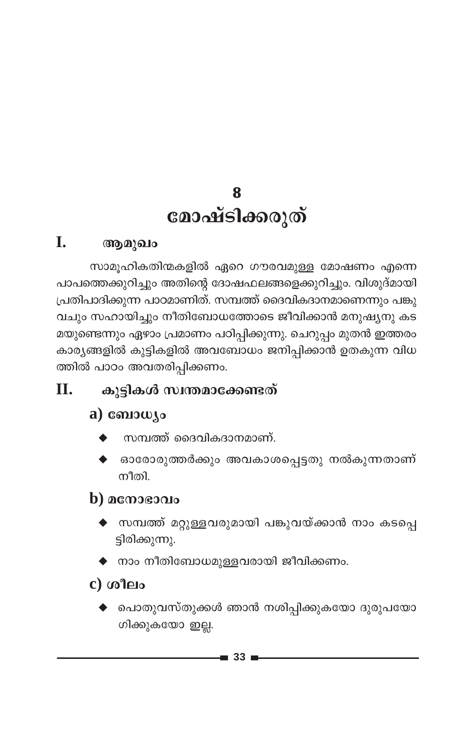# 8
# മോഷ്ടിക്കരുത്

## I. ആമുഖം

സാമൂഹികതിന്മകളിൽ ഏറെ ഗൗരവമുള്ള മോഷണം എന്നെ പാപത്തെക്കുറിച്ചും അതിന്റെ ദോഷഫലങ്ങളെക്കുറിച്ചും. വിശുദ്മായി പ്രതിപാദിക്കുന്ന പാഠമാണിത്. സമ്പത്ത് ദൈവികദാനമാണെന്നും പങ്കുവച്ചും സഹായിച്ചും നീതിബോധത്തോടെ ജീവിക്കാൻ മനുഷ്യനു കടമയുണ്ടെന്നും ഏഴാം പ്രമാണം പഠിപ്പിക്കുന്നു. ചെറുപ്പം മുതൻ ഇത്തരം കാര്യങ്ങളിൽ കുട്ടികളിൽ അവബോധം ജനിപ്പിക്കാൻ ഉതകുന്ന വിധത്തിൽ പാഠം അവതരിപ്പിക്കണം.

## II. കുട്ടികൾ സ്വന്തമാക്കേണ്ടത്

### a) ബോധ്യം

- സമ്പത്ത് ദൈവികദാനമാണ്.
- ഓരോരുത്തർക്കും അവകാശപ്പെട്ടതു നൽകുന്നതാണ് നീതി.

### b) മനോഭാവം

- സമ്പത്ത് മറ്റുള്ളവരുമായി പങ്കുവയ്ക്കാൻ നാം കടപ്പെട്ടിരിക്കുന്നു.
- നാം നീതിബോധമുള്ളവരായി ജീവിക്കണം.

### c) ശീലം

- പൊതുവസ്തുക്കൾ ഞാൻ നശിപ്പിക്കുകയോ ദുരുപയോഗിക്കുകയോ ഇല്ല.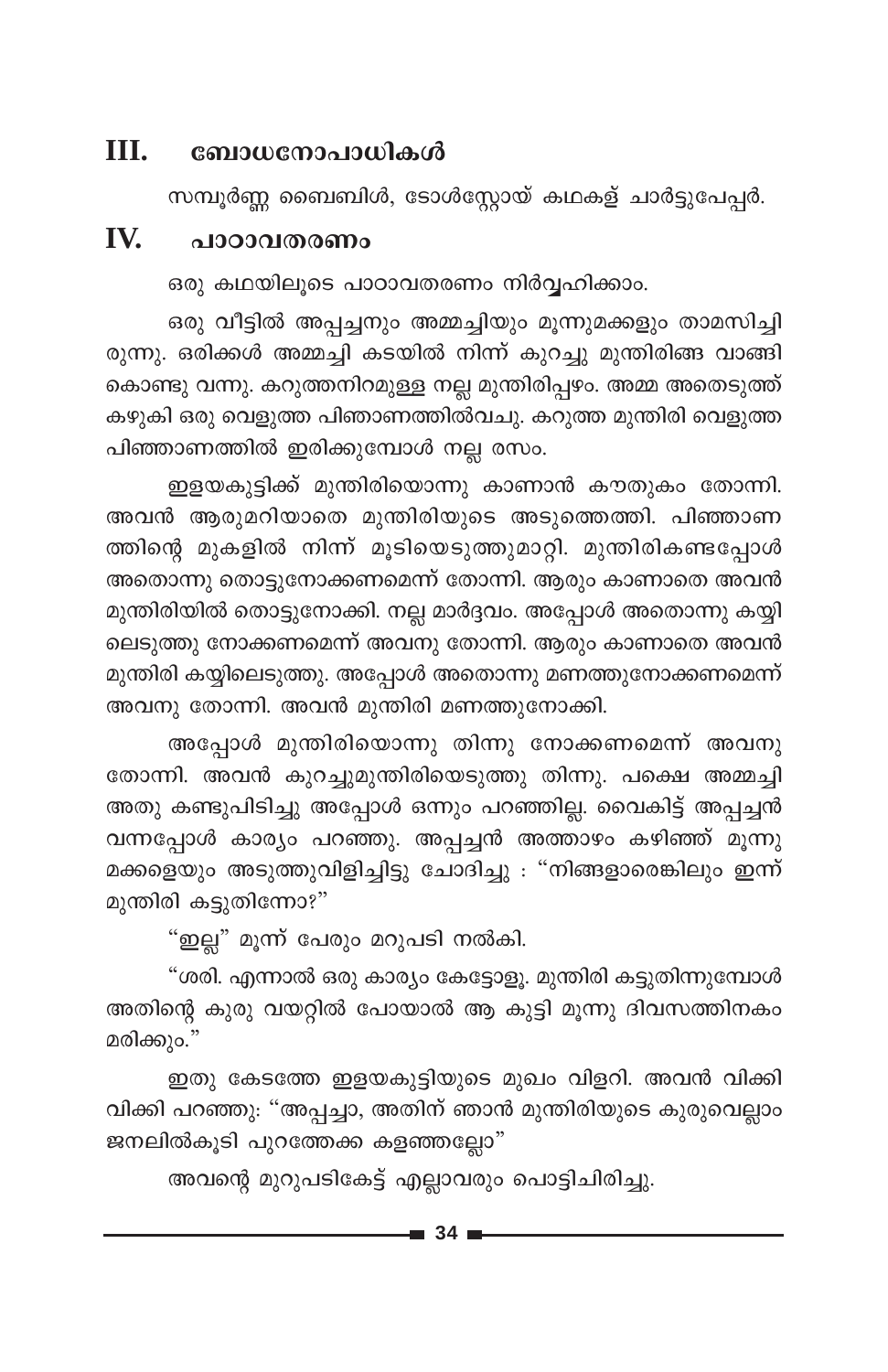## III. ബോധനോപാധികൾ

സമ്പൂർണ്ണ ബൈബിൾ, ടോൾസ്റ്റോയ് കഥകള് ചാർട്ടുപേപ്പർ.

## IV. പാഠാവതരണം

ഒരു കഥയിലൂടെ പാഠാവതരണം നിർവ്വഹിക്കാം.

ഒരു വീട്ടിൽ അപ്പച്ചനും അമ്മച്ചിയും മൂന്നുമക്കളും താമസിച്ചിരുന്നു. ഒരിക്കൽ അമ്മച്ചി കടയിൽ നിന്ന് കുറച്ചു മുന്തിരിങ്ങ വാങ്ങി കൊണ്ടു വന്നു. കറുത്തനിറമുള്ള നല്ല മുന്തിരിപ്പഴം. അമ്മ അതെടുത്ത് കഴുകി ഒരു വെളുത്ത പിഞാണത്തിൽവച്ചു. കറുത്ത മുന്തിരി വെളുത്ത പിഞ്ഞാണത്തിൽ ഇരിക്കുമ്പോൾ നല്ല രസം.

ഇളയകുട്ടിക്ക് മുന്തിരിയൊന്നു കാണാൻ കൗതുകം തോന്നി. അവൻ ആരുമറിയാതെ മുന്തിരിയുടെ അടുത്തെത്തി. പിഞ്ഞാണത്തിന്റെ മുകളിൽ നിന്ന് മൂടിയെടുത്തുമാറ്റി. മുന്തിരികണ്ടപ്പോൾ അതൊന്നു തൊട്ടുനോക്കണമെന്ന് തോന്നി. ആരും കാണാതെ അവൻ മുന്തിരിയിൽ തൊട്ടുനോക്കി. നല്ല മാർദ്ദവം. അപ്പോൾ അതൊന്നു കയ്യിലെടുത്തു നോക്കണമെന്ന് അവനു തോന്നി. ആരും കാണാതെ അവൻ മുന്തിരി കയ്യിലെടുത്തു. അപ്പോൾ അതൊന്നു മണത്തുനോക്കണമെന്ന് അവനു തോന്നി. അവൻ മുന്തിരി മണത്തുനോക്കി.

അപ്പോൾ മുന്തിരിയൊന്നു തിന്നു നോക്കണമെന്ന് അവനു തോന്നി. അവൻ കുറച്ചുമുന്തിരിയെടുത്തു തിന്നു. പക്ഷെ അമ്മച്ചി അതു കണ്ടുപിടിച്ചു അപ്പോൾ ഒന്നും പറഞ്ഞില്ല. വൈകിട്ട് അപ്പച്ചൻ വന്നപ്പോൾ കാര്യം പറഞ്ഞു. അപ്പച്ചൻ അത്താഴം കഴിഞ്ഞ് മൂന്നു മക്കളെയും അടുത്തുവിളിച്ചിട്ടു ചോദിച്ചു : "നിങ്ങളാരെങ്കിലും ഇന്ന് മുന്തിരി കട്ടുതിന്നോ?"

"ഇല്ല" മൂന്ന് പേരും മറുപടി നൽകി.

"ശരി. എന്നാൽ ഒരു കാര്യം കേട്ടോളൂ. മുന്തിരി കട്ടുതിന്നുമ്പോൾ അതിന്റെ കുരു വയറ്റിൽ പോയാൽ ആ കുട്ടി മൂന്നു ദിവസത്തിനകം മരിക്കും."

ഇതു കേടത്തേ ഇളയകുട്ടിയുടെ മുഖം വിളറി. അവൻ വിക്കി വിക്കി പറഞ്ഞു: "അപ്പച്ചാ, അതിന് ഞാൻ മുന്തിരിയുടെ കുരുവെല്ലാം ജനലിൽകൂടി പുറത്തേക്ക കളഞ്ഞല്ലോ"

അവന്റെ മുറുപടികേട്ട് എല്ലാവരും പൊട്ടിചിരിച്ചു.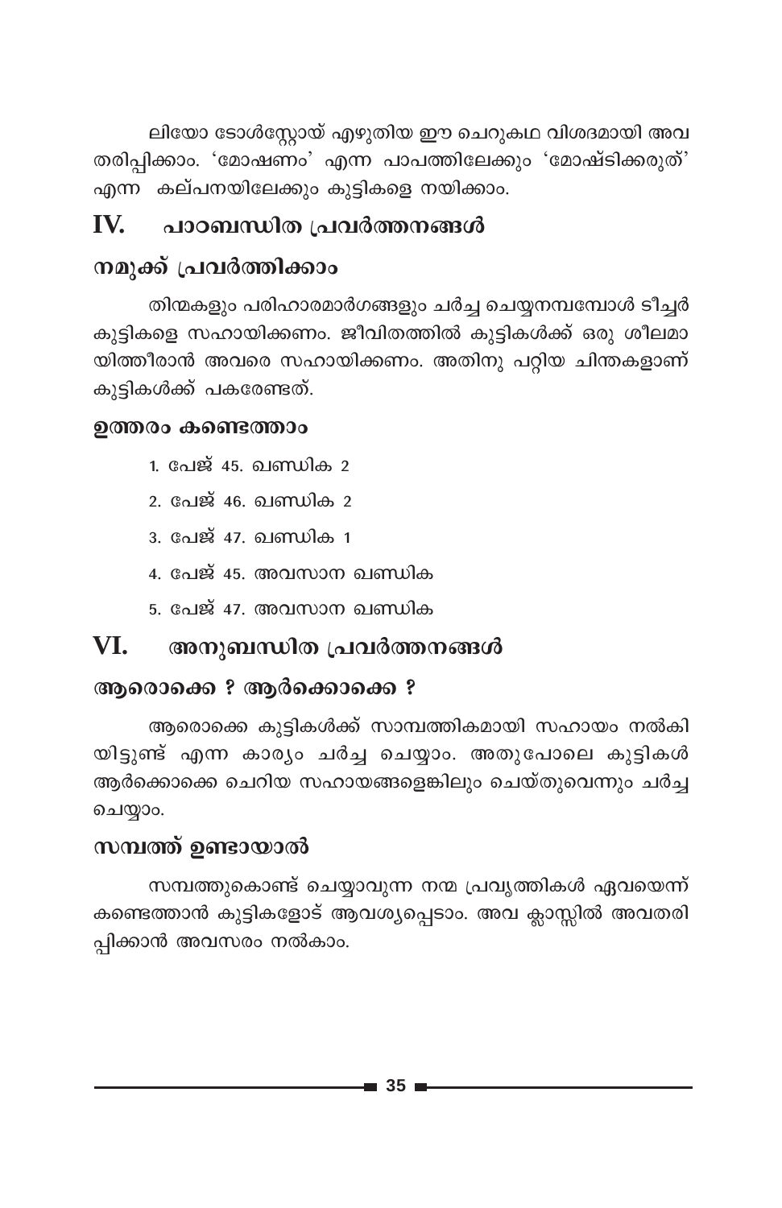ലിയോ ടോൾസ്റ്റോയ് എഴുതിയ ഈ ചെറുകഥ വിശദമായി അവതരിപ്പിക്കാം. 'മോഷണം' എന്ന പാപത്തിലേക്കും 'മോഷ്ടിക്കരുത്' എന്ന കല്പനയിലേക്കും കുട്ടികളെ നയിക്കാം.

## IV. പാഠബന്ധിത പ്രവർത്തനങ്ങൾ

### നമുക്ക് പ്രവർത്തിക്കാം

തിന്മകളും പരിഹാരമാർഗങ്ങളും ചർച്ച ചെയ്യനമ്പോൾ ടീച്ചർ കുട്ടികളെ സഹായിക്കണം. ജീവിതത്തിൽ കുട്ടികൾക്ക് ഒരു ശീലമായിത്തീരാൻ അവരെ സഹായിക്കണം. അതിനു പറ്റിയ ചിന്തകളാണ് കുട്ടികൾക്ക് പകരേണ്ടത്.

### ഉത്തരം കണ്ടെത്താം

1. പേജ് 45. ഖണ്ഡിക 2
2. പേജ് 46. ഖണ്ഡിക 2
3. പേജ് 47. ഖണ്ഡിക 1
4. പേജ് 45. അവസാന ഖണ്ഡിക
5. പേജ് 47. അവസാന ഖണ്ഡിക

## VI. അനുബന്ധിത പ്രവർത്തനങ്ങൾ

### ആരൊക്കെ ? ആർക്കൊക്കെ ?

ആരൊക്കെ കുട്ടികൾക്ക് സാമ്പത്തികമായി സഹായം നൽകിയിട്ടുണ്ട് എന്ന കാര്യം ചർച്ച ചെയ്യാം. അതുപോലെ കുട്ടികൾ ആർക്കൊക്കെ ചെറിയ സഹായങ്ങളെങ്കിലും ചെയ്തുവെന്നും ചർച്ച ചെയ്യാം.

### സമ്പത്ത് ഉണ്ടായാൽ

സമ്പത്തുകൊണ്ട് ചെയ്യാവുന്ന നന്മ പ്രവൃത്തികൾ ഏവയെന്ന് കണ്ടെത്താൻ കുട്ടികളോട് ആവശ്യപ്പെടാം. അവ ക്ലാസ്സിൽ അവതരിപ്പിക്കാൻ അവസരം നൽകാം.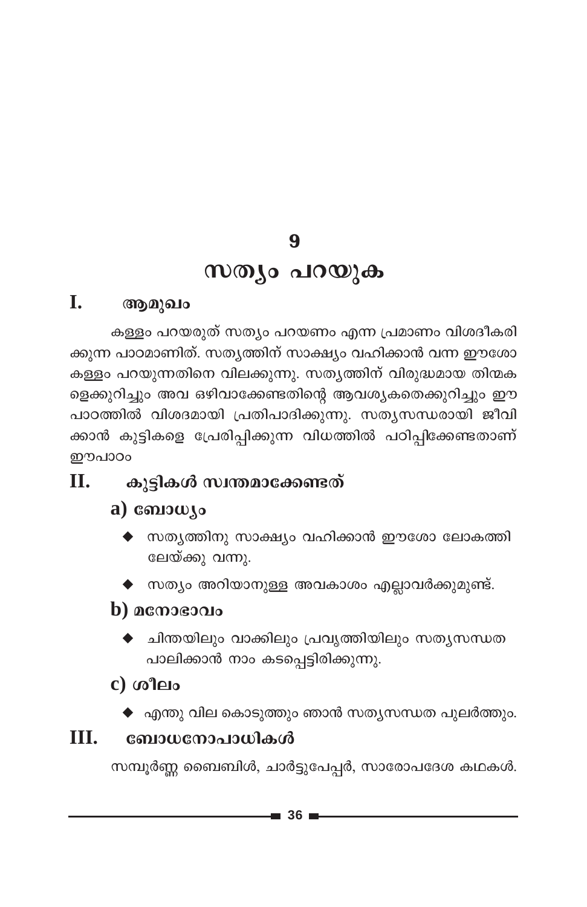# 9

# സത്യം പറയുക

## I. ആമുഖം

കള്ളം പറയരുത് സത്യം പറയണം എന്ന പ്രമാണം വിശദീകരിക്കുന്ന പാഠമാണിത്. സത്യത്തിന് സാക്ഷ്യം വഹിക്കാൻ വന്ന ഈശോ കള്ളം പറയുന്നതിനെ വിലക്കുന്നു. സത്യത്തിന് വിരുദ്ധമായ തിന്മകളെക്കുറിച്ചും അവ ഒഴിവാക്കേണ്ടതിന്റെ ആവശ്യകതെക്കുറിച്ചും ഈ പാഠത്തിൽ വിശദമായി പ്രതിപാദിക്കുന്നു. സത്യസന്ധരായി ജീവിക്കാൻ കുട്ടികളെ പ്രേരിപ്പിക്കുന്ന വിധത്തിൽ പഠിപ്പിക്കേണ്ടതാണ് ഈപാഠം

## II. കുട്ടികൾ സ്വന്തമാക്കേണ്ടത്

### a) ബോധ്യം

- സത്യത്തിനു സാക്ഷ്യം വഹിക്കാൻ ഈശോ ലോകത്തിലേയ്ക്കു വന്നു.
- സത്യം അറിയാനുള്ള അവകാശം എല്ലാവർക്കുമുണ്ട്.

### b) മനോഭാവം

- ചിന്തയിലും വാക്കിലും പ്രവൃത്തിയിലും സത്യസന്ധത പാലിക്കാൻ നാം കടപ്പെട്ടിരിക്കുന്നു.

### c) ശീലം

- എന്തു വില കൊടുത്തും ഞാൻ സത്യസന്ധത പുലർത്തും.

## III. ബോധനോപാധികൾ

സമ്പൂർണ്ണ ബൈബിൾ, ചാർട്ടുപേപ്പർ, സാരോപദേശ കഥകൾ.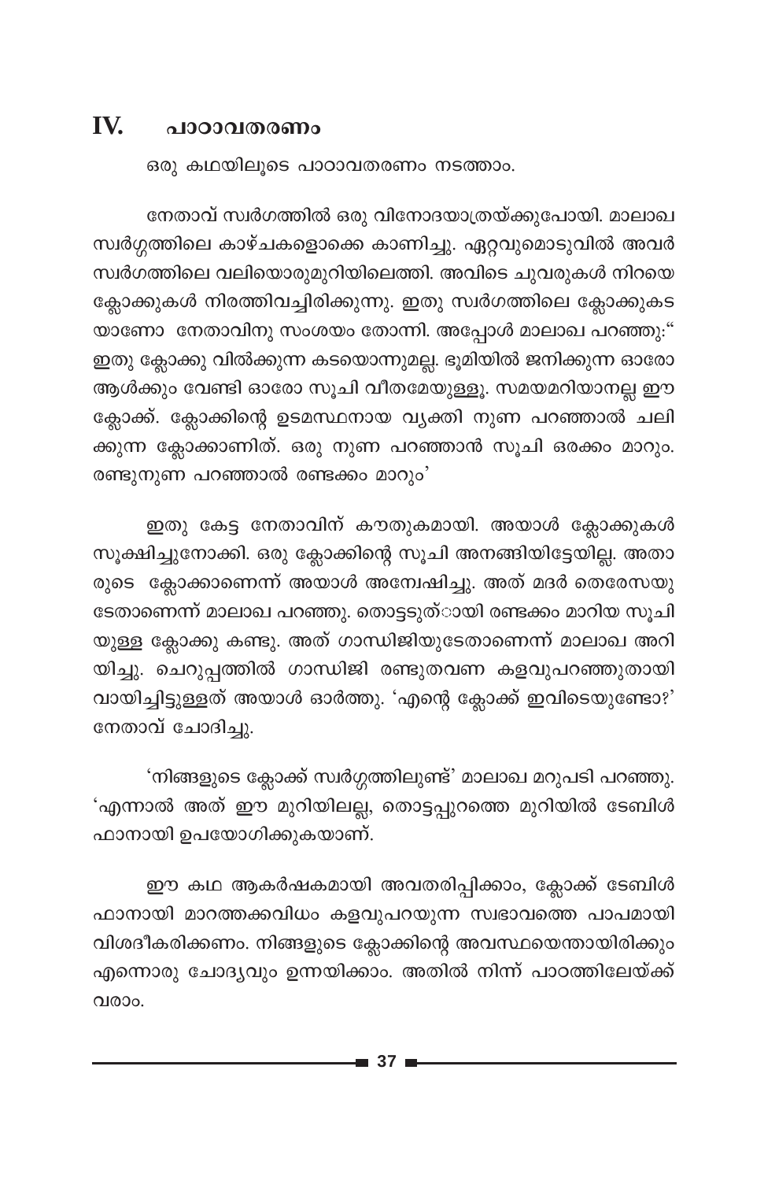## IV. പാഠാവതരണം

ഒരു കഥയിലൂടെ പാഠാവതരണം നടത്താം.

നേതാവ് സ്വർഗത്തിൽ ഒരു വിനോദയാത്രയ്ക്കുപോയി. മാലാഖ സ്വർഗ്ഗത്തിലെ കാഴ്ചകളൊക്കെ കാണിച്ചു. ഏറ്റവുമൊടുവിൽ അവർ സ്വർഗത്തിലെ വലിയൊരുമുറിയിലെത്തി. അവിടെ ചുവരുകൾ നിറയെ ക്ലോക്കുകൾ നിരത്തിവച്ചിരിക്കുന്നു. ഇതു സ്വർഗത്തിലെ ക്ലോക്കുകടയാണോ നേതാവിനു സംശയം തോന്നി. അപ്പോൾ മാലാഖ പറഞ്ഞു:" ഇതു ക്ലോക്കു വിൽക്കുന്ന കടയൊന്നുമല്ല. ഭൂമിയിൽ ജനിക്കുന്ന ഓരോ ആൾക്കും വേണ്ടി ഓരോ സൂചി വീതമേയുള്ളൂ. സമയമറിയാനല്ല ഈ ക്ലോക്ക്. ക്ലോക്കിന്റെ ഉടമസ്ഥനായ വ്യക്തി നുണ പറഞ്ഞാൽ ചലിക്കുന്ന ക്ലോക്കാണിത്. ഒരു നുണ പറഞ്ഞാൻ സൂചി ഒരക്കം മാറും. രണ്ടുനുണ പറഞ്ഞാൽ രണ്ടക്കം മാറും'

ഇതു കേട്ട നേതാവിന് കൗതുകമായി. അയാൾ ക്ലോക്കുകൾ സൂക്ഷിച്ചുനോക്കി. ഒരു ക്ലോക്കിന്റെ സൂചി അനങ്ങിയിട്ടേയില്ല. അതാരുടെ ക്ലോക്കാണെന്ന് അയാൾ അന്വേഷിച്ചു. അത് മദർ തെരേസയുടേതാണെന്ന് മാലാഖ പറഞ്ഞു. തൊട്ടടുത്ായി രണ്ടക്കം മാറിയ സൂചിയുള്ള ക്ലോക്കു കണ്ടു. അത് ഗാന്ധിജിയുടേതാണെന്ന് മാലാഖ അറിയിച്ചു. ചെറുപ്പത്തിൽ ഗാന്ധിജി രണ്ടുതവണ കളവുപറഞ്ഞുതായി വായിച്ചിട്ടുള്ളത് അയാൾ ഓർത്തു. 'എന്റെ ക്ലോക്ക് ഇവിടെയുണ്ടോ?' നേതാവ് ചോദിച്ചു.

'നിങ്ങളുടെ ക്ലോക്ക് സ്വർഗ്ഗത്തിലുണ്ട്' മാലാഖ മറുപടി പറഞ്ഞു. 'എന്നാൽ അത് ഈ മുറിയിലല്ല, തൊട്ടപ്പുറത്തെ മുറിയിൽ ടേബിൾ ഫാനായി ഉപയോഗിക്കുകയാണ്.

ഈ കഥ ആകർഷകമായി അവതരിപ്പിക്കാം, ക്ലോക്ക് ടേബിൾ ഫാനായി മാറത്തക്കവിധം കളവുപറയുന്ന സ്വഭാവത്തെ പാപമായി വിശദീകരിക്കണം. നിങ്ങളുടെ ക്ലോക്കിന്റെ അവസ്ഥയെന്തായിരിക്കും എന്നൊരു ചോദ്യവും ഉന്നയിക്കാം. അതിൽ നിന്ന് പാഠത്തിലേയ്ക്ക് വരാം.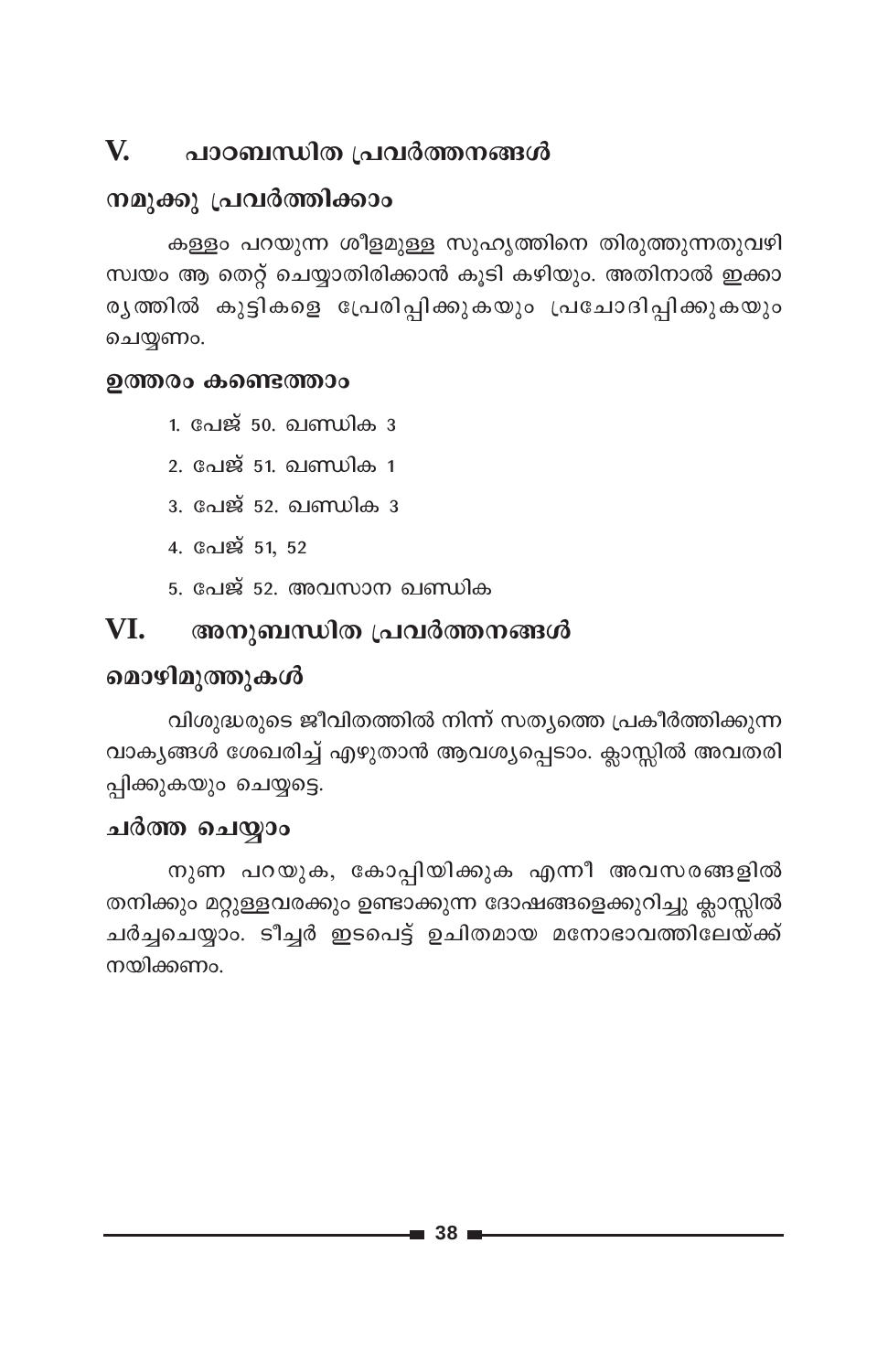## V. പാഠബന്ധിത പ്രവർത്തനങ്ങൾ

### നമുക്കു പ്രവർത്തിക്കാം

കള്ളം പറയുന്ന ശീളമുള്ള സുഹൃത്തിനെ തിരുത്തുന്നതുവഴി സ്വയം ആ തെറ്റ് ചെയ്യാതിരിക്കാൻ കൂടി കഴിയും. അതിനാൽ ഇക്കാര്യത്തിൽ കുട്ടികളെ പ്രേരിപ്പിക്കുകയും പ്രചോദിപ്പിക്കുകയും ചെയ്യണം.

### ഉത്തരം കണ്ടെത്താം

1. പേജ് 50. ഖണ്ഡിക 3
2. പേജ് 51. ഖണ്ഡിക 1
3. പേജ് 52. ഖണ്ഡിക 3
4. പേജ് 51, 52
5. പേജ് 52. അവസാന ഖണ്ഡിക

## VI. അനുബന്ധിത പ്രവർത്തനങ്ങൾ

### മൊഴിമുത്തുകൾ

വിശുദ്ധരുടെ ജീവിതത്തിൽ നിന്ന് സത്യത്തെ പ്രകീർത്തിക്കുന്ന വാക്യങ്ങൾ ശേഖരിച്ച് എഴുതാൻ ആവശ്യപ്പെടാം. ക്ലാസ്സിൽ അവതരിപ്പിക്കുകയും ചെയ്യട്ടെ.

### ചർത്ത ചെയ്യാം

നുണ പറയുക, കോപ്പിയിക്കുക എന്നീ അവസരങ്ങളിൽ തനിക്കും മറ്റുള്ളവരക്കും ഉണ്ടാക്കുന്ന ദോഷങ്ങളെക്കുറിച്ചു ക്ലാസ്സിൽ ചർച്ചചെയ്യാം. ടീച്ചർ ഇടപെട്ട് ഉചിതമായ മനോഭാവത്തിലേയ്ക്ക് നയിക്കണം.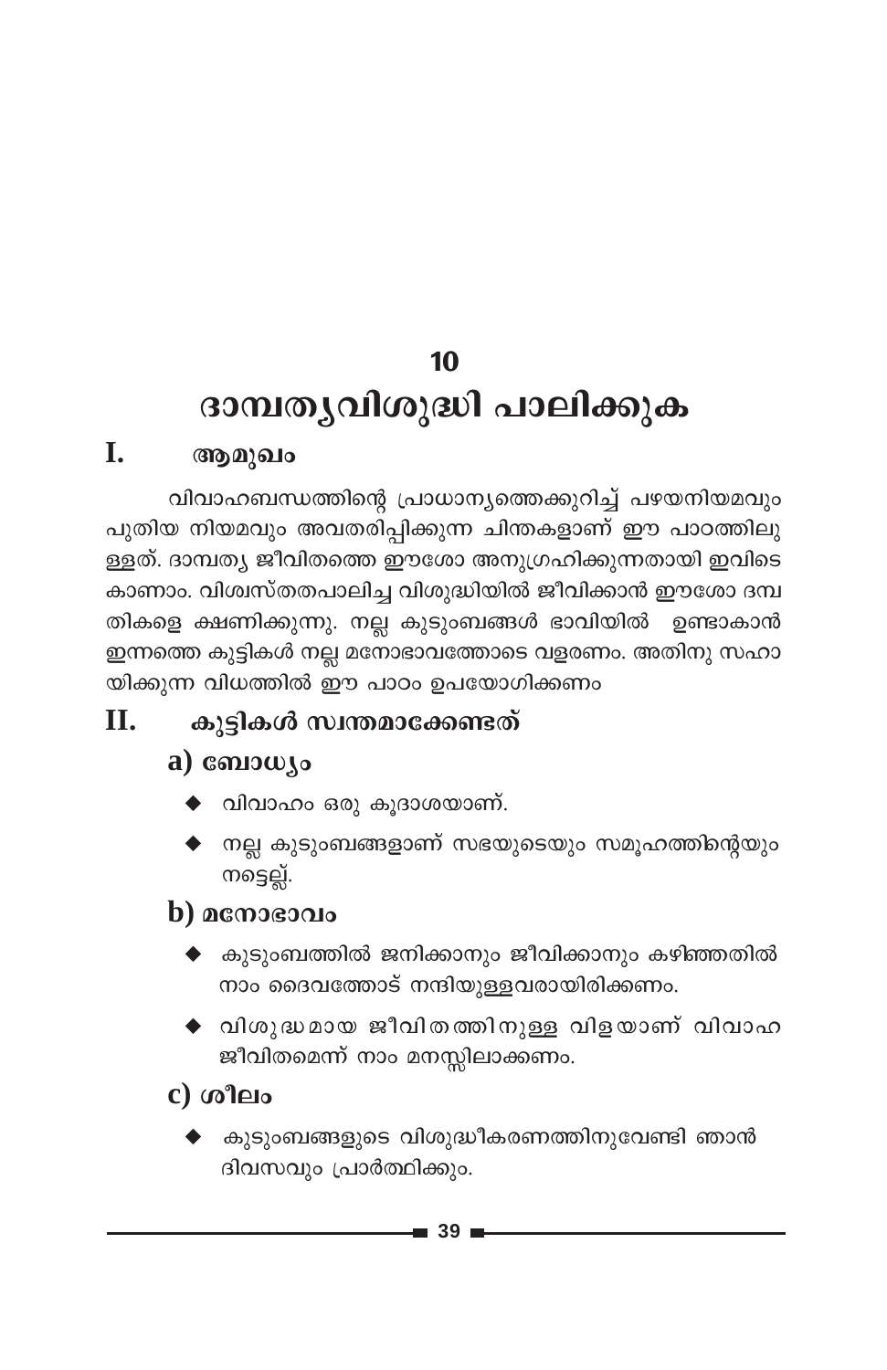# 10

# ദാമ്പത്യവിശുദ്ധി പാലിക്കുക

## I. ആമുഖം

വിവാഹബന്ധത്തിന്റെ പ്രാധാന്യത്തെക്കുറിച്ച് പഴയനിയമവും പുതിയ നിയമവും അവതരിപ്പിക്കുന്ന ചിന്തകളാണ് ഈ പാഠത്തിലുള്ളത്. ദാമ്പത്യ ജീവിതത്തെ ഈശോ അനുഗ്രഹിക്കുന്നതായി ഇവിടെ കാണാം. വിശ്വസ്തതപാലിച്ച വിശുദ്ധിയിൽ ജീവിക്കാൻ ഈശോ ദമ്പതികളെ ക്ഷണിക്കുന്നു. നല്ല കുടുംബങ്ങൾ ഭാവിയിൽ ഉണ്ടാകാൻ ഇന്നത്തെ കുട്ടികൾ നല്ല മനോഭാവത്തോടെ വളരണം. അതിനു സഹായിക്കുന്ന വിധത്തിൽ ഈ പാഠം ഉപയോഗിക്കണം

## II. കുട്ടികൾ സ്വന്തമാക്കേണ്ടത്

### a) ബോധ്യം

- വിവാഹം ഒരു കൂദാശയാണ്.
- നല്ല കുടുംബങ്ങളാണ് സഭയുടെയും സമൂഹത്തിന്റെയും നട്ടെല്ല്.

### b) മനോഭാവം

- കുടുംബത്തിൽ ജനിക്കാനും ജീവിക്കാനും കഴിഞ്ഞതിൽ നാം ദൈവത്തോട് നന്ദിയുള്ളവരായിരിക്കണം.
- വിശുദ്ധമായ ജീവിതത്തിനുള്ള വിളയാണ് വിവാഹ ജീവിതമെന്ന് നാം മനസ്സിലാക്കണം.

### c) ശീലം

- കുടുംബങ്ങളുടെ വിശുദ്ധീകരണത്തിനുവേണ്ടി ഞാൻ ദിവസവും പ്രാർത്ഥിക്കും.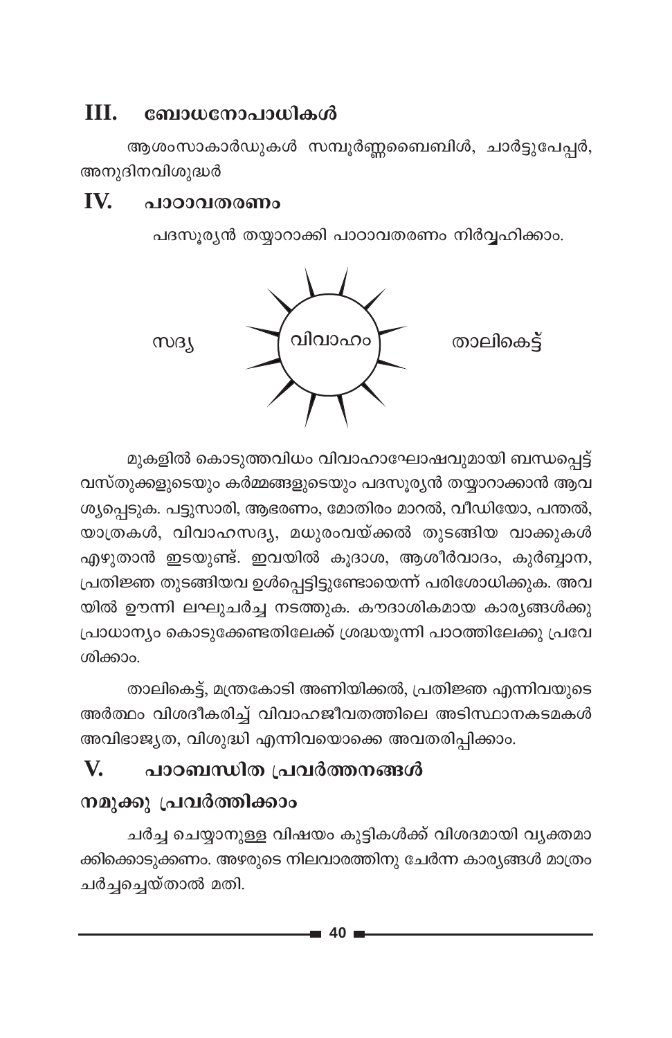## III. ബോധനോപാധികൾ

ആശംസാകാർഡുകൾ സമ്പൂർണ്ണബൈബിൾ, ചാർട്ടുപേപ്പർ, അനുദിനവിശുദ്ധർ

## IV. പാഠാവതരണം

പദസൂര്യൻ തയ്യാറാക്കി പാഠാവതരണം നിർവ്വഹിക്കാം.

സദ്യ — വിവാഹം — താലികെട്ട്

മുകളിൽ കൊടുത്തവിധം വിവാഹാഘോഷവുമായി ബന്ധപ്പെട്ട് വസ്തുക്കളുടെയും കർമ്മങ്ങളുടെയും പദസൂര്യൻ തയ്യാറാക്കാൻ ആവശ്യപ്പെടുക. പട്ടുസാരി, ആഭരണം, മോതിരം മാറൽ, വീഡിയോ, പന്തൽ, യാത്രകൾ, വിവാഹസദ്യ, മധുരംവയ്ക്കൽ തുടങ്ങിയ വാക്കുകൾ എഴുതാൻ ഇടയുണ്ട്. ഇവയിൽ കൂദാശ, ആശീർവാദം, കുർബ്ബാന, പ്രതിജ്ഞ തുടങ്ങിയവ ഉൾപ്പെട്ടിട്ടുണ്ടോയെന്ന് പരിശോധിക്കുക. അവയിൽ ഊന്നി ലഘുചർച്ച നടത്തുക. കൗദാശികമായ കാര്യങ്ങൾക്കു പ്രാധാന്യം കൊടുക്കേണ്ടതിലേക്ക് ശ്രദ്ധയൂന്നി പാഠത്തിലേക്കു പ്രവേശിക്കാം.

താലികെട്ട്, മന്ത്രകോടി അണിയിക്കൽ, പ്രതിജ്ഞ എന്നിവയുടെ അർത്ഥം വിശദീകരിച്ച് വിവാഹജീവിതത്തിലെ അടിസ്ഥാനകടമകൾ അവിഭാജ്യത, വിശുദ്ധി എന്നിവയൊക്കെ അവതരിപ്പിക്കാം.

## V. പാഠബന്ധിത പ്രവർത്തനങ്ങൾ

### നമുക്കു പ്രവർത്തിക്കാം

ചർച്ച ചെയ്യാനുള്ള വിഷയം കുട്ടികൾക്ക് വിശദമായി വ്യക്തമാക്കിക്കൊടുക്കണം. അഴരുടെ നിലവാരത്തിനു ചേർന്ന കാര്യങ്ങൾ മാത്രം ചർച്ചച്ചെയ്താൽ മതി.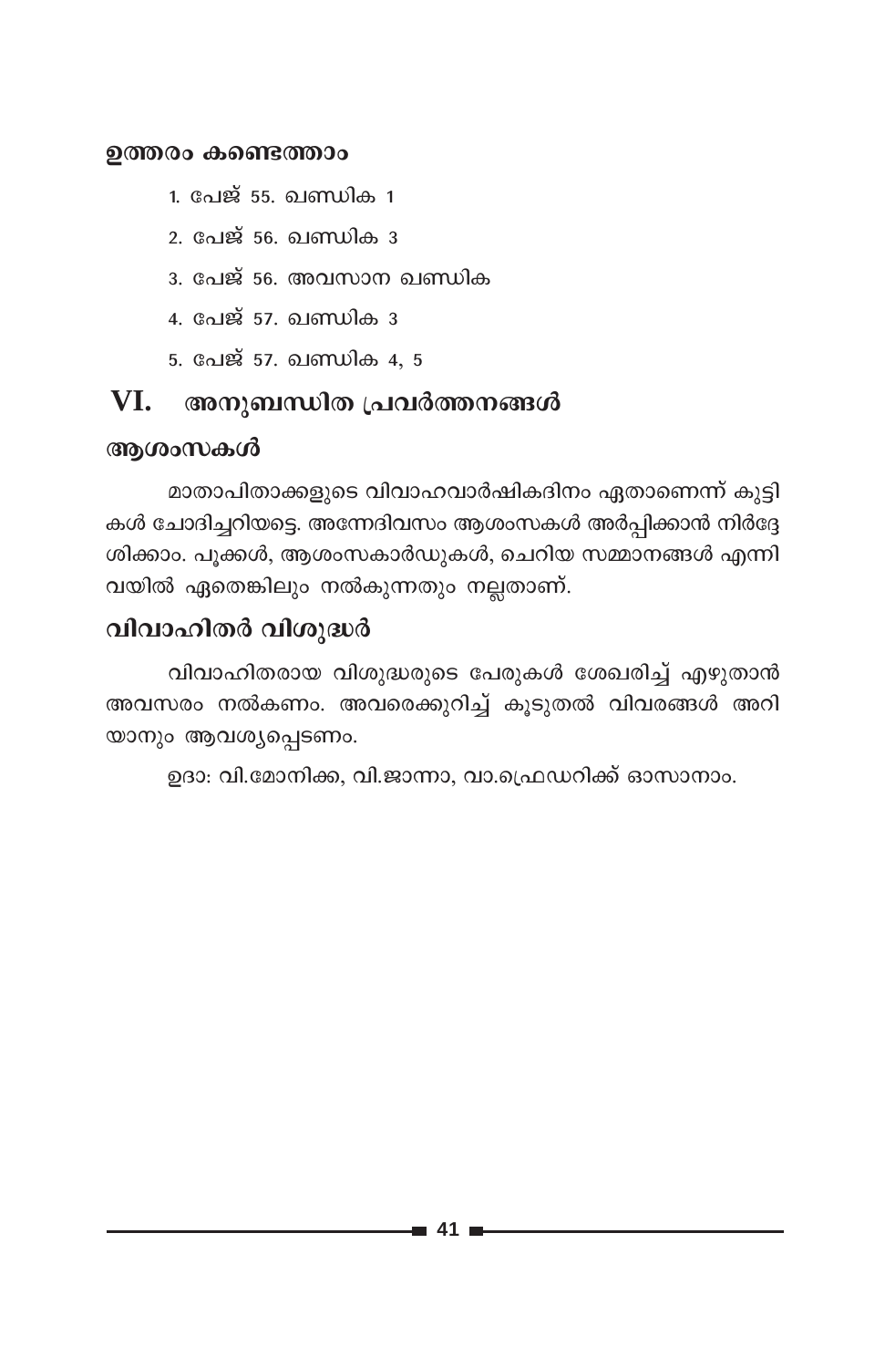### ഉത്തരം കണ്ടെത്താം

1. പേജ് 55. ഖണ്ഡിക 1
2. പേജ് 56. ഖണ്ഡിക 3
3. പേജ് 56. അവസാന ഖണ്ഡിക
4. പേജ് 57. ഖണ്ഡിക 3
5. പേജ് 57. ഖണ്ഡിക 4, 5

## VI. അനുബന്ധിത പ്രവർത്തനങ്ങൾ

### ആശംസകൾ

മാതാപിതാക്കളുടെ വിവാഹവാർഷികദിനം ഏതാണെന്ന് കുട്ടികൾ ചോദിച്ചറിയട്ടെ. അന്നേദിവസം ആശംസകൾ അർപ്പിക്കാൻ നിർദ്ദേശിക്കാം. പൂക്കൾ, ആശംസകാർഡുകൾ, ചെറിയ സമ്മാനങ്ങൾ എന്നിവയിൽ ഏതെങ്കിലും നൽകുന്നതും നല്ലതാണ്.

### വിവാഹിതർ വിശുദ്ധർ

വിവാഹിതരായ വിശുദ്ധരുടെ പേരുകൾ ശേഖരിച്ച് എഴുതാൻ അവസരം നൽകണം. അവരെക്കുറിച്ച് കൂടുതൽ വിവരങ്ങൾ അറിയാനും ആവശ്യപ്പെടണം.

ഉദാ: വി.മോനിക്ക, വി.ജാന്നാ, വാ.ഫ്രെഡറിക്ക് ഓസാനാം.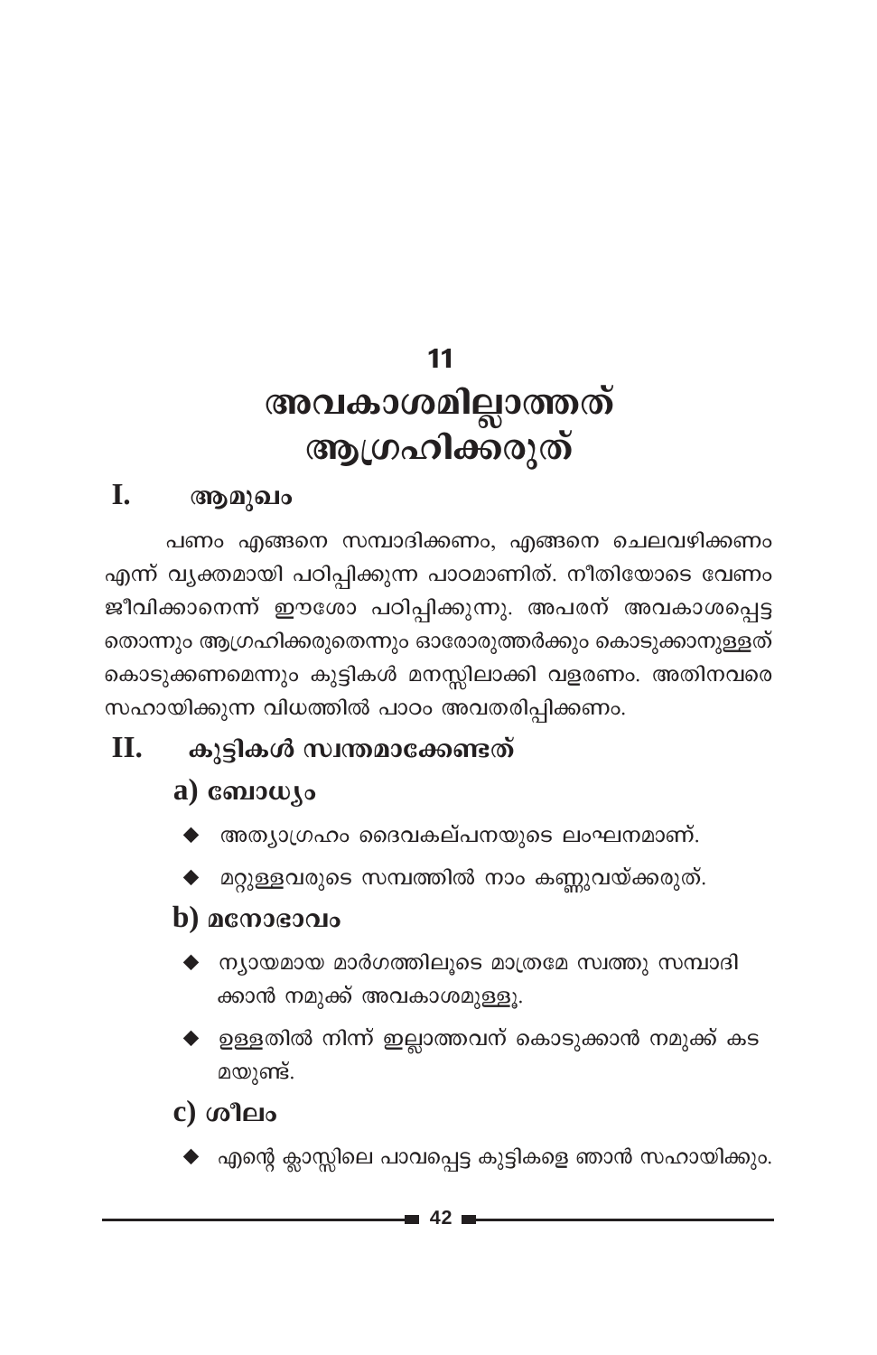# 11

# അവകാശമില്ലാത്തത് ആഗ്രഹിക്കരുത്

## I. ആമുഖം

പണം എങ്ങനെ സമ്പാദിക്കണം, എങ്ങനെ ചെലവഴിക്കണം എന്ന് വ്യക്തമായി പഠിപ്പിക്കുന്ന പാഠമാണിത്. നീതിയോടെ വേണം ജീവിക്കാനെന്ന് ഈശോ പഠിപ്പിക്കുന്നു. അപരന് അവകാശപ്പെട്ട തൊന്നും ആഗ്രഹിക്കരുതെന്നും ഓരോരുത്തർക്കും കൊടുക്കാനുള്ളത് കൊടുക്കണമെന്നും കുട്ടികൾ മനസ്സിലാക്കി വളരണം. അതിനവരെ സഹായിക്കുന്ന വിധത്തിൽ പാഠം അവതരിപ്പിക്കണം.

## II. കുട്ടികൾ സ്വന്തമാക്കേണ്ടത്

### a) ബോധ്യം

- അത്യാഗ്രഹം ദൈവകല്പനയുടെ ലംഘനമാണ്.
- മറ്റുള്ളവരുടെ സമ്പത്തിൽ നാം കണ്ണുവയ്ക്കരുത്.

### b) മനോഭാവം

- ന്യായമായ മാർഗത്തിലൂടെ മാത്രമേ സ്വത്തു സമ്പാദിക്കാൻ നമുക്ക് അവകാശമുള്ളൂ.
- ഉള്ളതിൽ നിന്ന് ഇല്ലാത്തവന് കൊടുക്കാൻ നമുക്ക് കടമയുണ്ട്.

### c) ശീലം

- എന്റെ ക്ലാസ്സിലെ പാവപ്പെട്ട കുട്ടികളെ ഞാൻ സഹായിക്കും.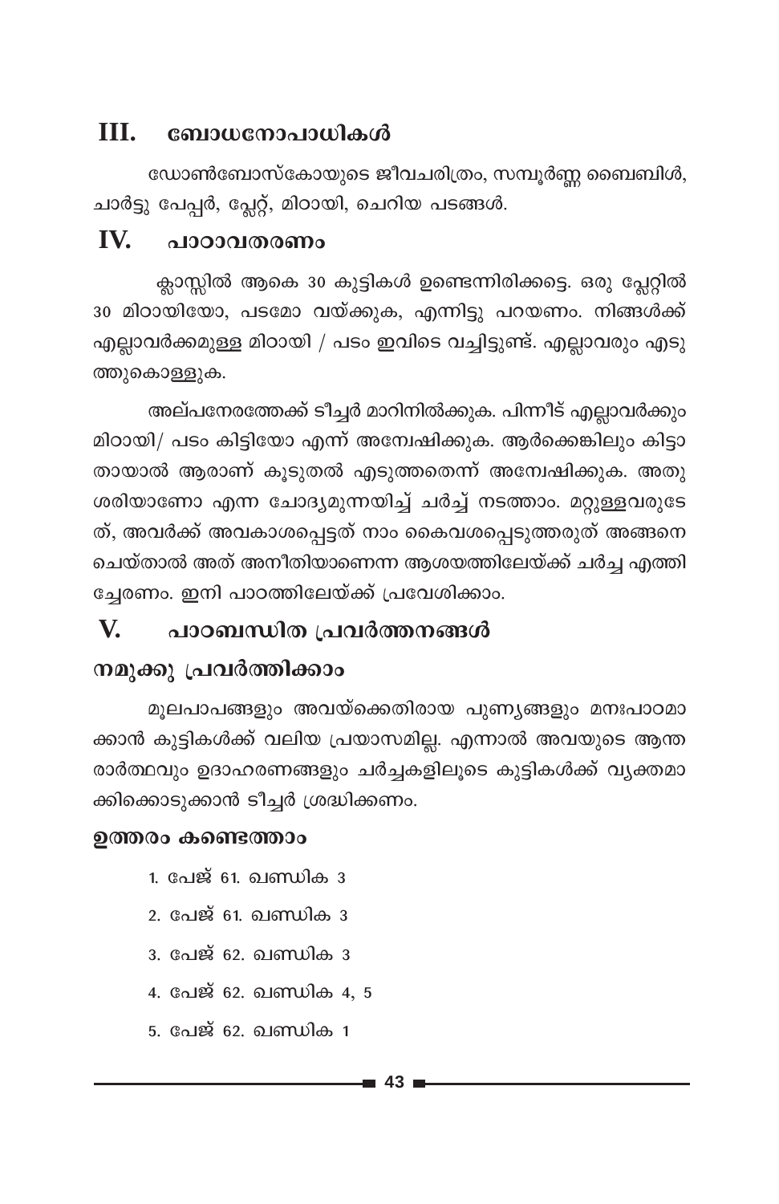## III. ബോധനോപാധികൾ

ഡോൺബോസ്കോയുടെ ജീവചരിത്രം, സമ്പൂർണ്ണ ബൈബിൾ, ചാർട്ടു പേപ്പർ, പ്ലേറ്റ്, മിഠായി, ചെറിയ പടങ്ങൾ.

## IV. പാഠാവതരണം

ക്ലാസ്സിൽ ആകെ 30 കുട്ടികൾ ഉണ്ടെന്നിരിക്കട്ടെ. ഒരു പ്ലേറ്റിൽ 30 മിഠായിയോ, പടമോ വയ്ക്കുക, എന്നിട്ടു പറയണം. നിങ്ങൾക്ക് എല്ലാവർക്കമുള്ള മിഠായി / പടം ഇവിടെ വച്ചിട്ടുണ്ട്. എല്ലാവരും എടുത്തുകൊള്ളുക.

അല്പനേരത്തേക്ക് ടീച്ചർ മാറിനിൽക്കുക. പിന്നീട് എല്ലാവർക്കും മിഠായി/ പടം കിട്ടിയോ എന്ന് അന്വേഷിക്കുക. ആർക്കെങ്കിലും കിട്ടാതായാൽ ആരാണ് കൂടുതൽ എടുത്തതെന്ന് അന്വേഷിക്കുക. അതു ശരിയാണോ എന്ന ചോദ്യമുന്നയിച്ച് ചർച്ച് നടത്താം. മറ്റുള്ളവരുടേത്, അവർക്ക് അവകാശപ്പെട്ടത് നാം കൈവശപ്പെടുത്തരുത് അങ്ങനെ ചെയ്താൽ അത് അനീതിയാണെന്ന ആശയത്തിലേയ്ക്ക് ചർച്ച എത്തിച്ചേരണം. ഇനി പാഠത്തിലേയ്ക്ക് പ്രവേശിക്കാം.

## V. പാഠബന്ധിത പ്രവർത്തനങ്ങൾ

### നമുക്കു പ്രവർത്തിക്കാം

മൂലപാപങ്ങളും അവയ്ക്കെതിരായ പുണ്യങ്ങളും മനഃപാഠമാക്കാൻ കുട്ടികൾക്ക് വലിയ പ്രയാസമില്ല. എന്നാൽ അവയുടെ ആന്തരാർത്ഥവും ഉദാഹരണങ്ങളും ചർച്ചകളിലൂടെ കുട്ടികൾക്ക് വ്യക്തമാക്കിക്കൊടുക്കാൻ ടീച്ചർ ശ്രദ്ധിക്കണം.

### ഉത്തരം കണ്ടെത്താം

1. പേജ് 61. ഖണ്ഡിക 3
2. പേജ് 61. ഖണ്ഡിക 3
3. പേജ് 62. ഖണ്ഡിക 3
4. പേജ് 62. ഖണ്ഡിക 4, 5
5. പേജ് 62. ഖണ്ഡിക 1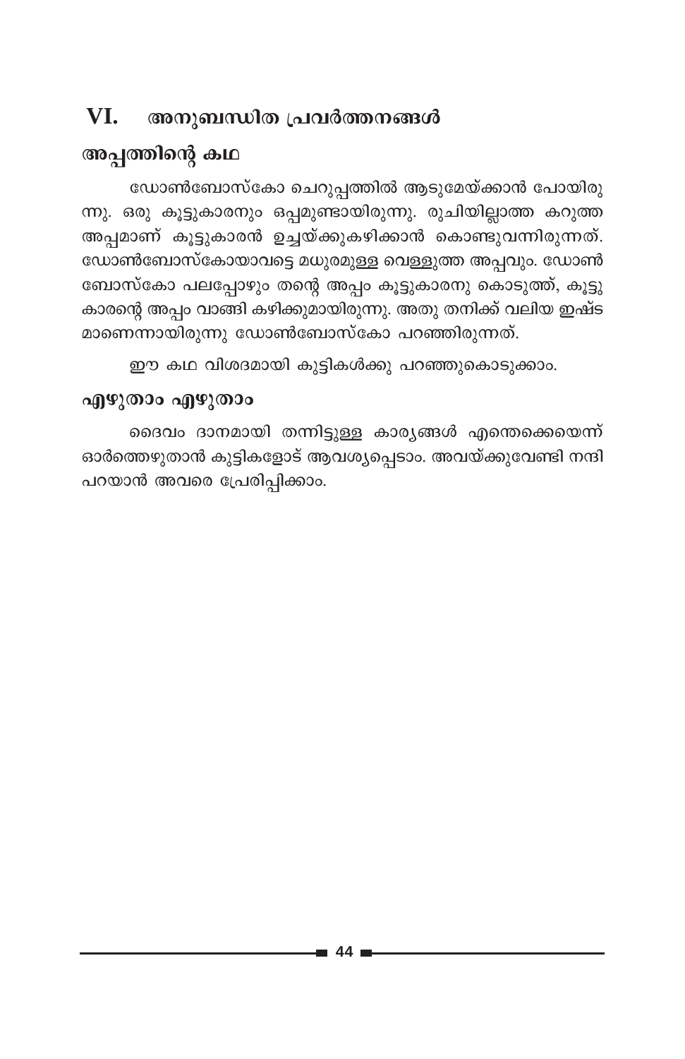## VI. അനുബന്ധിത പ്രവർത്തനങ്ങൾ

### അപ്പത്തിന്റെ കഥ

ഡോൺബോസ്കോ ചെറുപ്പത്തിൽ ആടുമേയ്ക്കാൻ പോയിരുന്നു. ഒരു കൂട്ടുകാരനും ഒപ്പമുണ്ടായിരുന്നു. രുചിയില്ലാത്ത കറുത്ത അപ്പമാണ് കൂട്ടുകാരൻ ഉച്ചയ്ക്കുകഴിക്കാൻ കൊണ്ടുവന്നിരുന്നത്. ഡോൺബോസ്കോയാവട്ടെ മധുരമുള്ള വെള്ളുത്ത അപ്പവും. ഡോൺബോസ്കോ പലപ്പോഴും തന്റെ അപ്പം കൂട്ടുകാരനു കൊടുത്ത്, കൂട്ടുകാരന്റെ അപ്പം വാങ്ങി കഴിക്കുമായിരുന്നു. അതു തനിക്ക് വലിയ ഇഷ്ടമാണെന്നായിരുന്നു ഡോൺബോസ്കോ പറഞ്ഞിരുന്നത്.

ഈ കഥ വിശദമായി കുട്ടികൾക്കു പറഞ്ഞുകൊടുക്കാം.

### എഴുതാം എഴുതാം

ദൈവം ദാനമായി തന്നിട്ടുള്ള കാര്യങ്ങൾ എന്തെക്കെയെന്ന് ഓർത്തെഴുതാൻ കുട്ടികളോട് ആവശ്യപ്പെടാം. അവയ്ക്കുവേണ്ടി നന്ദി പറയാൻ അവരെ പ്രേരിപ്പിക്കാം.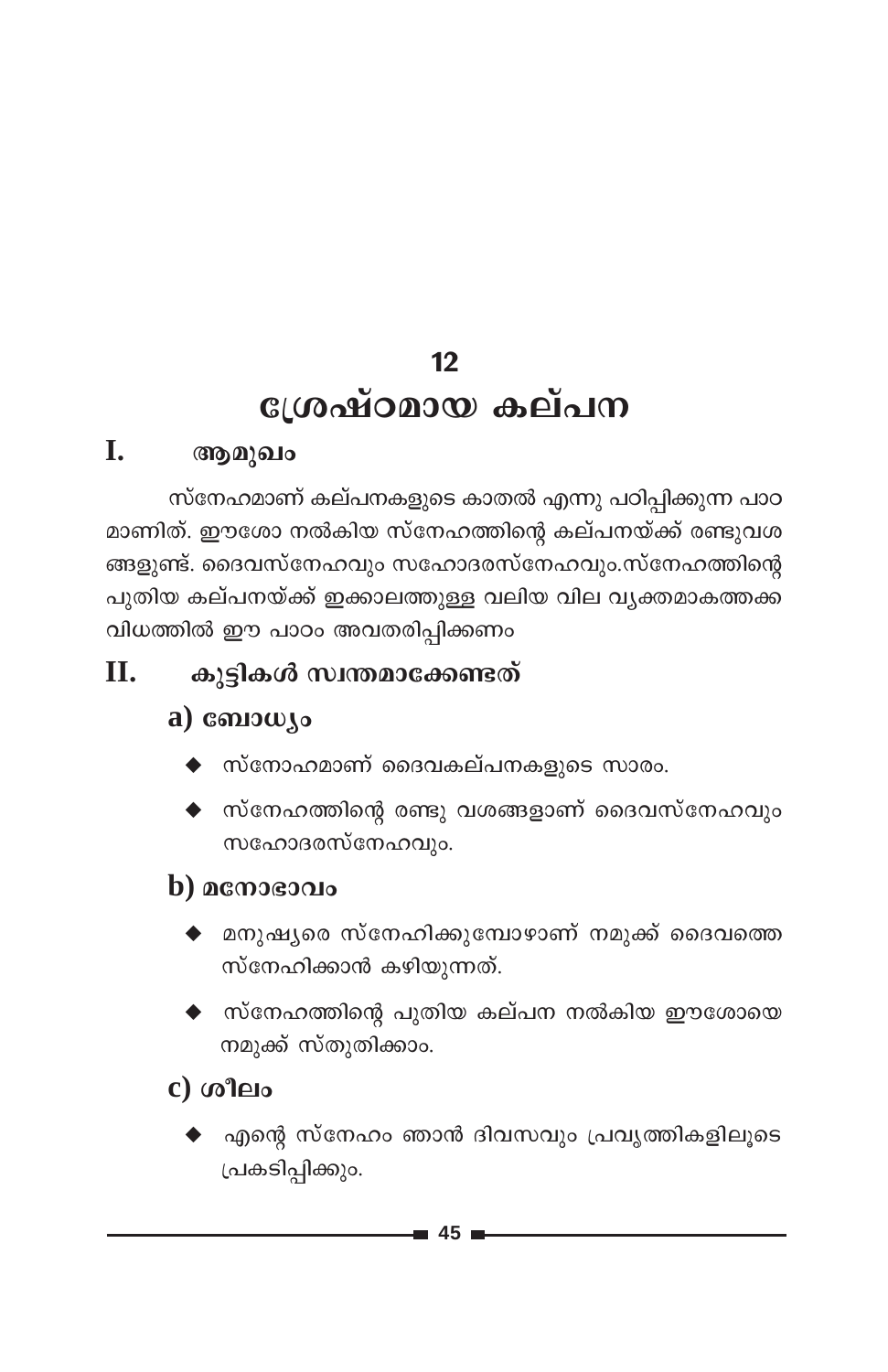# 12

# ശ്രേഷ്ഠമായ കല്പന

## I. ആമുഖം

സ്നേഹമാണ് കല്പനകളുടെ കാതൽ എന്നു പഠിപ്പിക്കുന്ന പാഠമാണിത്. ഈശോ നൽകിയ സ്നേഹത്തിന്റെ കല്പനയ്ക്ക് രണ്ടുവശങ്ങളുണ്ട്. ദൈവസ്നേഹവും സഹോദരസ്നേഹവും.സ്നേഹത്തിന്റെ പുതിയ കല്പനയ്ക്ക് ഇക്കാലത്തുള്ള വലിയ വില വ്യക്തമാകത്തക്ക വിധത്തിൽ ഈ പാഠം അവതരിപ്പിക്കണം

## II. കുട്ടികൾ സ്വന്തമാക്കേണ്ടത്

### a) ബോധ്യം

- സ്നോഹമാണ് ദൈവകല്പനകളുടെ സാരം.
- സ്നേഹത്തിന്റെ രണ്ടു വശങ്ങളാണ് ദൈവസ്നേഹവും സഹോദരസ്നേഹവും.

### b) മനോഭാവം

- മനുഷ്യരെ സ്നേഹിക്കുമ്പോഴാണ് നമുക്ക് ദൈവത്തെ സ്നേഹിക്കാൻ കഴിയുന്നത്.
- സ്നേഹത്തിന്റെ പുതിയ കല്പന നൽകിയ ഈശോയെ നമുക്ക് സ്തുതിക്കാം.

### c) ശീലം

- എന്റെ സ്നേഹം ഞാൻ ദിവസവും പ്രവൃത്തികളിലൂടെ പ്രകടിപ്പിക്കും.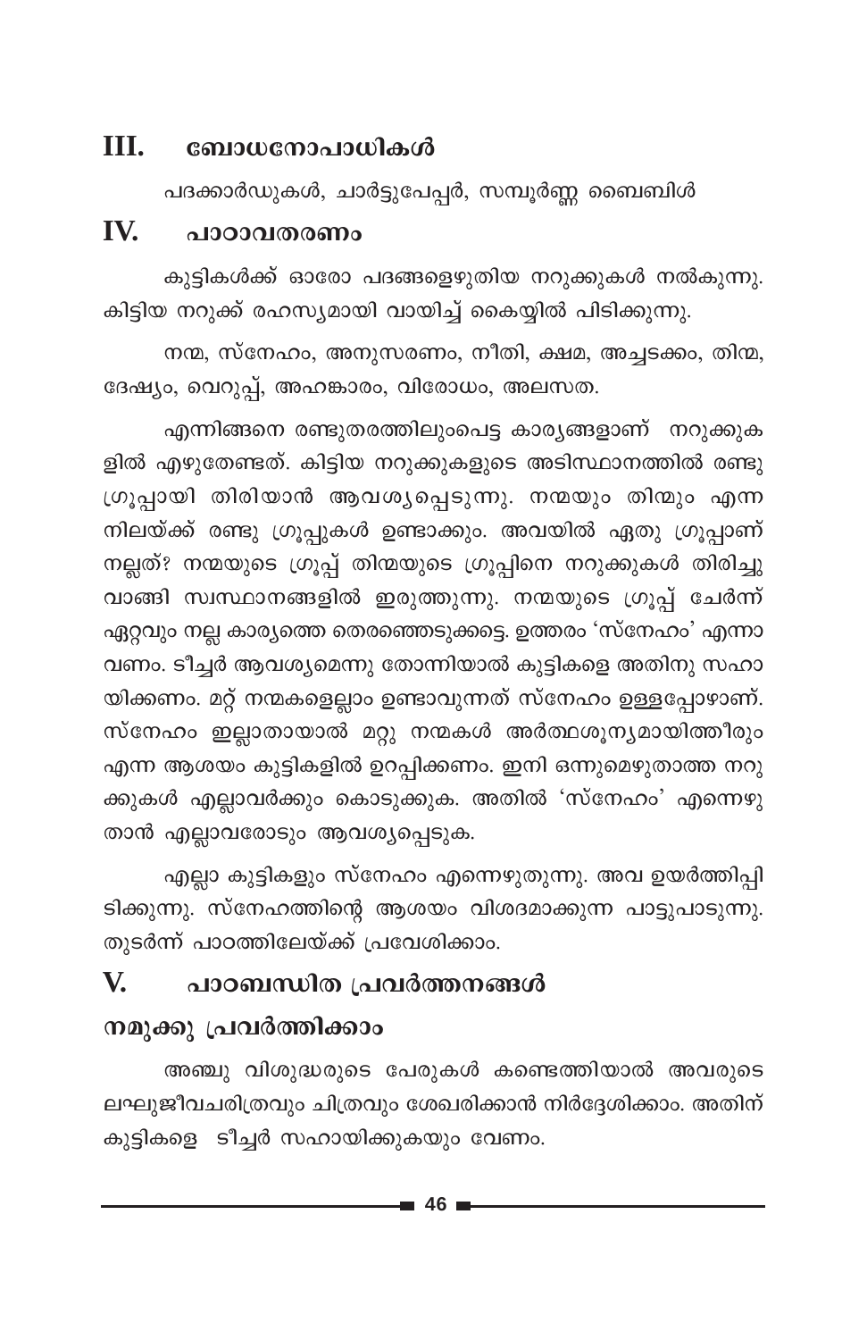## III. ബോധനോപാധികൾ

പദക്കാർഡുകൾ, ചാർട്ടുപേപ്പർ, സമ്പൂർണ്ണ ബൈബിൾ

## IV. പാഠാവതരണം

കുട്ടികൾക്ക് ഓരോ പദങ്ങളെഴുതിയ നറുക്കുകൾ നൽകുന്നു. കിട്ടിയ നറുക്ക് രഹസ്യമായി വായിച്ച് കൈയ്യിൽ പിടിക്കുന്നു.

നന്മ, സ്നേഹം, അനുസരണം, നീതി, ക്ഷമ, അച്ചടക്കം, തിന്മ, ദേഷ്യം, വെറുപ്പ്, അഹങ്കാരം, വിരോധം, അലസത.

എന്നിങ്ങനെ രണ്ടുതരത്തിലുംപെട്ട കാര്യങ്ങളാണ് നറുക്കുകളിൽ എഴുതേണ്ടത്. കിട്ടിയ നറുക്കുകളുടെ അടിസ്ഥാനത്തിൽ രണ്ടു ഗ്രൂപ്പായി തിരിയാൻ ആവശ്യപ്പെടുന്നു. നന്മയും തിന്മും എന്ന നിലയ്ക്ക് രണ്ടു ഗ്രൂപ്പുകൾ ഉണ്ടാക്കും. അവയിൽ ഏതു ഗ്രൂപ്പാണ് നല്ലത്? നന്മയുടെ ഗ്രൂപ്പ് തിന്മയുടെ ഗ്രൂപ്പിനെ നറുക്കുകൾ തിരിച്ചു വാങ്ങി സ്വസ്ഥാനങ്ങളിൽ ഇരുത്തുന്നു. നന്മയുടെ ഗ്രൂപ്പ് ചേർന്ന് ഏറ്റവും നല്ല കാര്യത്തെ തെരഞ്ഞെടുക്കട്ടെ. ഉത്തരം 'സ്നേഹം' എന്നാവണം. ടീച്ചർ ആവശ്യമെന്നു തോന്നിയാൽ കുട്ടികളെ അതിനു സഹായിക്കണം. മറ്റ് നന്മകളെല്ലാം ഉണ്ടാവുന്നത് സ്നേഹം ഉള്ളപ്പോഴാണ്. സ്നേഹം ഇല്ലാതായാൽ മറ്റു നന്മകൾ അർത്ഥശൂന്യമായിത്തീരും എന്ന ആശയം കുട്ടികളിൽ ഉറപ്പിക്കണം. ഇനി ഒന്നുമെഴുതാത്ത നറുക്കുകൾ എല്ലാവർക്കും കൊടുക്കുക. അതിൽ 'സ്നേഹം' എന്നെഴുതാൻ എല്ലാവരോടും ആവശ്യപ്പെടുക.

എല്ലാ കുട്ടികളും സ്നേഹം എന്നെഴുതുന്നു. അവ ഉയർത്തിപ്പിടിക്കുന്നു. സ്നേഹത്തിന്റെ ആശയം വിശദമാക്കുന്ന പാട്ടുപാടുന്നു. തുടർന്ന് പാഠത്തിലേയ്ക്ക് പ്രവേശിക്കാം.

## V. പാഠബന്ധിത പ്രവർത്തനങ്ങൾ

### നമുക്കു പ്രവർത്തിക്കാം

അഞ്ചു വിശുദ്ധരുടെ പേരുകൾ കണ്ടെത്തിയാൽ അവരുടെ ലഘുജീവചരിത്രവും ചിത്രവും ശേഖരിക്കാൻ നിർദ്ദേശിക്കാം. അതിന് കുട്ടികളെ ടീച്ചർ സഹായിക്കുകയും വേണം.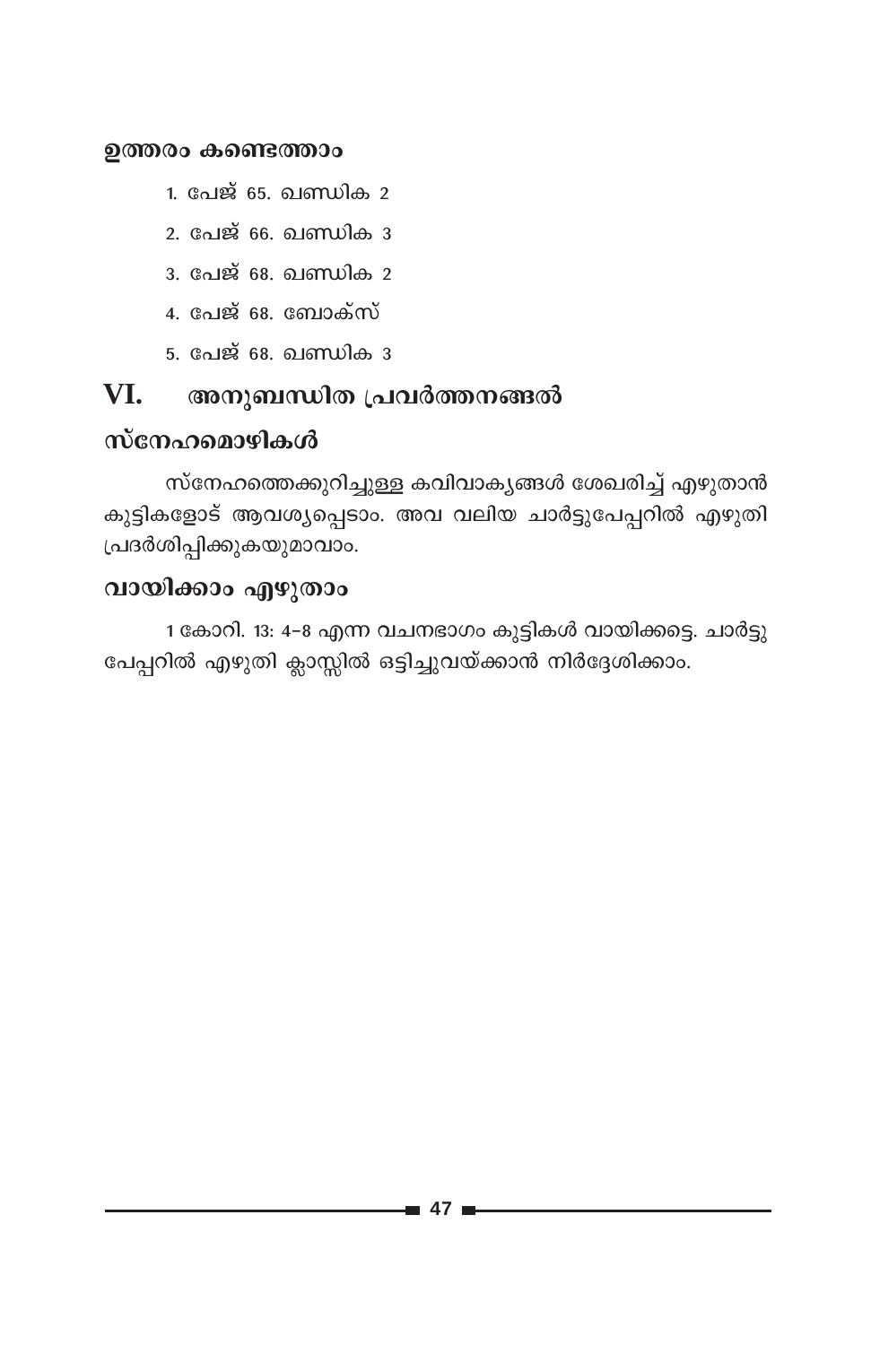### ഉത്തരം കണ്ടെത്താം

1. പേജ് 65. ഖണ്ഡിക 2
2. പേജ് 66. ഖണ്ഡിക 3
3. പേജ് 68. ഖണ്ഡിക 2
4. പേജ് 68. ബോക്സ്
5. പേജ് 68. ഖണ്ഡിക 3

## VI. അനുബന്ധിത പ്രവർത്തനങ്ങൾ

### സ്നേഹമൊഴികൾ

സ്നേഹത്തെക്കുറിച്ചുള്ള കവിവാക്യങ്ങൾ ശേഖരിച്ച് എഴുതാൻ കുട്ടികളോട് ആവശ്യപ്പെടാം. അവ വലിയ ചാർട്ടുപേപ്പറിൽ എഴുതി പ്രദർശിപ്പിക്കുകയുമാവാം.

### വായിക്കാം എഴുതാം

1 കോറി. 13: 4–8 എന്ന വചനഭാഗം കുട്ടികൾ വായിക്കട്ടെ. ചാർട്ടു പേപ്പറിൽ എഴുതി ക്ലാസ്സിൽ ഒട്ടിച്ചുവയ്ക്കാൻ നിർദ്ദേശിക്കാം.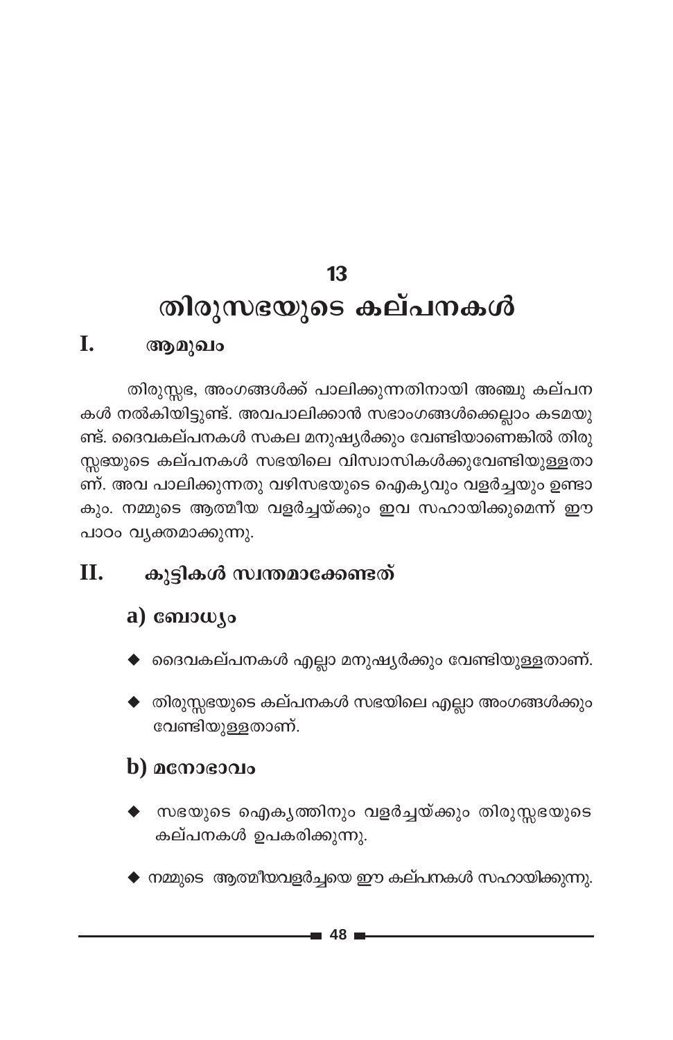# 13

# തിരുസഭയുടെ കല്പനകൾ

## I. ആമുഖം

തിരുസ്സഭ, അംഗങ്ങൾക്ക് പാലിക്കുന്നതിനായി അഞ്ചു കല്പനകൾ നൽകിയിട്ടുണ്ട്. അവപാലിക്കാൻ സഭാംഗങ്ങൾക്കെല്ലാം കടമയുണ്ട്. ദൈവകല്പനകൾ സകല മനുഷ്യർക്കും വേണ്ടിയാണെങ്കിൽ തിരുസ്സഭയുടെ കല്പനകൾ സഭയിലെ വിസ്വാസികൾക്കുവേണ്ടിയുള്ളതാണ്. അവ പാലിക്കുന്നതു വഴിസഭയുടെ ഐക്യവും വളർച്ചയും ഉണ്ടാകും. നമ്മുടെ ആത്മീയ വളർച്ചയ്ക്കും ഇവ സഹായിക്കുമെന്ന് ഈ പാഠം വ്യക്തമാക്കുന്നു.

## II. കുട്ടികൾ സ്വന്തമാക്കേണ്ടത്

### a) ബോധ്യം

- ദൈവകല്പനകൾ എല്ലാ മനുഷ്യർക്കും വേണ്ടിയുള്ളതാണ്.
- തിരുസ്സഭയുടെ കല്പനകൾ സഭയിലെ എല്ലാ അംഗങ്ങൾക്കും വേണ്ടിയുള്ളതാണ്.

### b) മനോഭാവം

- സഭയുടെ ഐക്യത്തിനും വളർച്ചയ്ക്കും തിരുസ്സഭയുടെ കല്പനകൾ ഉപകരിക്കുന്നു.
- നമ്മുടെ ആത്മീയവളർച്ചയെ ഈ കല്പനകൾ സഹായിക്കുന്നു.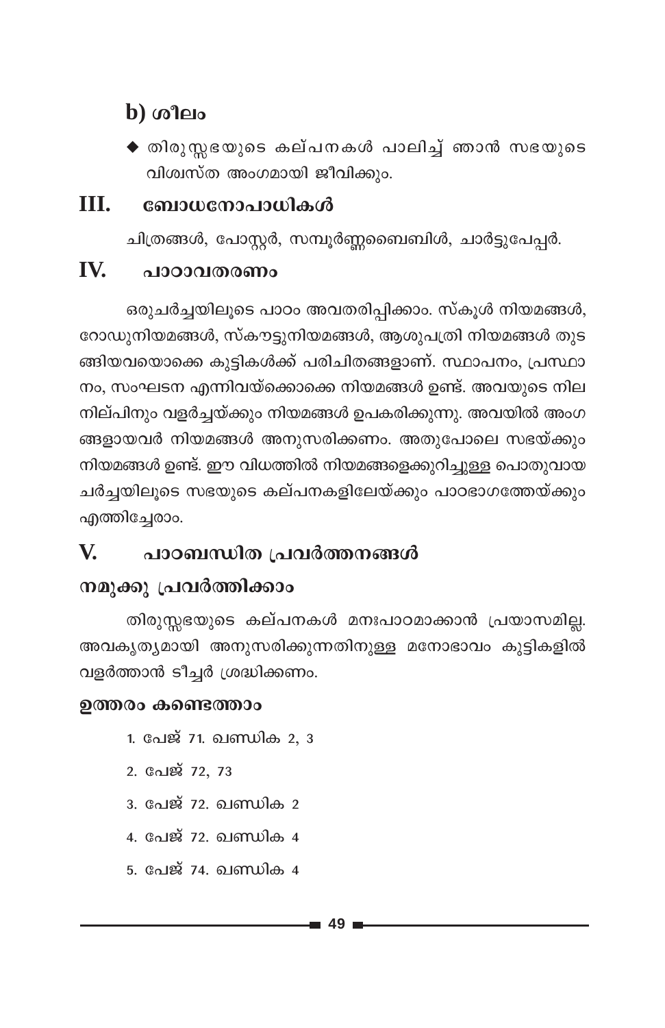## b) ശീലം

- ◆ തിരുസ്സഭയുടെ കല്പനകൾ പാലിച്ച് ഞാൻ സഭയുടെ വിശ്വസ്ത അംഗമായി ജീവിക്കും.

## III. ബോധനോപാധികൾ

ചിത്രങ്ങൾ, പോസ്റ്റർ, സമ്പൂർണ്ണബൈബിൾ, ചാർട്ടുപേപ്പർ.

## IV. പാഠാവതരണം

ഒരുചർച്ചയിലൂടെ പാഠം അവതരിപ്പിക്കാം. സ്കൂൾ നിയമങ്ങൾ, റോഡുനിയമങ്ങൾ, സ്കൗട്ടുനിയമങ്ങൾ, ആശുപത്രി നിയമങ്ങൾ തുടങ്ങിയവയൊക്കെ കുട്ടികൾക്ക് പരിചിതങ്ങളാണ്. സ്ഥാപനം, പ്രസ്ഥാനം, സംഘടന എന്നിവയ്ക്കൊക്കെ നിയമങ്ങൾ ഉണ്ട്. അവയുടെ നിലനില്പിനും വളർച്ചയ്ക്കും നിയമങ്ങൾ ഉപകരിക്കുന്നു. അവയിൽ അംഗങ്ങളായവർ നിയമങ്ങൾ അനുസരിക്കണം. അതുപോലെ സഭയ്ക്കും നിയമങ്ങൾ ഉണ്ട്. ഈ വിധത്തിൽ നിയമങ്ങളെക്കുറിച്ചുള്ള പൊതുവായ ചർച്ചയിലൂടെ സഭയുടെ കല്പനകളിലേയ്ക്കും പാഠഭാഗത്തേയ്ക്കും എത്തിച്ചേരാം.

## V. പാഠബന്ധിത പ്രവർത്തനങ്ങൾ

### നമുക്കു പ്രവർത്തിക്കാം

തിരുസ്സഭയുടെ കല്പനകൾ മനഃപാഠമാക്കാൻ പ്രയാസമില്ല. അവകൃത്യമായി അനുസരിക്കുന്നതിനുള്ള മനോഭാവം കുട്ടികളിൽ വളർത്താൻ ടീച്ചർ ശ്രദ്ധിക്കണം.

### ഉത്തരം കണ്ടെത്താം

1. പേജ് 71. ഖണ്ഡിക 2, 3
2. പേജ് 72, 73
3. പേജ് 72. ഖണ്ഡിക 2
4. പേജ് 72. ഖണ്ഡിക 4
5. പേജ് 74. ഖണ്ഡിക 4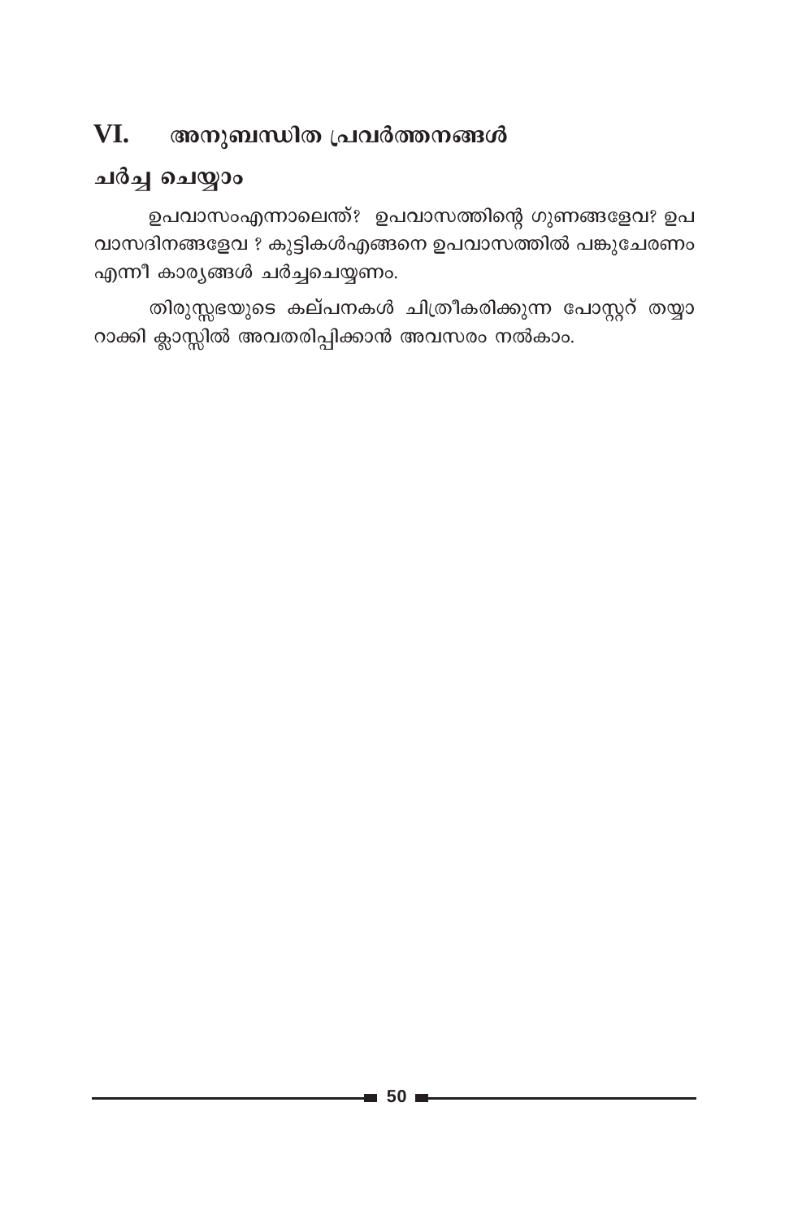## VI. അനുബന്ധിത പ്രവർത്തനങ്ങൾ

### ചർച്ച ചെയ്യാം

ഉപവാസംഎന്നാലെന്ത്? ഉപവാസത്തിന്റെ ഗുണങ്ങളേവ? ഉപവാസദിനങ്ങളേവ ? കുട്ടികൾഎങ്ങനെ ഉപവാസത്തിൽ പങ്കുചേരണം എന്നീ കാര്യങ്ങൾ ചർച്ചചെയ്യണം.

തിരുസ്സഭയുടെ കല്പനകൾ ചിത്രീകരിക്കുന്ന പോസ്റ്റർ തയ്യാറാക്കി ക്ലാസ്സിൽ അവതരിപ്പിക്കാൻ അവസരം നൽകാം.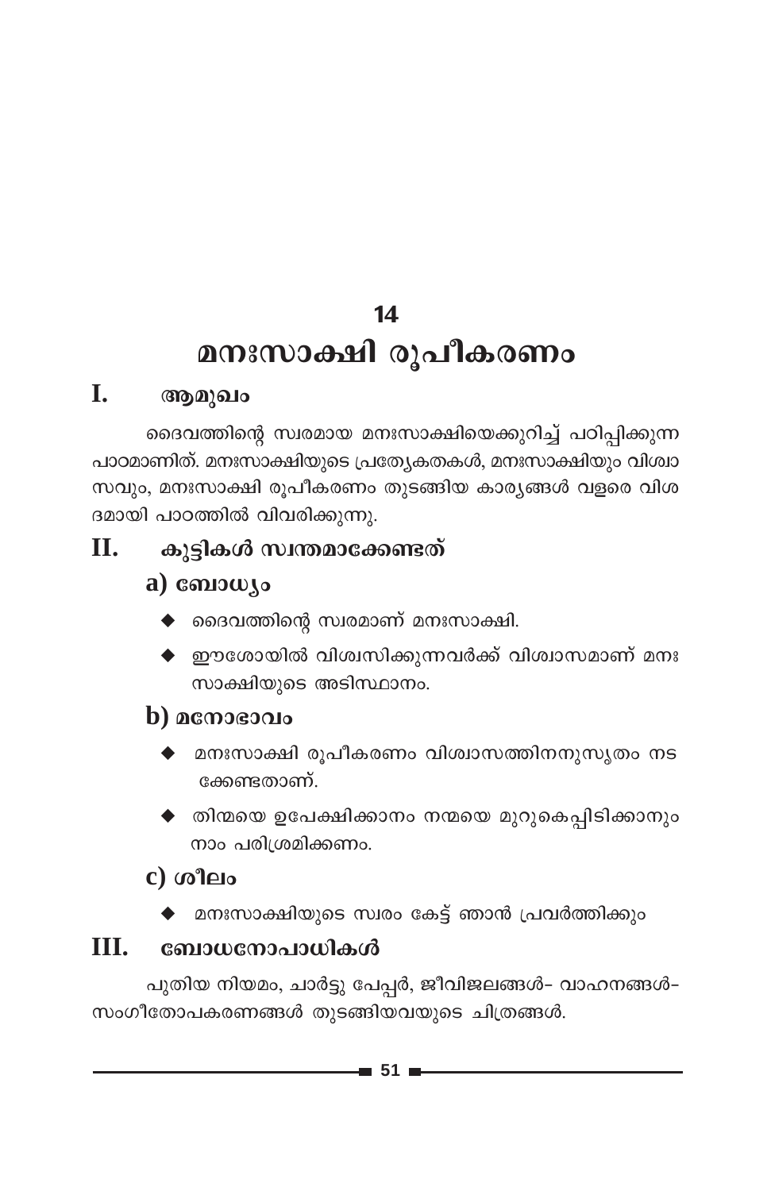# 14

# മനഃസാക്ഷി രൂപീകരണം

## I. ആമുഖം

ദൈവത്തിന്റെ സ്വരമായ മനഃസാക്ഷിയെക്കുറിച്ച് പഠിപ്പിക്കുന്ന പാഠമാണിത്. മനഃസാക്ഷിയുടെ പ്രത്യേകതകൾ, മനഃസാക്ഷിയും വിശ്വാസവും, മനഃസാക്ഷി രൂപീകരണം തുടങ്ങിയ കാര്യങ്ങൾ വളരെ വിശദമായി പാഠത്തിൽ വിവരിക്കുന്നു.

## II. കുട്ടികൾ സ്വന്തമാക്കേണ്ടത്

### a) ബോധ്യം

- ദൈവത്തിന്റെ സ്വരമാണ് മനഃസാക്ഷി.
- ഈശോയിൽ വിശ്വസിക്കുന്നവർക്ക് വിശ്വാസമാണ് മനഃസാക്ഷിയുടെ അടിസ്ഥാനം.

### b) മനോഭാവം

- മനഃസാക്ഷി രൂപീകരണം വിശ്വാസത്തിനനുസൃതം നടക്കേണ്ടതാണ്.
- തിന്മയെ ഉപേക്ഷിക്കാനം നന്മയെ മുറുകെപ്പിടിക്കാനും നാം പരിശ്രമിക്കണം.

### c) ശീലം

- മനഃസാക്ഷിയുടെ സ്വരം കേട്ട് ഞാൻ പ്രവർത്തിക്കും

## III. ബോധനോപാധികൾ

പുതിയ നിയമം, ചാർട്ടു പേപ്പർ, ജീവിജലങ്ങൾ– വാഹനങ്ങൾ– സംഗീതോപകരണങ്ങൾ തുടങ്ങിയവയുടെ ചിത്രങ്ങൾ.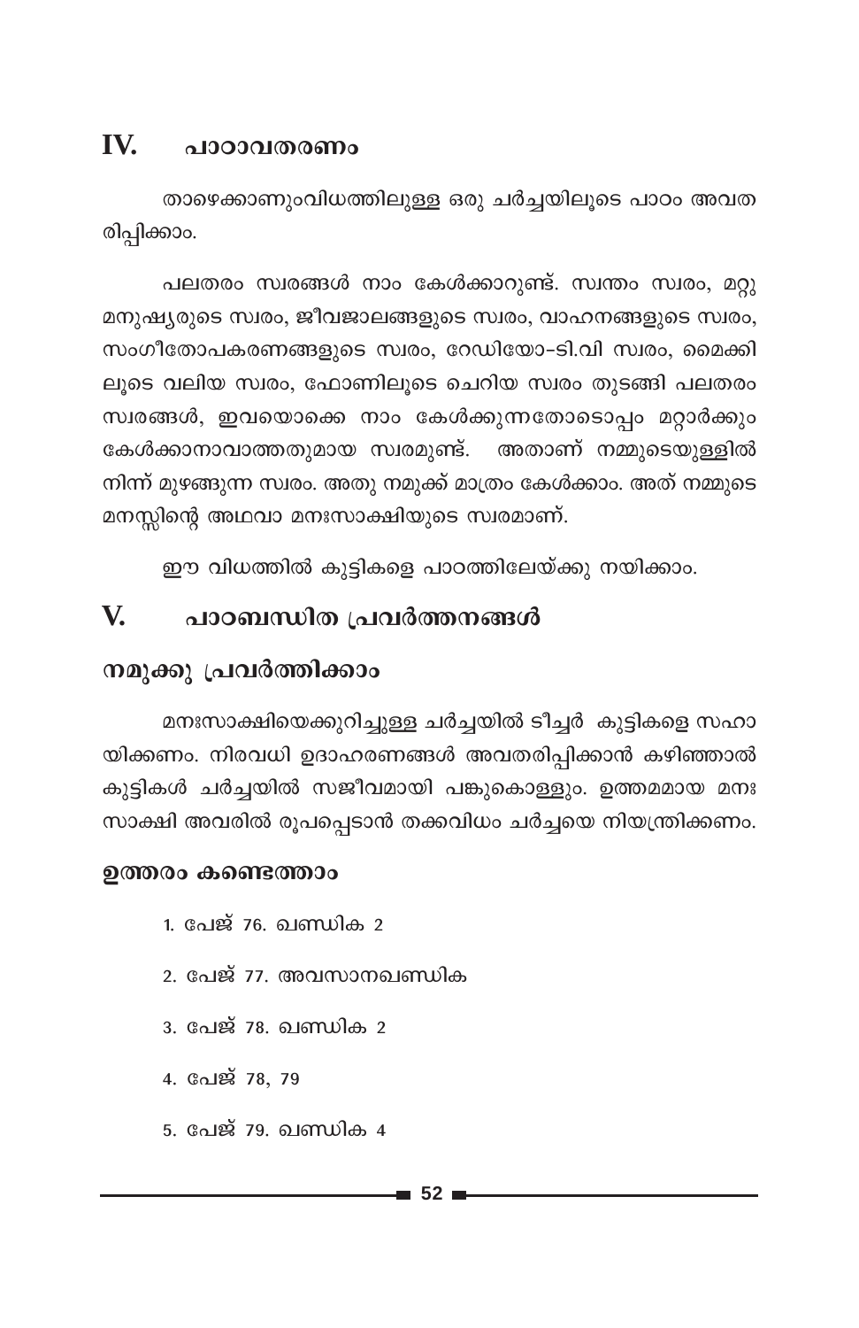## IV. പാഠാവതരണം

താഴെക്കാണുംവിധത്തിലുള്ള ഒരു ചർച്ചയിലൂടെ പാഠം അവതരിപ്പിക്കാം.

പലതരം സ്വരങ്ങൾ നാം കേൾക്കാറുണ്ട്. സ്വന്തം സ്വരം, മറ്റു മനുഷ്യരുടെ സ്വരം, ജീവജാലങ്ങളുടെ സ്വരം, വാഹനങ്ങളുടെ സ്വരം, സംഗീതോപകരണങ്ങളുടെ സ്വരം, റേഡിയോ-ടി.വി സ്വരം, മൈക്കിലൂടെ വലിയ സ്വരം, ഫോണിലൂടെ ചെറിയ സ്വരം തുടങ്ങി പലതരം സ്വരങ്ങൾ, ഇവയൊക്കെ നാം കേൾക്കുന്നതോടൊപ്പം മറ്റാർക്കും കേൾക്കാനാവാത്തതുമായ സ്വരമുണ്ട്. അതാണ് നമ്മുടെയുള്ളിൽ നിന്ന് മുഴങ്ങുന്ന സ്വരം. അതു നമുക്ക് മാത്രം കേൾക്കാം. അത് നമ്മുടെ മനസ്സിന്റെ അഥവാ മനഃസാക്ഷിയുടെ സ്വരമാണ്.

ഈ വിധത്തിൽ കുട്ടികളെ പാഠത്തിലേയ്ക്കു നയിക്കാം.

## V. പാഠബന്ധിത പ്രവർത്തനങ്ങൾ

### നമുക്കു പ്രവർത്തിക്കാം

മനഃസാക്ഷിയെക്കുറിച്ചുള്ള ചർച്ചയിൽ ടീച്ചർ കുട്ടികളെ സഹായിക്കണം. നിരവധി ഉദാഹരണങ്ങൾ അവതരിപ്പിക്കാൻ കഴിഞ്ഞാൽ കുട്ടികൾ ചർച്ചയിൽ സജീവമായി പങ്കുകൊള്ളും. ഉത്തമമായ മനഃസാക്ഷി അവരിൽ രൂപപ്പെടാൻ തക്കവിധം ചർച്ചയെ നിയന്ത്രിക്കണം.

### ഉത്തരം കണ്ടെത്താം

1. പേജ് 76. ഖണ്ഡിക 2
2. പേജ് 77. അവസാനഖണ്ഡിക
3. പേജ് 78. ഖണ്ഡിക 2
4. പേജ് 78, 79
5. പേജ് 79. ഖണ്ഡിക 4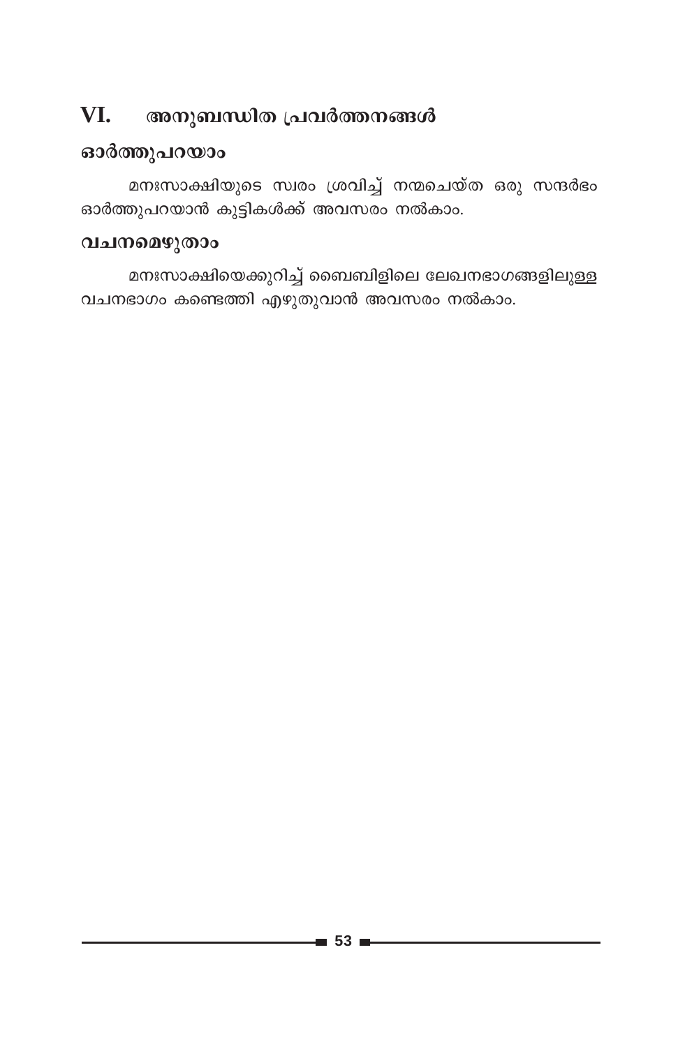## VI. അനുബന്ധിത പ്രവർത്തനങ്ങൾ

### ഓർത്തുപറയാം

മനഃസാക്ഷിയുടെ സ്വരം ശ്രവിച്ച് നന്മചെയ്ത ഒരു സന്ദർഭം ഓർത്തുപറയാൻ കുട്ടികൾക്ക് അവസരം നൽകാം.

### വചനമെഴുതാം

മനഃസാക്ഷിയെക്കുറിച്ച് ബൈബിളിലെ ലേഖനഭാഗങ്ങളിലുള്ള വചനഭാഗം കണ്ടെത്തി എഴുതുവാൻ അവസരം നൽകാം.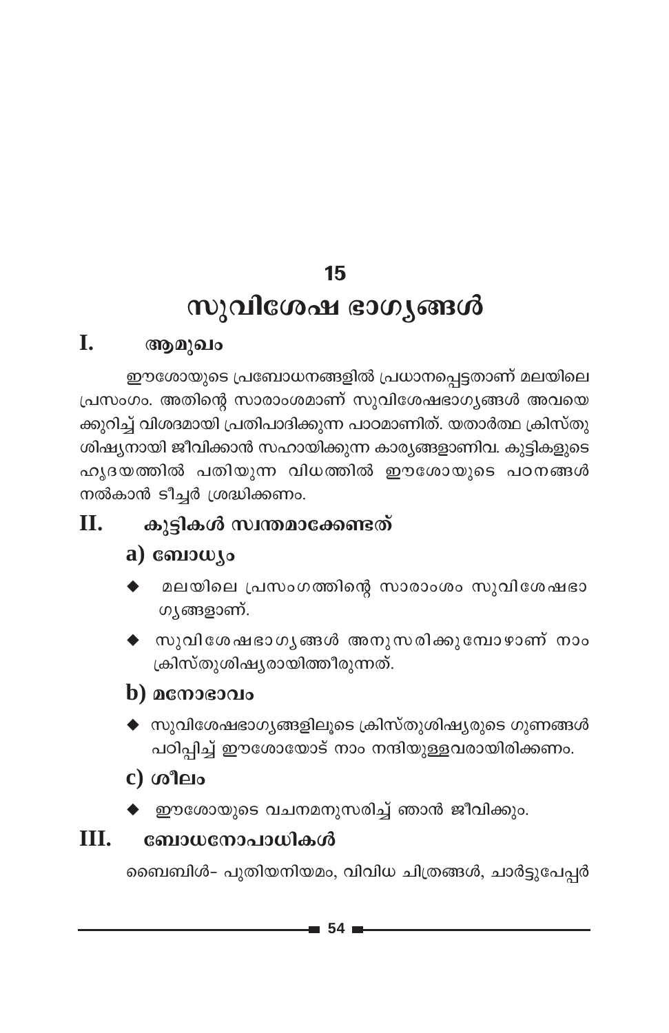# 15

# സുവിശേഷ ഭാഗ്യങ്ങൾ

## I. ആമുഖം

ഈശോയുടെ പ്രബോധനങ്ങളിൽ പ്രധാനപ്പെട്ടതാണ് മലയിലെ പ്രസംഗം. അതിന്റെ സാരാംശമാണ് സുവിശേഷഭാഗ്യങ്ങൾ അവയെക്കുറിച്ച് വിശദമായി പ്രതിപാദിക്കുന്ന പാഠമാണിത്. യതാർത്ഥ ക്രിസ്തുശിഷ്യനായി ജീവിക്കാൻ സഹായിക്കുന്ന കാര്യങ്ങളാണിവ. കുട്ടികളുടെ ഹൃദയത്തിൽ പതിയുന്ന വിധത്തിൽ ഈശോയുടെ പഠനങ്ങൾ നൽകാൻ ടീച്ചർ ശ്രദ്ധിക്കണം.

## II. കുട്ടികൾ സ്വന്തമാക്കേണ്ടത്

### a) ബോധ്യം

- മലയിലെ പ്രസംഗത്തിന്റെ സാരാംശം സുവിശേഷഭാഗ്യങ്ങളാണ്.
- സുവിശേഷഭാഗ്യങ്ങൾ അനുസരിക്കുമ്പോഴാണ് നാം ക്രിസ്തുശിഷ്യരായിത്തീരുന്നത്.

### b) മനോഭാവം

- സുവിശേഷഭാഗ്യങ്ങളിലൂടെ ക്രിസ്തുശിഷ്യരുടെ ഗുണങ്ങൾ പഠിപ്പിച്ച് ഈശോയോട് നാം നന്ദിയുള്ളവരായിരിക്കണം.

### c) ശീലം

- ഈശോയുടെ വചനമനുസരിച്ച് ഞാൻ ജീവിക്കും.

## III. ബോധനോപാധികൾ

ബൈബിൾ- പുതിയനിയമം, വിവിധ ചിത്രങ്ങൾ, ചാർട്ടുപേപ്പർ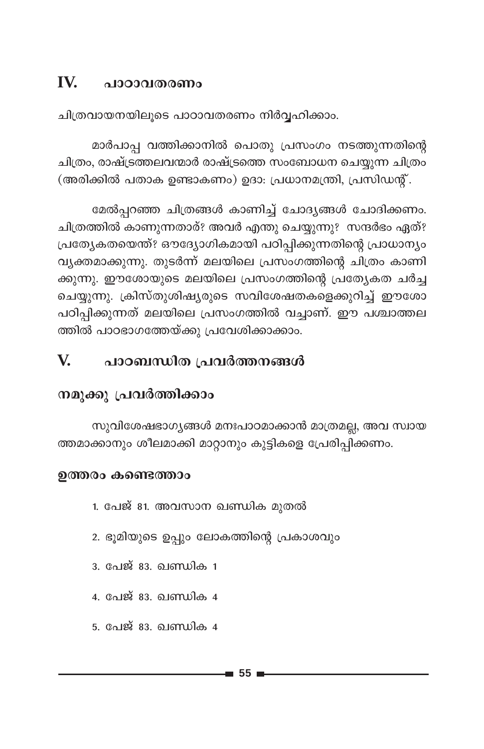## IV. പാഠാവതരണം

ചിത്രവായനയിലൂടെ പാഠാവതരണം നിർവ്വഹിക്കാം.

മാർപാപ്പ വത്തിക്കാനിൽ പൊതു പ്രസംഗം നടത്തുന്നതിന്റെ ചിത്രം, രാഷ്ട്രത്തലവന്മാർ രാഷ്ട്രത്തെ സംബോധന ചെയ്യുന്ന ചിത്രം (അരിക്കിൽ പതാക ഉണ്ടാകണം) ഉദാ: പ്രധാനമന്ത്രി, പ്രസിഡന്റ്.

മേൽപ്പറഞ്ഞ ചിത്രങ്ങൾ കാണിച്ച് ചോദ്യങ്ങൾ ചോദിക്കണം. ചിത്രത്തിൽ കാണുന്നതാര്? അവർ എന്തു ചെയ്യുന്നു? സന്ദർഭം ഏത്? പ്രത്യേകതയെന്ത്? ഔദ്യോഗികമായി പഠിപ്പിക്കുന്നതിന്റെ പ്രാധാന്യം വ്യക്തമാക്കുന്നു. തുടർന്ന് മലയിലെ പ്രസംഗത്തിന്റെ ചിത്രം കാണിക്കുന്നു. ഈശോയുടെ മലയിലെ പ്രസംഗത്തിന്റെ പ്രത്യേകത ചർച്ച ചെയ്യുന്നു. ക്രിസ്തുശിഷ്യരുടെ സവിശേഷതകളെക്കുറിച്ച് ഈശോ പഠിപ്പിക്കുന്നത് മലയിലെ പ്രസംഗത്തിൽ വച്ചാണ്. ഈ പശ്ചാത്തലത്തിൽ പാഠഭാഗത്തേയ്ക്കു പ്രവേശിക്കാക്കാം.

## V. പാഠബന്ധിത പ്രവർത്തനങ്ങൾ

### നമുക്കു പ്രവർത്തിക്കാം

സുവിശേഷഭാഗ്യങ്ങൾ മനഃപാഠമാക്കാൻ മാത്രമല്ല, അവ സ്വായത്തമാക്കാനും ശീലമാക്കി മാറ്റാനും കുട്ടികളെ പ്രേരിപ്പിക്കണം.

### ഉത്തരം കണ്ടെത്താം

1. പേജ് 81. അവസാന ഖണ്ഡിക മുതൽ
2. ഭൂമിയുടെ ഉപ്പും ലോകത്തിന്റെ പ്രകാശവും
3. പേജ് 83. ഖണ്ഡിക 1
4. പേജ് 83. ഖണ്ഡിക 4
5. പേജ് 83. ഖണ്ഡിക 4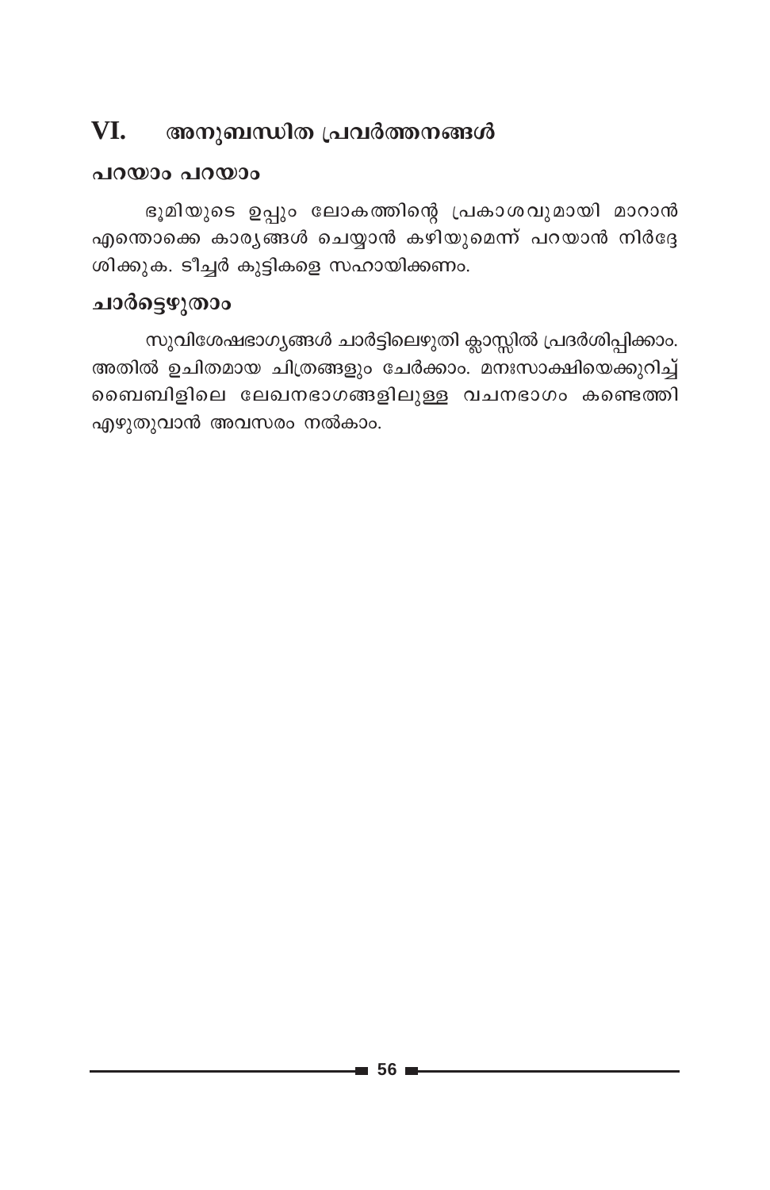## VI. അനുബന്ധിത പ്രവർത്തനങ്ങൾ

### പറയാം പറയാം

ഭൂമിയുടെ ഉപ്പും ലോകത്തിന്റെ പ്രകാശവുമായി മാറാൻ എന്തൊക്കെ കാര്യങ്ങൾ ചെയ്യാൻ കഴിയുമെന്ന് പറയാൻ നിർദ്ദേശിക്കുക. ടീച്ചർ കുട്ടികളെ സഹായിക്കണം.

### ചാർട്ടെഴുതാം

സുവിശേഷഭാഗ്യങ്ങൾ ചാർട്ടിലെഴുതി ക്ലാസ്സിൽ പ്രദർശിപ്പിക്കാം. അതിൽ ഉചിതമായ ചിത്രങ്ങളും ചേർക്കാം. മനഃസാക്ഷിയെക്കുറിച്ച് ബൈബിളിലെ ലേഖനഭാഗങ്ങളിലുള്ള വചനഭാഗം കണ്ടെത്തി എഴുതുവാൻ അവസരം നൽകാം.